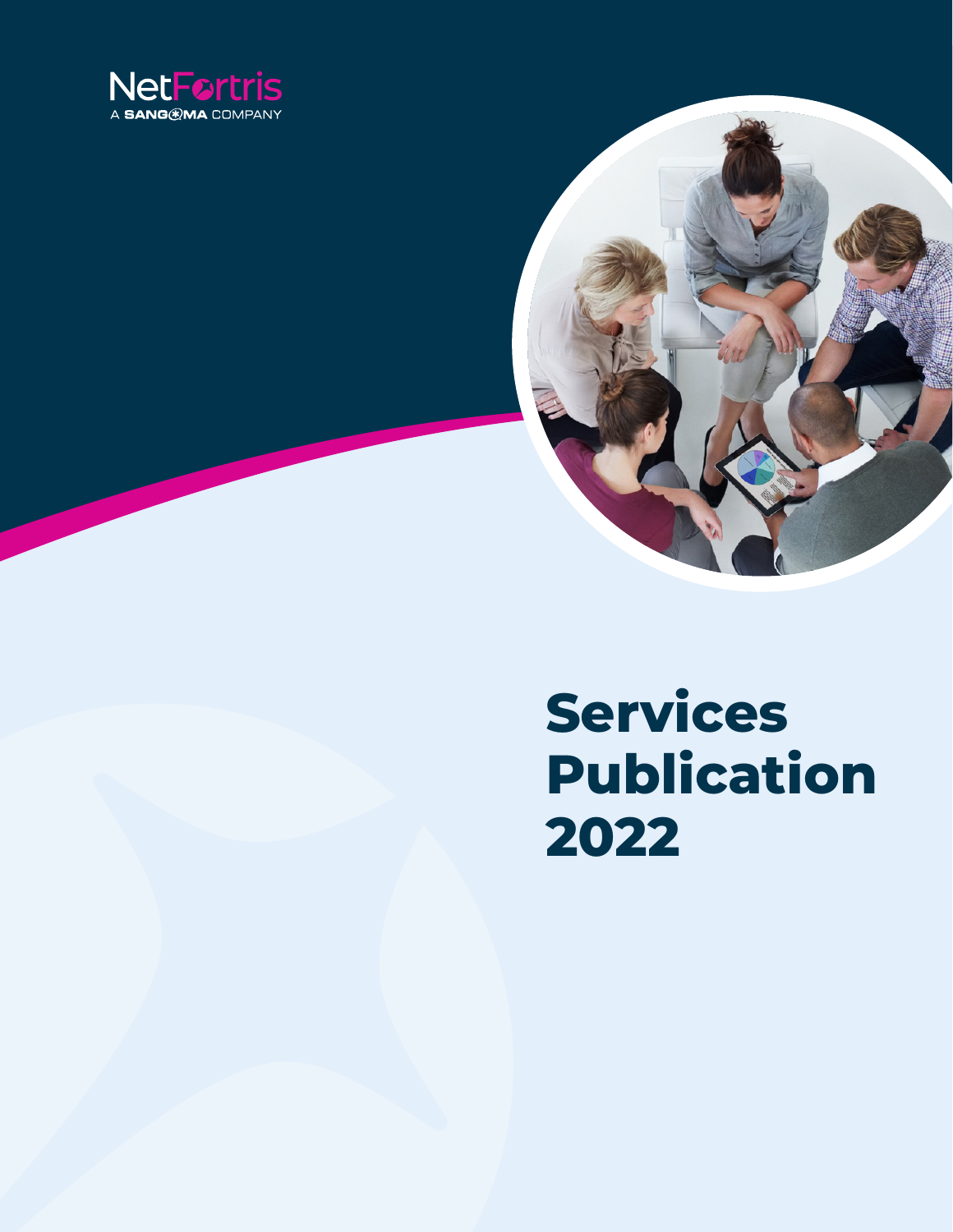NetFortris

A SANGOMA COMPANY

# Services Publication 2022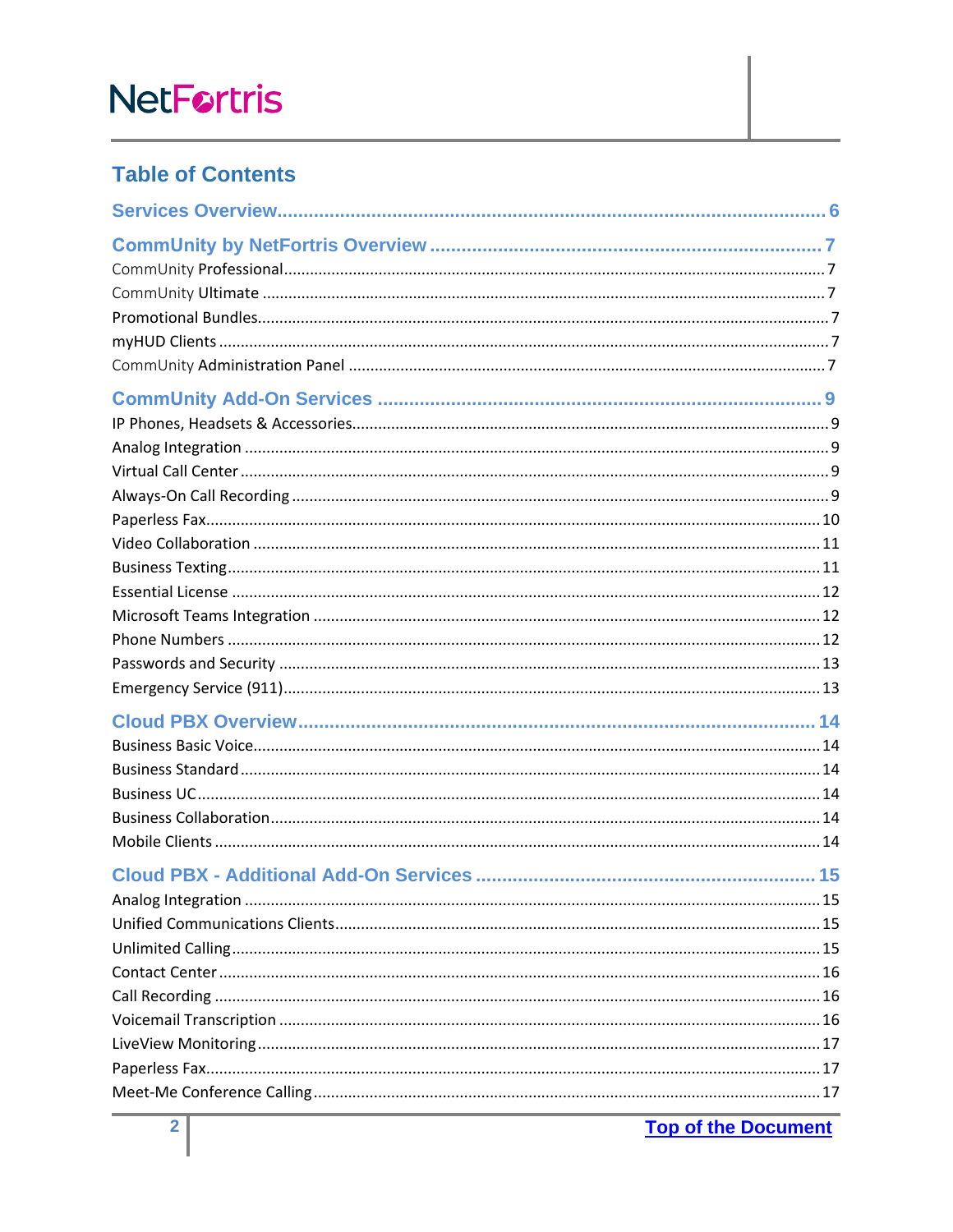## Table of Contents

**Services Overview** ........ 6

**CommUnity by NetFortris Overview** ........ 7

- CommUnity Professional ........ 7
- CommUnity Ultimate ........ 7
- Promotional Bundles ........ 7
- myHUD Clients ........ 7
- CommUnity Administration Panel ........ 7

**CommUnity Add-On Services** ........ 9

- IP Phones, Headsets & Accessories ........ 9
- Analog Integration ........ 9
- Virtual Call Center ........ 9
- Always-On Call Recording ........ 9
- Paperless Fax ........ 10
- Video Collaboration ........ 11
- Business Texting ........ 11
- Essential License ........ 12
- Microsoft Teams Integration ........ 12
- Phone Numbers ........ 12
- Passwords and Security ........ 13
- Emergency Service (911) ........ 13

**Cloud PBX Overview** ........ 14

- Business Basic Voice ........ 14
- Business Standard ........ 14
- Business UC ........ 14
- Business Collaboration ........ 14
- Mobile Clients ........ 14

**Cloud PBX - Additional Add-On Services** ........ 15

- Analog Integration ........ 15
- Unified Communications Clients ........ 15
- Unlimited Calling ........ 15
- Contact Center ........ 16
- Call Recording ........ 16
- Voicemail Transcription ........ 16
- LiveView Monitoring ........ 17
- Paperless Fax ........ 17
- Meet-Me Conference Calling ........ 17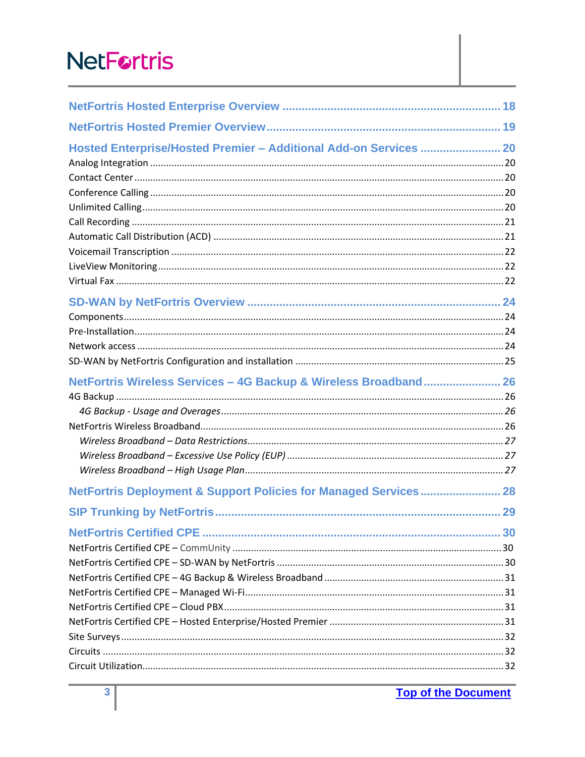NetFortris Hosted Enterprise Overview .................................................................... 18

NetFortris Hosted Premier Overview ........................................................................ 19

Hosted Enterprise/Hosted Premier – Additional Add-on Services ......................... 20

Analog Integration ........................................................................................................ 20
Contact Center .............................................................................................................. 20
Conference Calling ........................................................................................................ 20
Unlimited Calling ........................................................................................................... 20
Call Recording ............................................................................................................... 21
Automatic Call Distribution (ACD) ................................................................................ 21
Voicemail Transcription ................................................................................................ 22
LiveView Monitoring ..................................................................................................... 22
Virtual Fax ..................................................................................................................... 22

SD-WAN by NetFortris Overview .............................................................................. 24

Components .................................................................................................................. 24
Pre-Installation .............................................................................................................. 24
Network access ............................................................................................................. 24
SD-WAN by NetFortris Configuration and installation ................................................ 25

NetFortris Wireless Services – 4G Backup & Wireless Broadband ........................ 26

4G Backup ..................................................................................................................... 26
*4G Backup - Usage and Overages* ............................................................................... 26
NetFortris Wireless Broadband ..................................................................................... 26
*Wireless Broadband – Data Restrictions* ..................................................................... 27
*Wireless Broadband – Excessive Use Policy (EUP)* ...................................................... 27
*Wireless Broadband – High Usage Plan* ...................................................................... 27

NetFortris Deployment & Support Policies for Managed Services ......................... 28

SIP Trunking by NetFortris ........................................................................................ 29

NetFortris Certified CPE ............................................................................................ 30

NetFortris Certified CPE – CommUnity ........................................................................ 30
NetFortris Certified CPE – SD-WAN by NetFortris ........................................................ 30
NetFortris Certified CPE – 4G Backup & Wireless Broadband ..................................... 31
NetFortris Certified CPE – Managed Wi-Fi ................................................................... 31
NetFortris Certified CPE – Cloud PBX ........................................................................... 31
NetFortris Certified CPE – Hosted Enterprise/Hosted Premier .................................... 31
Site Surveys ................................................................................................................... 32
Circuits .......................................................................................................................... 32
Circuit Utilization .......................................................................................................... 32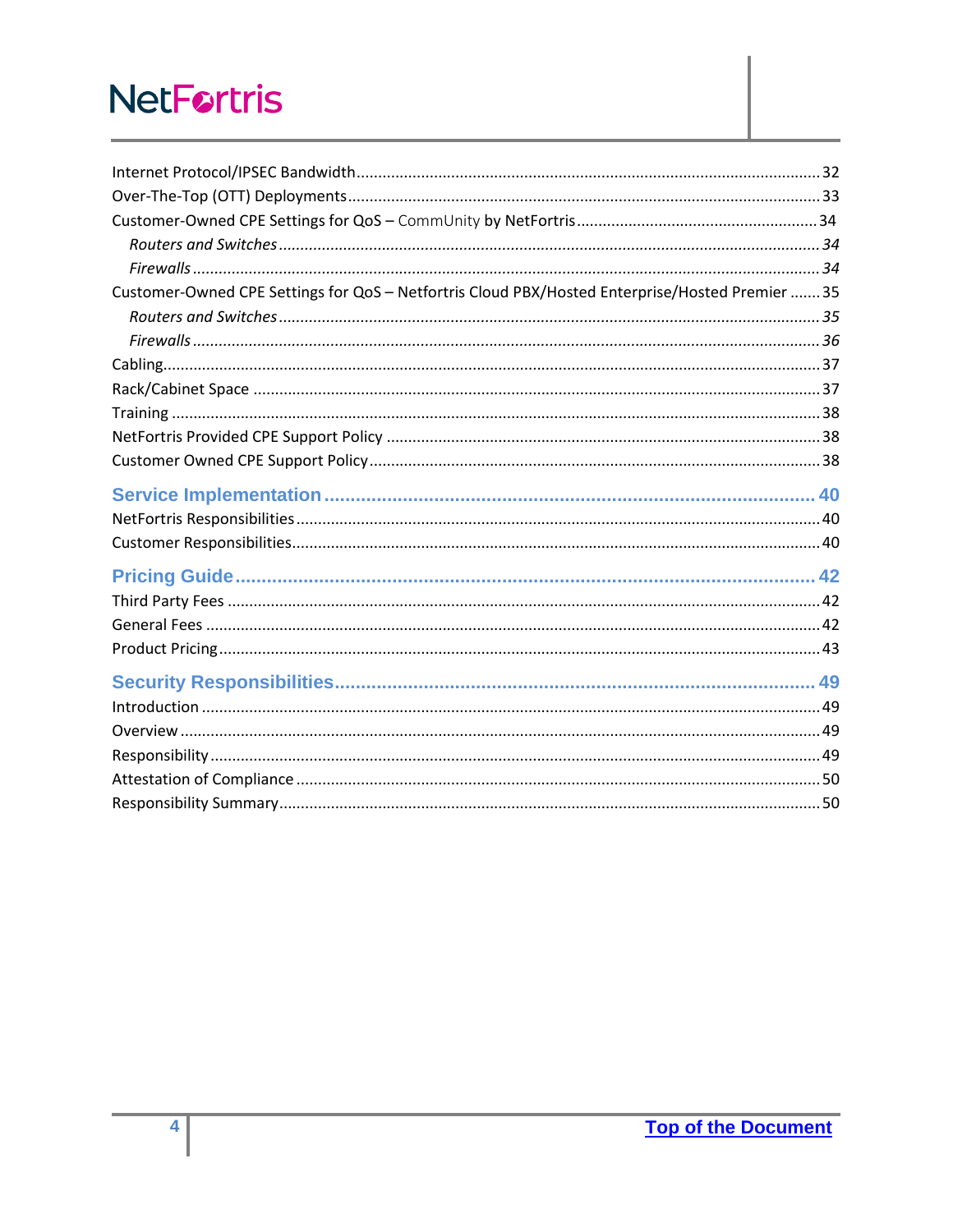Internet Protocol/IPSEC Bandwidth .......... 32
Over-The-Top (OTT) Deployments .......... 33
Customer-Owned CPE Settings for QoS – CommUnity by NetFortris .......... 34
*Routers and Switches* .......... *34*
*Firewalls* .......... *34*
Customer-Owned CPE Settings for QoS – Netfortris Cloud PBX/Hosted Enterprise/Hosted Premier .......... 35
*Routers and Switches* .......... *35*
*Firewalls* .......... *36*
Cabling .......... 37
Rack/Cabinet Space .......... 37
Training .......... 38
NetFortris Provided CPE Support Policy .......... 38
Customer Owned CPE Support Policy .......... 38

**Service Implementation .......... 40**
NetFortris Responsibilities .......... 40
Customer Responsibilities .......... 40

**Pricing Guide .......... 42**
Third Party Fees .......... 42
General Fees .......... 42
Product Pricing .......... 43

**Security Responsibilities .......... 49**
Introduction .......... 49
Overview .......... 49
Responsibility .......... 49
Attestation of Compliance .......... 50
Responsibility Summary .......... 50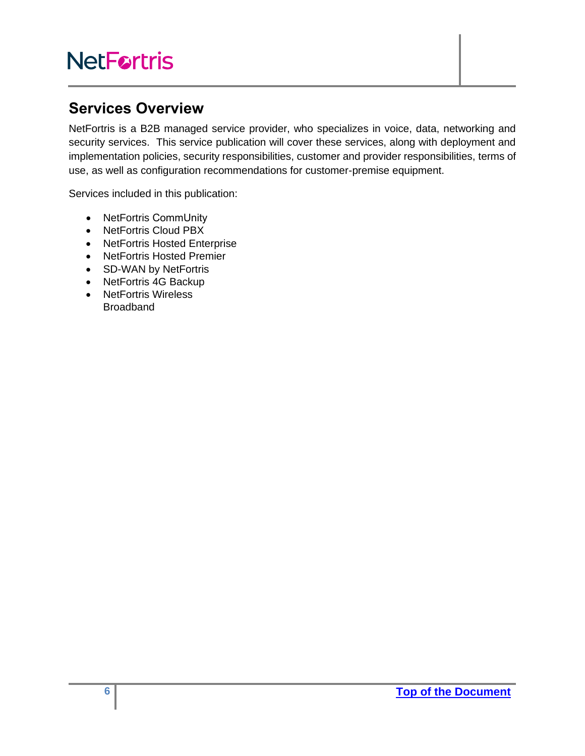## Services Overview

NetFortris is a B2B managed service provider, who specializes in voice, data, networking and security services. This service publication will cover these services, along with deployment and implementation policies, security responsibilities, customer and provider responsibilities, terms of use, as well as configuration recommendations for customer-premise equipment.

Services included in this publication:

- NetFortris CommUnity
- NetFortris Cloud PBX
- NetFortris Hosted Enterprise
- NetFortris Hosted Premier
- SD-WAN by NetFortris
- NetFortris 4G Backup
- NetFortris Wireless Broadband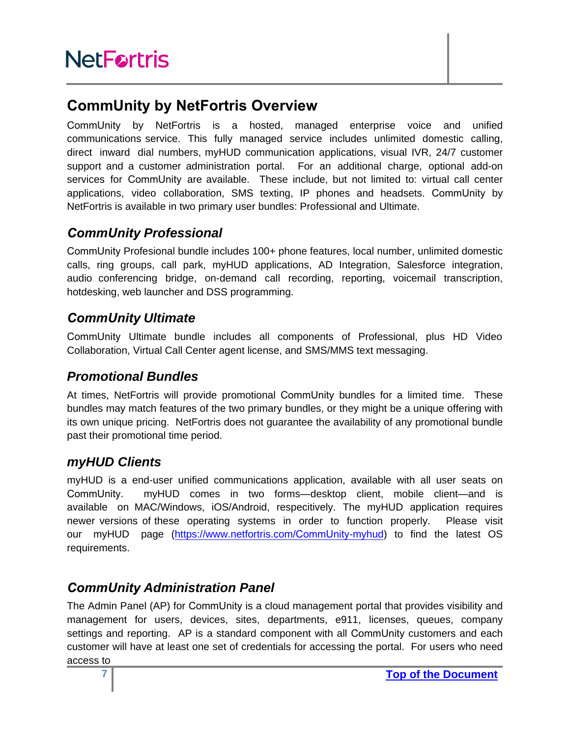## CommUnity by NetFortris Overview

CommUnity by NetFortris is a hosted, managed enterprise voice and unified communications service. This fully managed service includes unlimited domestic calling, direct inward dial numbers, myHUD communication applications, visual IVR, 24/7 customer support and a customer administration portal. For an additional charge, optional add-on services for CommUnity are available. These include, but not limited to: virtual call center applications, video collaboration, SMS texting, IP phones and headsets. CommUnity by NetFortris is available in two primary user bundles: Professional and Ultimate.

### *CommUnity Professional*

CommUnity Profesional bundle includes 100+ phone features, local number, unlimited domestic calls, ring groups, call park, myHUD applications, AD Integration, Salesforce integration, audio conferencing bridge, on-demand call recording, reporting, voicemail transcription, hotdesking, web launcher and DSS programming.

### *CommUnity Ultimate*

CommUnity Ultimate bundle includes all components of Professional, plus HD Video Collaboration, Virtual Call Center agent license, and SMS/MMS text messaging.

### *Promotional Bundles*

At times, NetFortris will provide promotional CommUnity bundles for a limited time. These bundles may match features of the two primary bundles, or they might be a unique offering with its own unique pricing. NetFortris does not guarantee the availability of any promotional bundle past their promotional time period.

### *myHUD Clients*

myHUD is a end-user unified communications application, available with all user seats on CommUnity. myHUD comes in two forms—desktop client, mobile client—and is available on MAC/Windows, iOS/Android, respecitively. The myHUD application requires newer versions of these operating systems in order to function properly. Please visit our myHUD page (https://www.netfortris.com/CommUnity-myhud) to find the latest OS requirements.

### *CommUnity Administration Panel*

The Admin Panel (AP) for CommUnity is a cloud management portal that provides visibility and management for users, devices, sites, departments, e911, licenses, queues, company settings and reporting. AP is a standard component with all CommUnity customers and each customer will have at least one set of credentials for accessing the portal. For users who need access to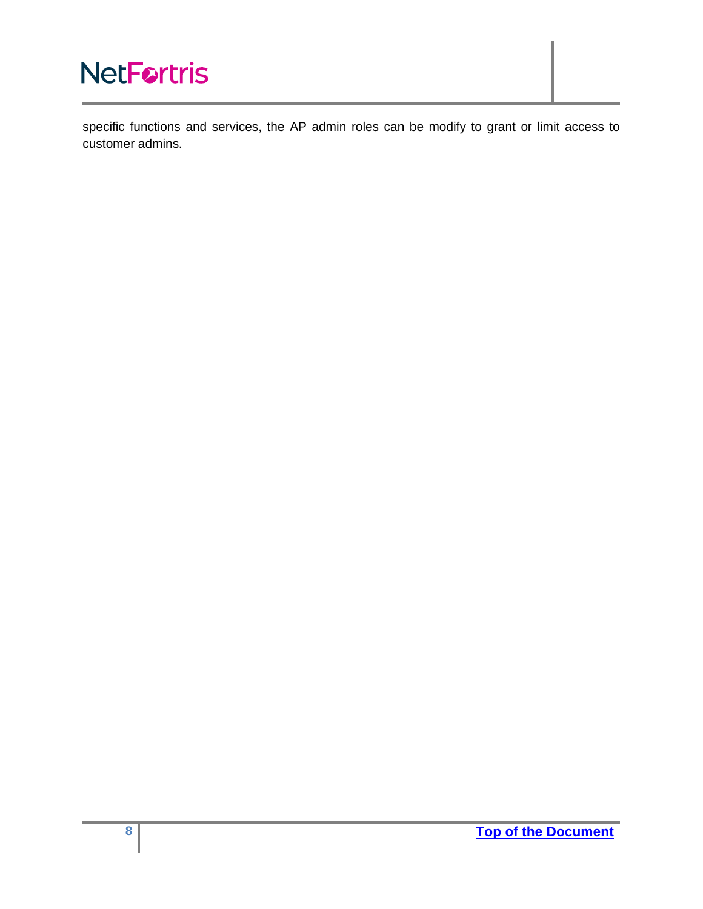specific functions and services, the AP admin roles can be modify to grant or limit access to customer admins.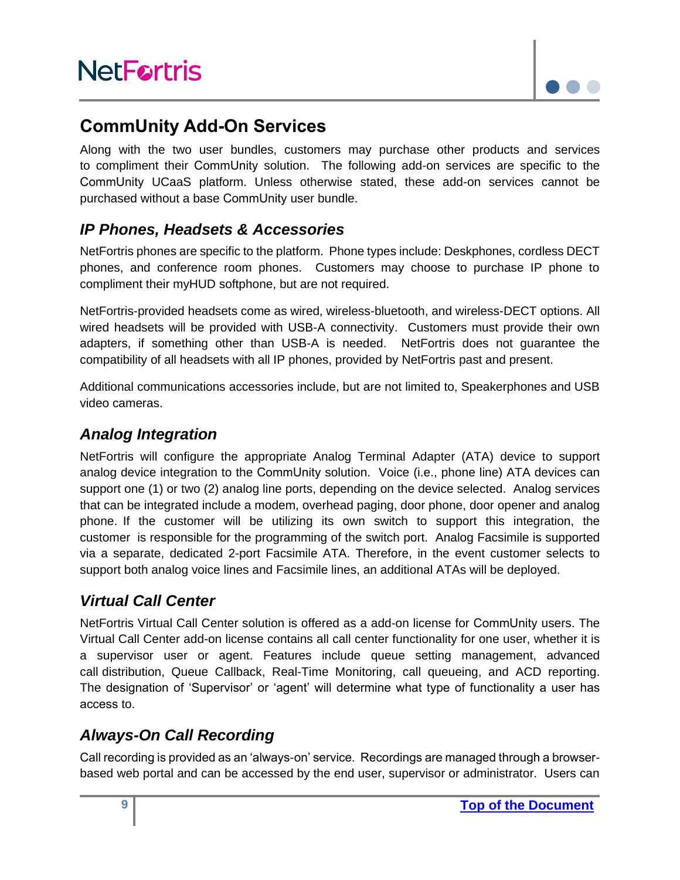## CommUnity Add-On Services

Along with the two user bundles, customers may purchase other products and services to compliment their CommUnity solution. The following add-on services are specific to the CommUnity UCaaS platform. Unless otherwise stated, these add-on services cannot be purchased without a base CommUnity user bundle.

### *IP Phones, Headsets & Accessories*

NetFortris phones are specific to the platform. Phone types include: Deskphones, cordless DECT phones, and conference room phones. Customers may choose to purchase IP phone to compliment their myHUD softphone, but are not required.

NetFortris-provided headsets come as wired, wireless-bluetooth, and wireless-DECT options. All wired headsets will be provided with USB-A connectivity. Customers must provide their own adapters, if something other than USB-A is needed. NetFortris does not guarantee the compatibility of all headsets with all IP phones, provided by NetFortris past and present.

Additional communications accessories include, but are not limited to, Speakerphones and USB video cameras.

### *Analog Integration*

NetFortris will configure the appropriate Analog Terminal Adapter (ATA) device to support analog device integration to the CommUnity solution. Voice (i.e., phone line) ATA devices can support one (1) or two (2) analog line ports, depending on the device selected. Analog services that can be integrated include a modem, overhead paging, door phone, door opener and analog phone. If the customer will be utilizing its own switch to support this integration, the customer is responsible for the programming of the switch port. Analog Facsimile is supported via a separate, dedicated 2-port Facsimile ATA. Therefore, in the event customer selects to support both analog voice lines and Facsimile lines, an additional ATAs will be deployed.

### *Virtual Call Center*

NetFortris Virtual Call Center solution is offered as a add-on license for CommUnity users. The Virtual Call Center add-on license contains all call center functionality for one user, whether it is a supervisor user or agent. Features include queue setting management, advanced call distribution, Queue Callback, Real-Time Monitoring, call queueing, and ACD reporting. The designation of 'Supervisor' or 'agent' will determine what type of functionality a user has access to.

### *Always-On Call Recording*

Call recording is provided as an 'always-on' service. Recordings are managed through a browser-based web portal and can be accessed by the end user, supervisor or administrator. Users can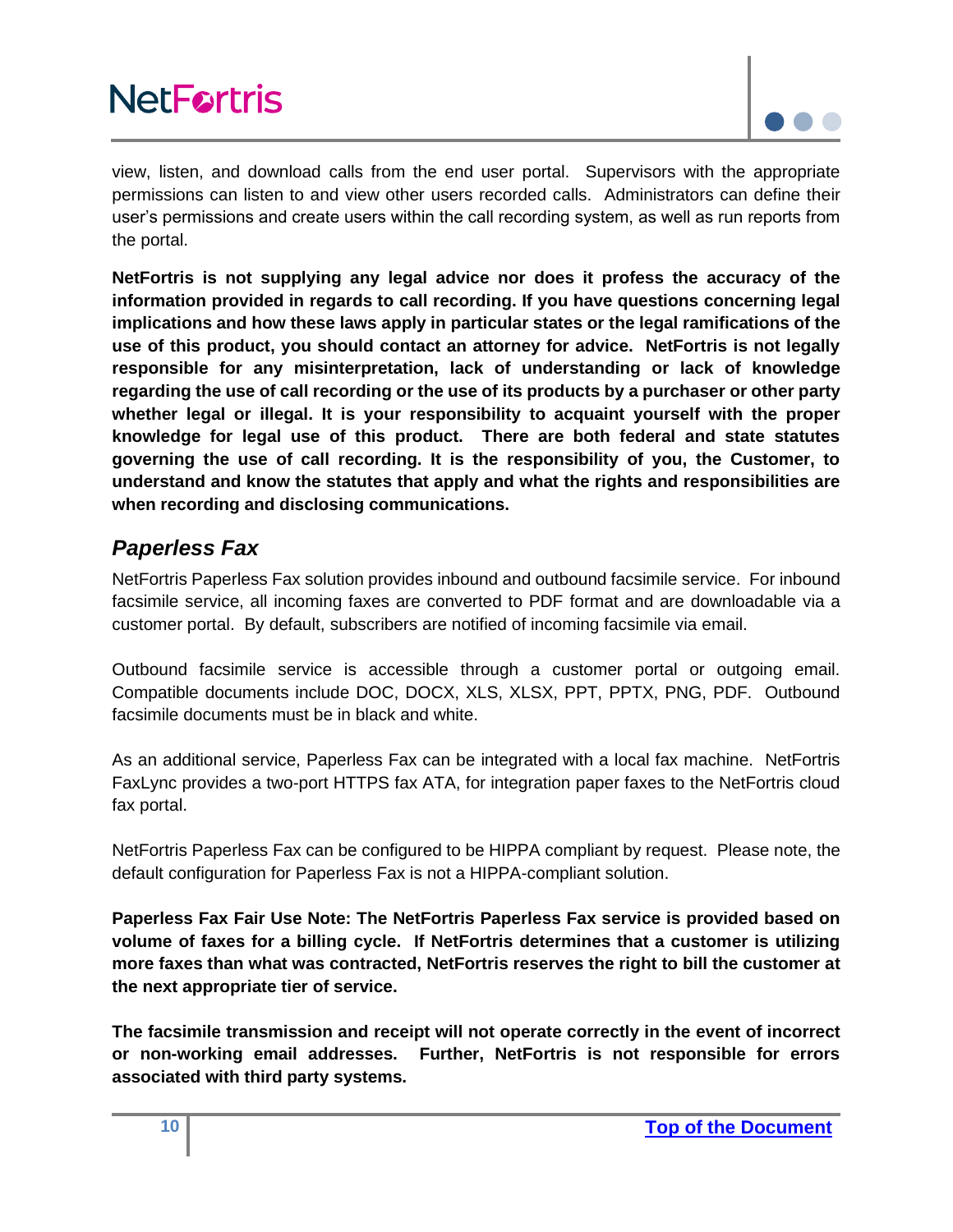view, listen, and download calls from the end user portal. Supervisors with the appropriate permissions can listen to and view other users recorded calls. Administrators can define their user's permissions and create users within the call recording system, as well as run reports from the portal.

**NetFortris is not supplying any legal advice nor does it profess the accuracy of the information provided in regards to call recording. If you have questions concerning legal implications and how these laws apply in particular states or the legal ramifications of the use of this product, you should contact an attorney for advice. NetFortris is not legally responsible for any misinterpretation, lack of understanding or lack of knowledge regarding the use of call recording or the use of its products by a purchaser or other party whether legal or illegal. It is your responsibility to acquaint yourself with the proper knowledge for legal use of this product. There are both federal and state statutes governing the use of call recording. It is the responsibility of you, the Customer, to understand and know the statutes that apply and what the rights and responsibilities are when recording and disclosing communications.**

## *Paperless Fax*

NetFortris Paperless Fax solution provides inbound and outbound facsimile service. For inbound facsimile service, all incoming faxes are converted to PDF format and are downloadable via a customer portal. By default, subscribers are notified of incoming facsimile via email.

Outbound facsimile service is accessible through a customer portal or outgoing email. Compatible documents include DOC, DOCX, XLS, XLSX, PPT, PPTX, PNG, PDF. Outbound facsimile documents must be in black and white.

As an additional service, Paperless Fax can be integrated with a local fax machine. NetFortris FaxLync provides a two-port HTTPS fax ATA, for integration paper faxes to the NetFortris cloud fax portal.

NetFortris Paperless Fax can be configured to be HIPPA compliant by request. Please note, the default configuration for Paperless Fax is not a HIPPA-compliant solution.

**Paperless Fax Fair Use Note: The NetFortris Paperless Fax service is provided based on volume of faxes for a billing cycle. If NetFortris determines that a customer is utilizing more faxes than what was contracted, NetFortris reserves the right to bill the customer at the next appropriate tier of service.**

**The facsimile transmission and receipt will not operate correctly in the event of incorrect or non-working email addresses. Further, NetFortris is not responsible for errors associated with third party systems.**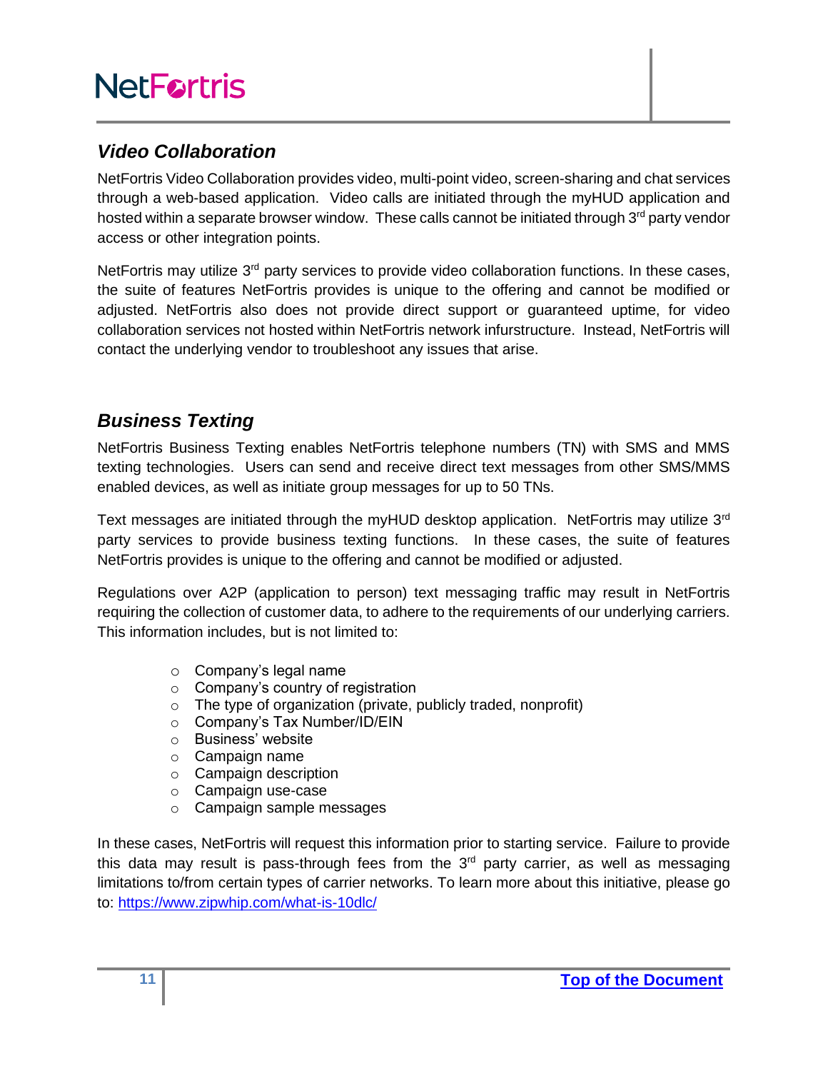## *Video Collaboration*

NetFortris Video Collaboration provides video, multi-point video, screen-sharing and chat services through a web-based application. Video calls are initiated through the myHUD application and hosted within a separate browser window. These calls cannot be initiated through 3rd party vendor access or other integration points.

NetFortris may utilize 3rd party services to provide video collaboration functions. In these cases, the suite of features NetFortris provides is unique to the offering and cannot be modified or adjusted. NetFortris also does not provide direct support or guaranteed uptime, for video collaboration services not hosted within NetFortris network infurstructure. Instead, NetFortris will contact the underlying vendor to troubleshoot any issues that arise.

## *Business Texting*

NetFortris Business Texting enables NetFortris telephone numbers (TN) with SMS and MMS texting technologies. Users can send and receive direct text messages from other SMS/MMS enabled devices, as well as initiate group messages for up to 50 TNs.

Text messages are initiated through the myHUD desktop application. NetFortris may utilize 3rd party services to provide business texting functions. In these cases, the suite of features NetFortris provides is unique to the offering and cannot be modified or adjusted.

Regulations over A2P (application to person) text messaging traffic may result in NetFortris requiring the collection of customer data, to adhere to the requirements of our underlying carriers. This information includes, but is not limited to:

- Company's legal name
- Company's country of registration
- The type of organization (private, publicly traded, nonprofit)
- Company's Tax Number/ID/EIN
- Business' website
- Campaign name
- Campaign description
- Campaign use-case
- Campaign sample messages

In these cases, NetFortris will request this information prior to starting service. Failure to provide this data may result is pass-through fees from the 3rd party carrier, as well as messaging limitations to/from certain types of carrier networks. To learn more about this initiative, please go to: https://www.zipwhip.com/what-is-10dlc/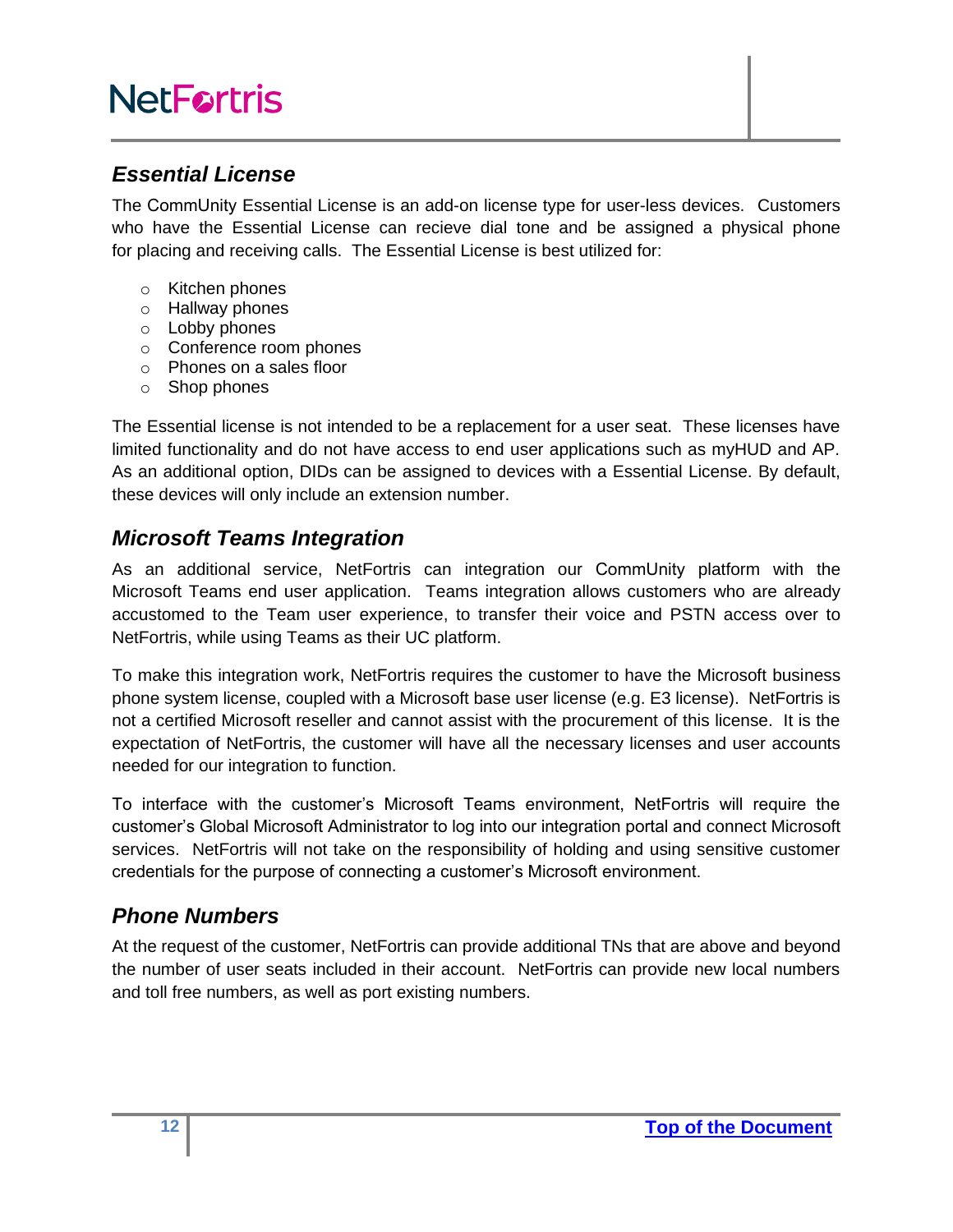## *Essential License*

The CommUnity Essential License is an add-on license type for user-less devices. Customers who have the Essential License can recieve dial tone and be assigned a physical phone for placing and receiving calls. The Essential License is best utilized for:

- Kitchen phones
- Hallway phones
- Lobby phones
- Conference room phones
- Phones on a sales floor
- Shop phones

The Essential license is not intended to be a replacement for a user seat. These licenses have limited functionality and do not have access to end user applications such as myHUD and AP. As an additional option, DIDs can be assigned to devices with a Essential License. By default, these devices will only include an extension number.

## *Microsoft Teams Integration*

As an additional service, NetFortris can integration our CommUnity platform with the Microsoft Teams end user application. Teams integration allows customers who are already accustomed to the Team user experience, to transfer their voice and PSTN access over to NetFortris, while using Teams as their UC platform.

To make this integration work, NetFortris requires the customer to have the Microsoft business phone system license, coupled with a Microsoft base user license (e.g. E3 license). NetFortris is not a certified Microsoft reseller and cannot assist with the procurement of this license. It is the expectation of NetFortris, the customer will have all the necessary licenses and user accounts needed for our integration to function.

To interface with the customer's Microsoft Teams environment, NetFortris will require the customer's Global Microsoft Administrator to log into our integration portal and connect Microsoft services. NetFortris will not take on the responsibility of holding and using sensitive customer credentials for the purpose of connecting a customer's Microsoft environment.

## *Phone Numbers*

At the request of the customer, NetFortris can provide additional TNs that are above and beyond the number of user seats included in their account. NetFortris can provide new local numbers and toll free numbers, as well as port existing numbers.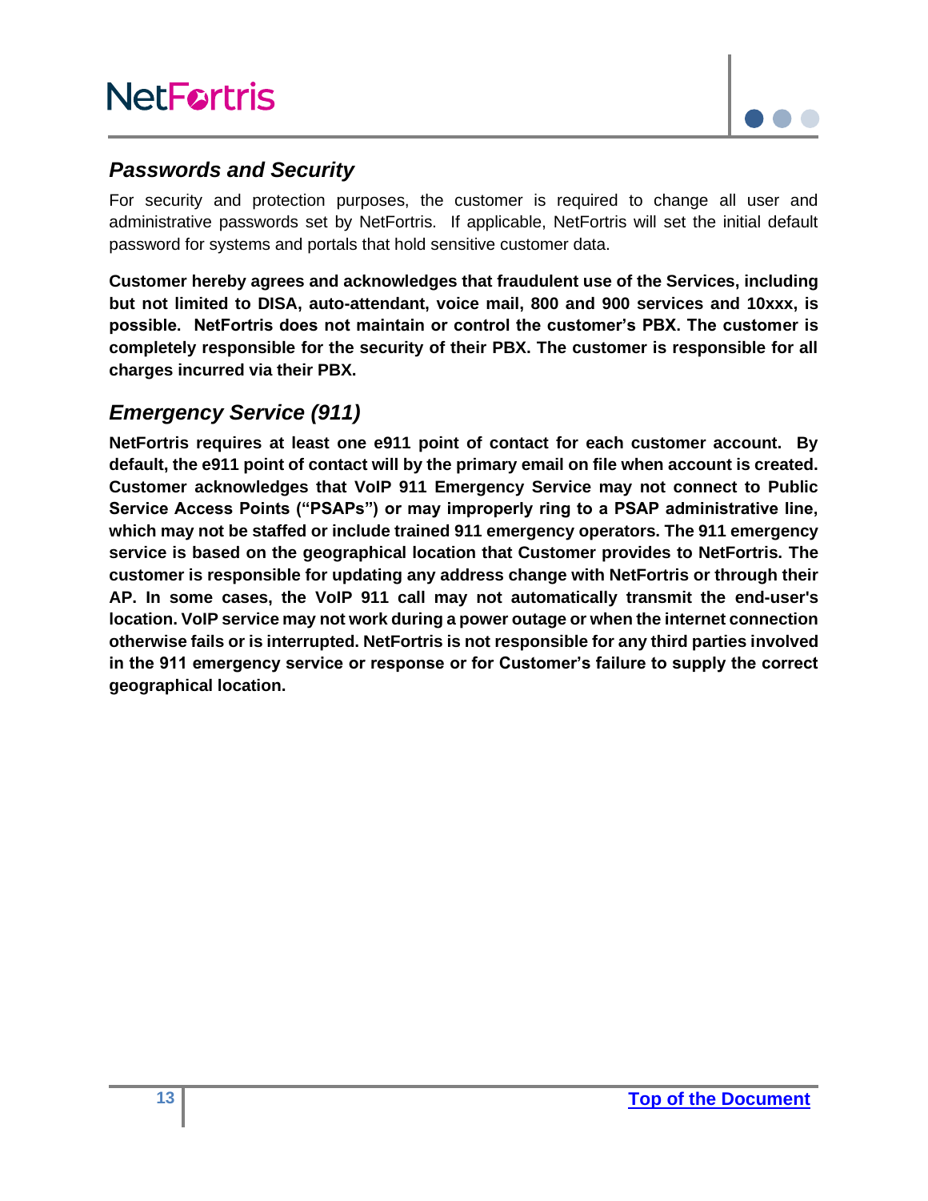## *Passwords and Security*

For security and protection purposes, the customer is required to change all user and administrative passwords set by NetFortris. If applicable, NetFortris will set the initial default password for systems and portals that hold sensitive customer data.

**Customer hereby agrees and acknowledges that fraudulent use of the Services, including but not limited to DISA, auto-attendant, voice mail, 800 and 900 services and 10xxx, is possible. NetFortris does not maintain or control the customer's PBX. The customer is completely responsible for the security of their PBX. The customer is responsible for all charges incurred via their PBX.**

## *Emergency Service (911)*

**NetFortris requires at least one e911 point of contact for each customer account. By default, the e911 point of contact will by the primary email on file when account is created. Customer acknowledges that VoIP 911 Emergency Service may not connect to Public Service Access Points ("PSAPs") or may improperly ring to a PSAP administrative line, which may not be staffed or include trained 911 emergency operators. The 911 emergency service is based on the geographical location that Customer provides to NetFortris. The customer is responsible for updating any address change with NetFortris or through their AP. In some cases, the VoIP 911 call may not automatically transmit the end-user's location. VoIP service may not work during a power outage or when the internet connection otherwise fails or is interrupted. NetFortris is not responsible for any third parties involved in the 911 emergency service or response or for Customer's failure to supply the correct geographical location.**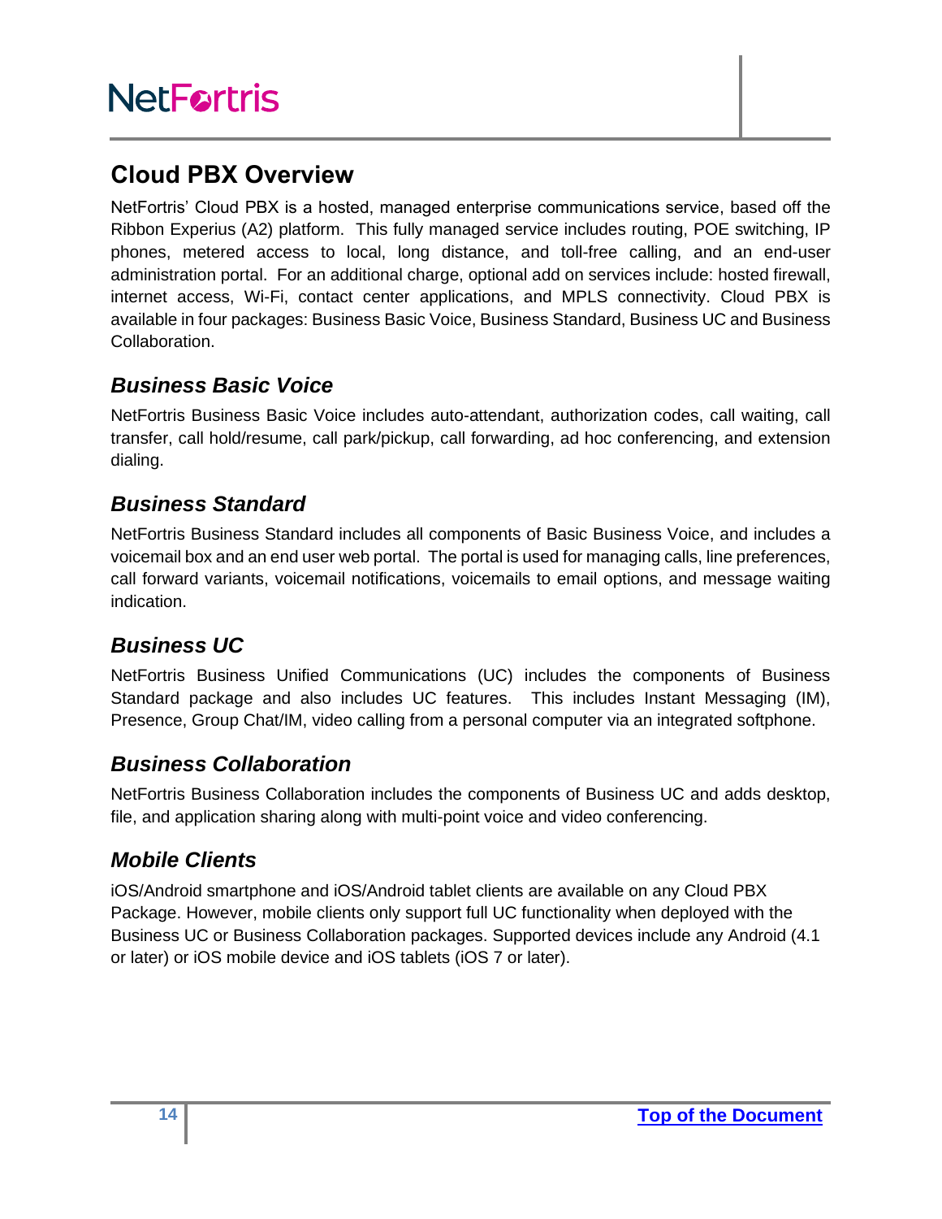## Cloud PBX Overview

NetFortris' Cloud PBX is a hosted, managed enterprise communications service, based off the Ribbon Experius (A2) platform. This fully managed service includes routing, POE switching, IP phones, metered access to local, long distance, and toll-free calling, and an end-user administration portal. For an additional charge, optional add on services include: hosted firewall, internet access, Wi-Fi, contact center applications, and MPLS connectivity. Cloud PBX is available in four packages: Business Basic Voice, Business Standard, Business UC and Business Collaboration.

### *Business Basic Voice*

NetFortris Business Basic Voice includes auto-attendant, authorization codes, call waiting, call transfer, call hold/resume, call park/pickup, call forwarding, ad hoc conferencing, and extension dialing.

### *Business Standard*

NetFortris Business Standard includes all components of Basic Business Voice, and includes a voicemail box and an end user web portal. The portal is used for managing calls, line preferences, call forward variants, voicemail notifications, voicemails to email options, and message waiting indication.

### *Business UC*

NetFortris Business Unified Communications (UC) includes the components of Business Standard package and also includes UC features. This includes Instant Messaging (IM), Presence, Group Chat/IM, video calling from a personal computer via an integrated softphone.

### *Business Collaboration*

NetFortris Business Collaboration includes the components of Business UC and adds desktop, file, and application sharing along with multi-point voice and video conferencing.

### *Mobile Clients*

iOS/Android smartphone and iOS/Android tablet clients are available on any Cloud PBX Package. However, mobile clients only support full UC functionality when deployed with the Business UC or Business Collaboration packages. Supported devices include any Android (4.1 or later) or iOS mobile device and iOS tablets (iOS 7 or later).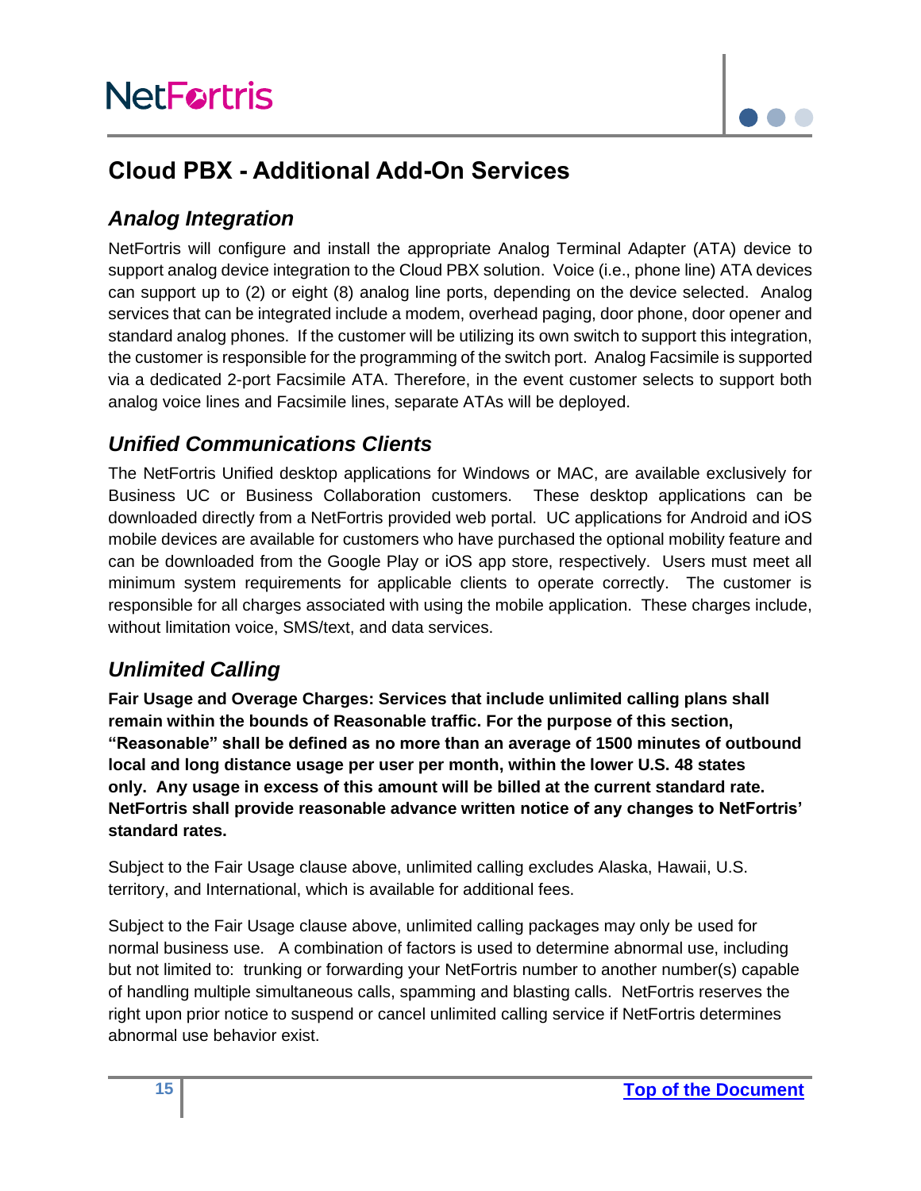## Cloud PBX - Additional Add-On Services

### *Analog Integration*

NetFortris will configure and install the appropriate Analog Terminal Adapter (ATA) device to support analog device integration to the Cloud PBX solution. Voice (i.e., phone line) ATA devices can support up to (2) or eight (8) analog line ports, depending on the device selected. Analog services that can be integrated include a modem, overhead paging, door phone, door opener and standard analog phones. If the customer will be utilizing its own switch to support this integration, the customer is responsible for the programming of the switch port. Analog Facsimile is supported via a dedicated 2-port Facsimile ATA. Therefore, in the event customer selects to support both analog voice lines and Facsimile lines, separate ATAs will be deployed.

### *Unified Communications Clients*

The NetFortris Unified desktop applications for Windows or MAC, are available exclusively for Business UC or Business Collaboration customers. These desktop applications can be downloaded directly from a NetFortris provided web portal. UC applications for Android and iOS mobile devices are available for customers who have purchased the optional mobility feature and can be downloaded from the Google Play or iOS app store, respectively. Users must meet all minimum system requirements for applicable clients to operate correctly. The customer is responsible for all charges associated with using the mobile application. These charges include, without limitation voice, SMS/text, and data services.

### *Unlimited Calling*

**Fair Usage and Overage Charges: Services that include unlimited calling plans shall remain within the bounds of Reasonable traffic. For the purpose of this section, "Reasonable" shall be defined as no more than an average of 1500 minutes of outbound local and long distance usage per user per month, within the lower U.S. 48 states only. Any usage in excess of this amount will be billed at the current standard rate. NetFortris shall provide reasonable advance written notice of any changes to NetFortris' standard rates.**

Subject to the Fair Usage clause above, unlimited calling excludes Alaska, Hawaii, U.S. territory, and International, which is available for additional fees.

Subject to the Fair Usage clause above, unlimited calling packages may only be used for normal business use. A combination of factors is used to determine abnormal use, including but not limited to: trunking or forwarding your NetFortris number to another number(s) capable of handling multiple simultaneous calls, spamming and blasting calls. NetFortris reserves the right upon prior notice to suspend or cancel unlimited calling service if NetFortris determines abnormal use behavior exist.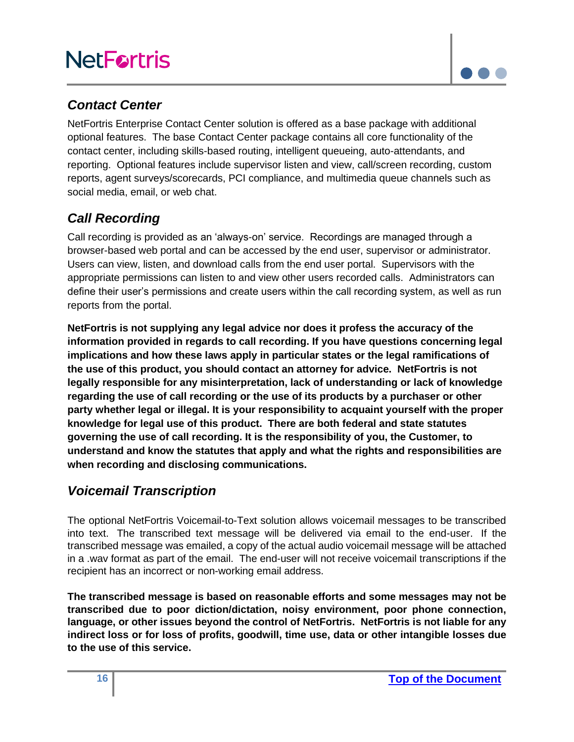## *Contact Center*

NetFortris Enterprise Contact Center solution is offered as a base package with additional optional features. The base Contact Center package contains all core functionality of the contact center, including skills-based routing, intelligent queueing, auto-attendants, and reporting. Optional features include supervisor listen and view, call/screen recording, custom reports, agent surveys/scorecards, PCI compliance, and multimedia queue channels such as social media, email, or web chat.

## *Call Recording*

Call recording is provided as an 'always-on' service. Recordings are managed through a browser-based web portal and can be accessed by the end user, supervisor or administrator. Users can view, listen, and download calls from the end user portal. Supervisors with the appropriate permissions can listen to and view other users recorded calls. Administrators can define their user's permissions and create users within the call recording system, as well as run reports from the portal.

**NetFortris is not supplying any legal advice nor does it profess the accuracy of the information provided in regards to call recording. If you have questions concerning legal implications and how these laws apply in particular states or the legal ramifications of the use of this product, you should contact an attorney for advice. NetFortris is not legally responsible for any misinterpretation, lack of understanding or lack of knowledge regarding the use of call recording or the use of its products by a purchaser or other party whether legal or illegal. It is your responsibility to acquaint yourself with the proper knowledge for legal use of this product. There are both federal and state statutes governing the use of call recording. It is the responsibility of you, the Customer, to understand and know the statutes that apply and what the rights and responsibilities are when recording and disclosing communications.**

## *Voicemail Transcription*

The optional NetFortris Voicemail-to-Text solution allows voicemail messages to be transcribed into text. The transcribed text message will be delivered via email to the end-user. If the transcribed message was emailed, a copy of the actual audio voicemail message will be attached in a .wav format as part of the email. The end-user will not receive voicemail transcriptions if the recipient has an incorrect or non-working email address.

**The transcribed message is based on reasonable efforts and some messages may not be transcribed due to poor diction/dictation, noisy environment, poor phone connection, language, or other issues beyond the control of NetFortris. NetFortris is not liable for any indirect loss or for loss of profits, goodwill, time use, data or other intangible losses due to the use of this service.**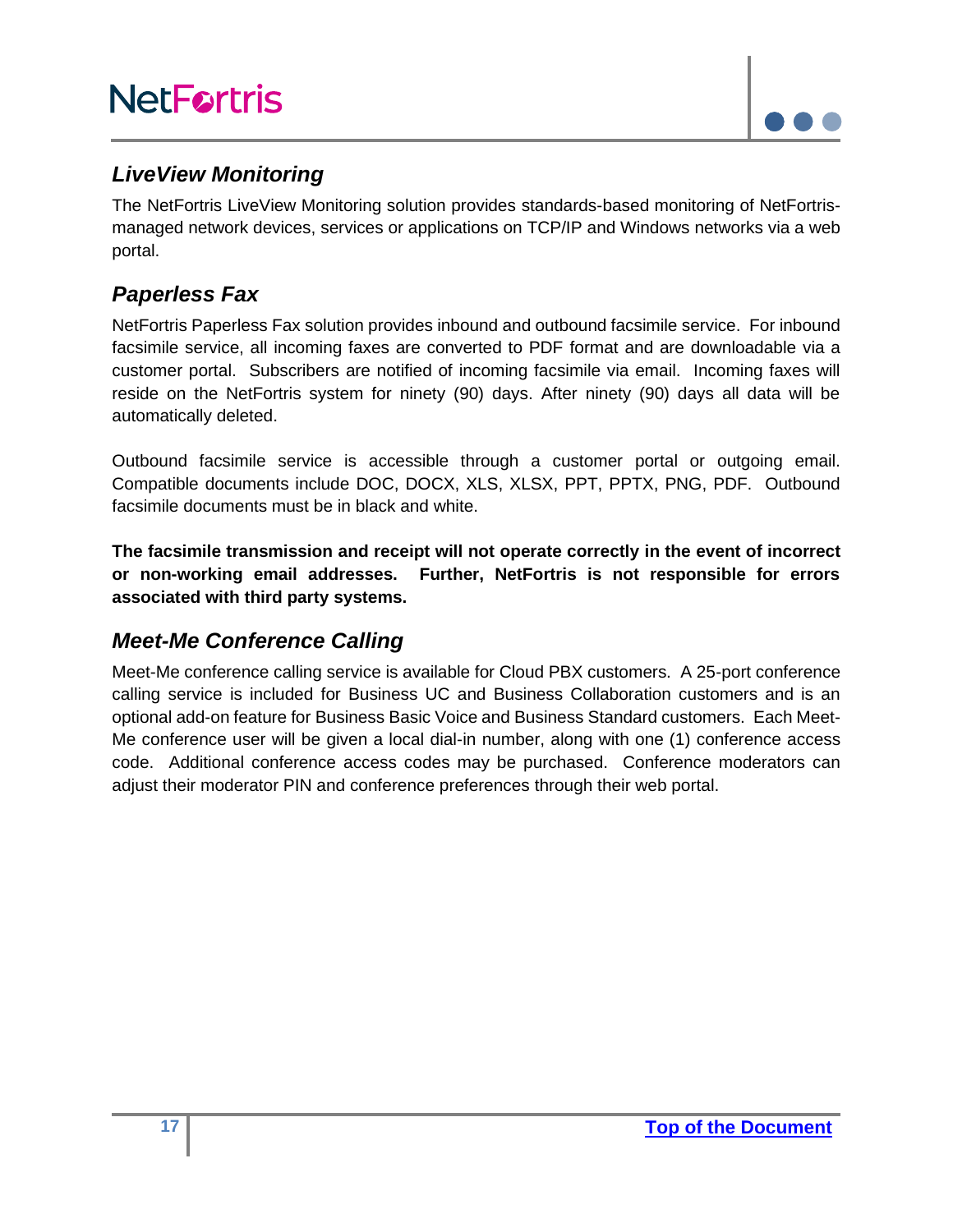## *LiveView Monitoring*

The NetFortris LiveView Monitoring solution provides standards-based monitoring of NetFortris-managed network devices, services or applications on TCP/IP and Windows networks via a web portal.

## *Paperless Fax*

NetFortris Paperless Fax solution provides inbound and outbound facsimile service. For inbound facsimile service, all incoming faxes are converted to PDF format and are downloadable via a customer portal. Subscribers are notified of incoming facsimile via email. Incoming faxes will reside on the NetFortris system for ninety (90) days. After ninety (90) days all data will be automatically deleted.

Outbound facsimile service is accessible through a customer portal or outgoing email. Compatible documents include DOC, DOCX, XLS, XLSX, PPT, PPTX, PNG, PDF. Outbound facsimile documents must be in black and white.

**The facsimile transmission and receipt will not operate correctly in the event of incorrect or non-working email addresses. Further, NetFortris is not responsible for errors associated with third party systems.**

## *Meet-Me Conference Calling*

Meet-Me conference calling service is available for Cloud PBX customers. A 25-port conference calling service is included for Business UC and Business Collaboration customers and is an optional add-on feature for Business Basic Voice and Business Standard customers. Each Meet-Me conference user will be given a local dial-in number, along with one (1) conference access code. Additional conference access codes may be purchased. Conference moderators can adjust their moderator PIN and conference preferences through their web portal.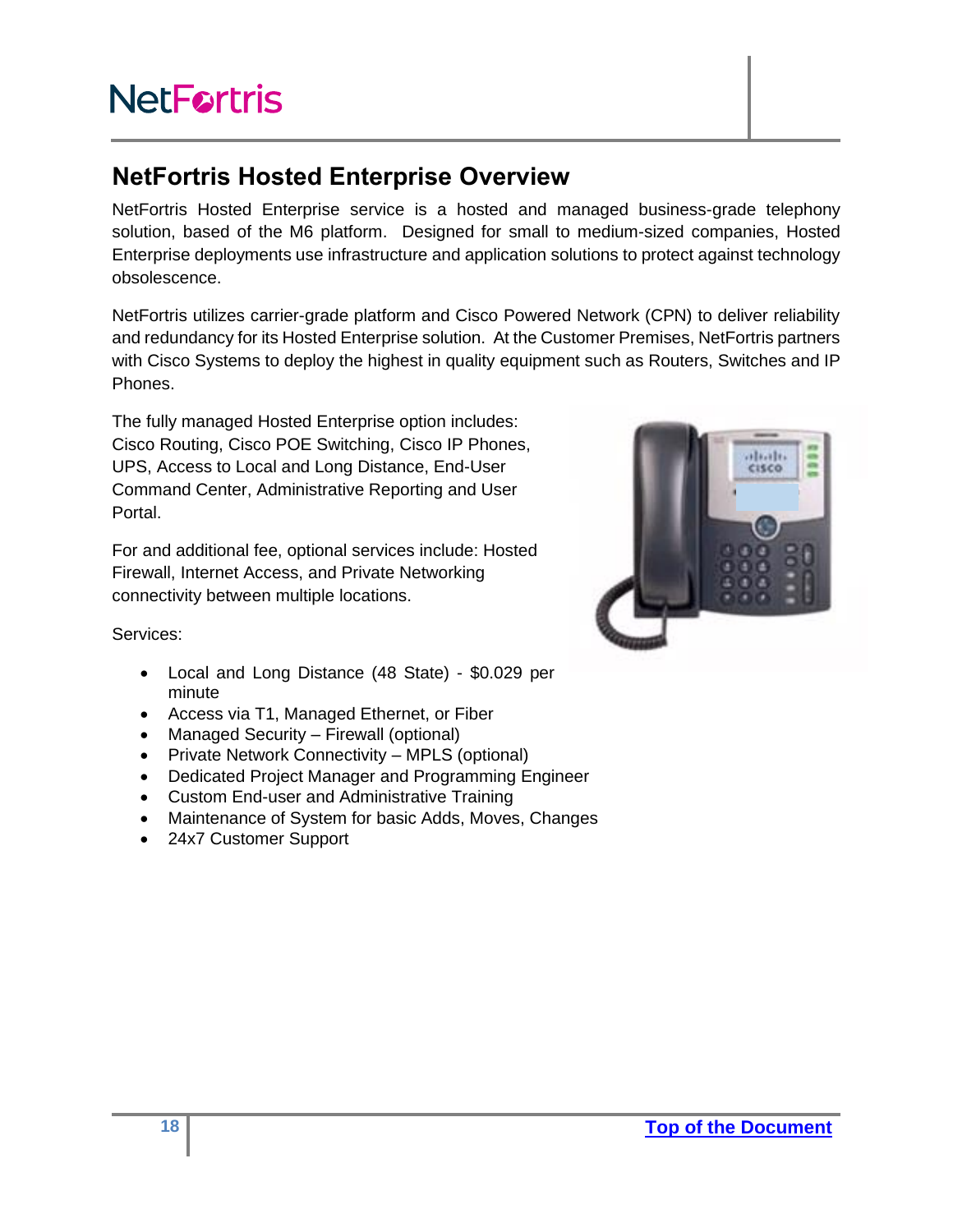## NetFortris Hosted Enterprise Overview

NetFortris Hosted Enterprise service is a hosted and managed business-grade telephony solution, based of the M6 platform. Designed for small to medium-sized companies, Hosted Enterprise deployments use infrastructure and application solutions to protect against technology obsolescence.

NetFortris utilizes carrier-grade platform and Cisco Powered Network (CPN) to deliver reliability and redundancy for its Hosted Enterprise solution. At the Customer Premises, NetFortris partners with Cisco Systems to deploy the highest in quality equipment such as Routers, Switches and IP Phones.

The fully managed Hosted Enterprise option includes: Cisco Routing, Cisco POE Switching, Cisco IP Phones, UPS, Access to Local and Long Distance, End-User Command Center, Administrative Reporting and User Portal.

For and additional fee, optional services include: Hosted Firewall, Internet Access, and Private Networking connectivity between multiple locations.

Services:

- Local and Long Distance (48 State) - $0.029 per minute
- Access via T1, Managed Ethernet, or Fiber
- Managed Security – Firewall (optional)
- Private Network Connectivity – MPLS (optional)
- Dedicated Project Manager and Programming Engineer
- Custom End-user and Administrative Training
- Maintenance of System for basic Adds, Moves, Changes
- 24x7 Customer Support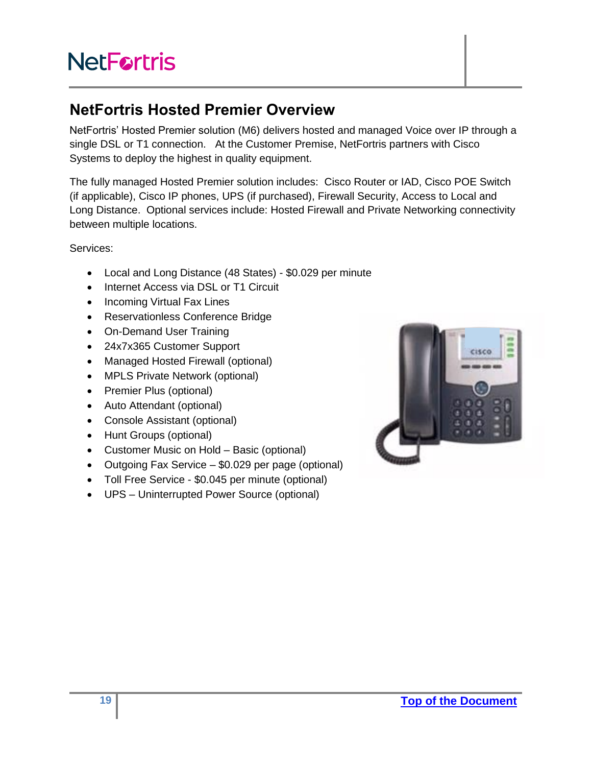## NetFortris Hosted Premier Overview

NetFortris' Hosted Premier solution (M6) delivers hosted and managed Voice over IP through a single DSL or T1 connection. At the Customer Premise, NetFortris partners with Cisco Systems to deploy the highest in quality equipment.

The fully managed Hosted Premier solution includes: Cisco Router or IAD, Cisco POE Switch (if applicable), Cisco IP phones, UPS (if purchased), Firewall Security, Access to Local and Long Distance. Optional services include: Hosted Firewall and Private Networking connectivity between multiple locations.

Services:

- Local and Long Distance (48 States) - $0.029 per minute
- Internet Access via DSL or T1 Circuit
- Incoming Virtual Fax Lines
- Reservationless Conference Bridge
- On-Demand User Training
- 24x7x365 Customer Support
- Managed Hosted Firewall (optional)
- MPLS Private Network (optional)
- Premier Plus (optional)
- Auto Attendant (optional)
- Console Assistant (optional)
- Hunt Groups (optional)
- Customer Music on Hold – Basic (optional)
- Outgoing Fax Service – $0.029 per page (optional)
- Toll Free Service - $0.045 per minute (optional)
- UPS – Uninterrupted Power Source (optional)

[Top of the Document]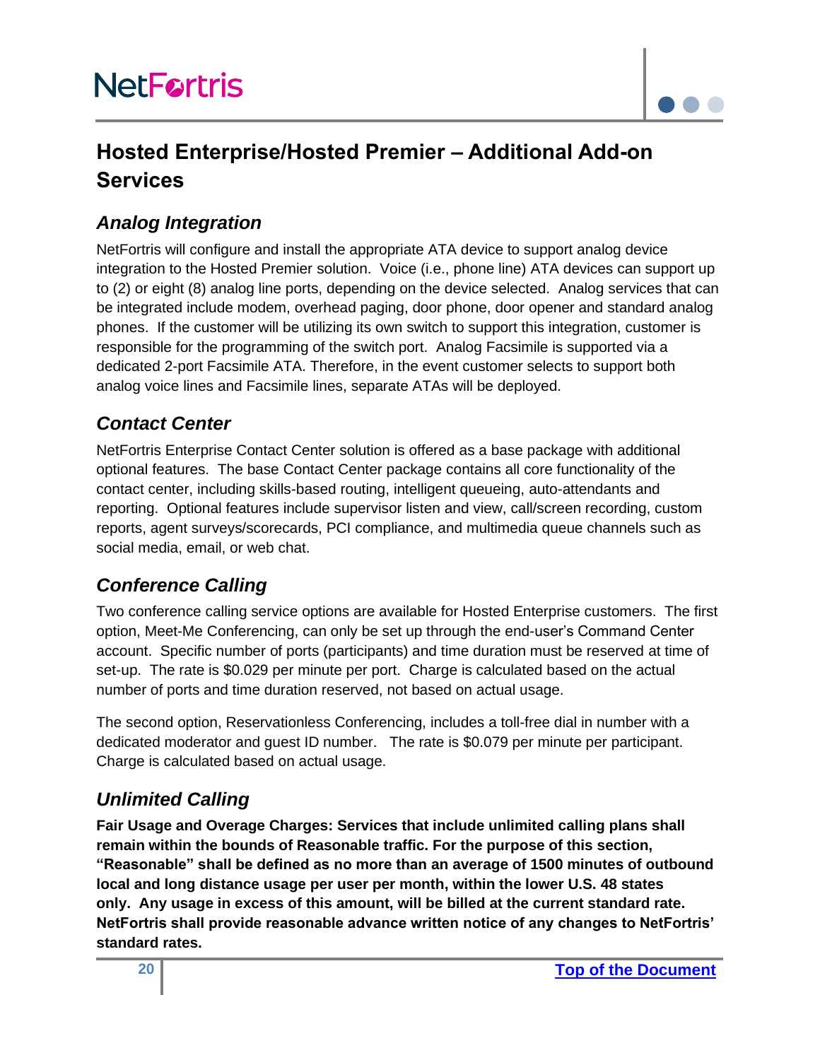## Hosted Enterprise/Hosted Premier – Additional Add-on Services

### *Analog Integration*

NetFortris will configure and install the appropriate ATA device to support analog device integration to the Hosted Premier solution. Voice (i.e., phone line) ATA devices can support up to (2) or eight (8) analog line ports, depending on the device selected. Analog services that can be integrated include modem, overhead paging, door phone, door opener and standard analog phones. If the customer will be utilizing its own switch to support this integration, customer is responsible for the programming of the switch port. Analog Facsimile is supported via a dedicated 2-port Facsimile ATA. Therefore, in the event customer selects to support both analog voice lines and Facsimile lines, separate ATAs will be deployed.

### *Contact Center*

NetFortris Enterprise Contact Center solution is offered as a base package with additional optional features. The base Contact Center package contains all core functionality of the contact center, including skills-based routing, intelligent queueing, auto-attendants and reporting. Optional features include supervisor listen and view, call/screen recording, custom reports, agent surveys/scorecards, PCI compliance, and multimedia queue channels such as social media, email, or web chat.

### *Conference Calling*

Two conference calling service options are available for Hosted Enterprise customers. The first option, Meet-Me Conferencing, can only be set up through the end-user's Command Center account. Specific number of ports (participants) and time duration must be reserved at time of set-up. The rate is $0.029 per minute per port. Charge is calculated based on the actual number of ports and time duration reserved, not based on actual usage.

The second option, Reservationless Conferencing, includes a toll-free dial in number with a dedicated moderator and guest ID number. The rate is $0.079 per minute per participant. Charge is calculated based on actual usage.

### *Unlimited Calling*

**Fair Usage and Overage Charges: Services that include unlimited calling plans shall remain within the bounds of Reasonable traffic. For the purpose of this section, "Reasonable" shall be defined as no more than an average of 1500 minutes of outbound local and long distance usage per user per month, within the lower U.S. 48 states only. Any usage in excess of this amount, will be billed at the current standard rate. NetFortris shall provide reasonable advance written notice of any changes to NetFortris' standard rates.**

[Top of the Document]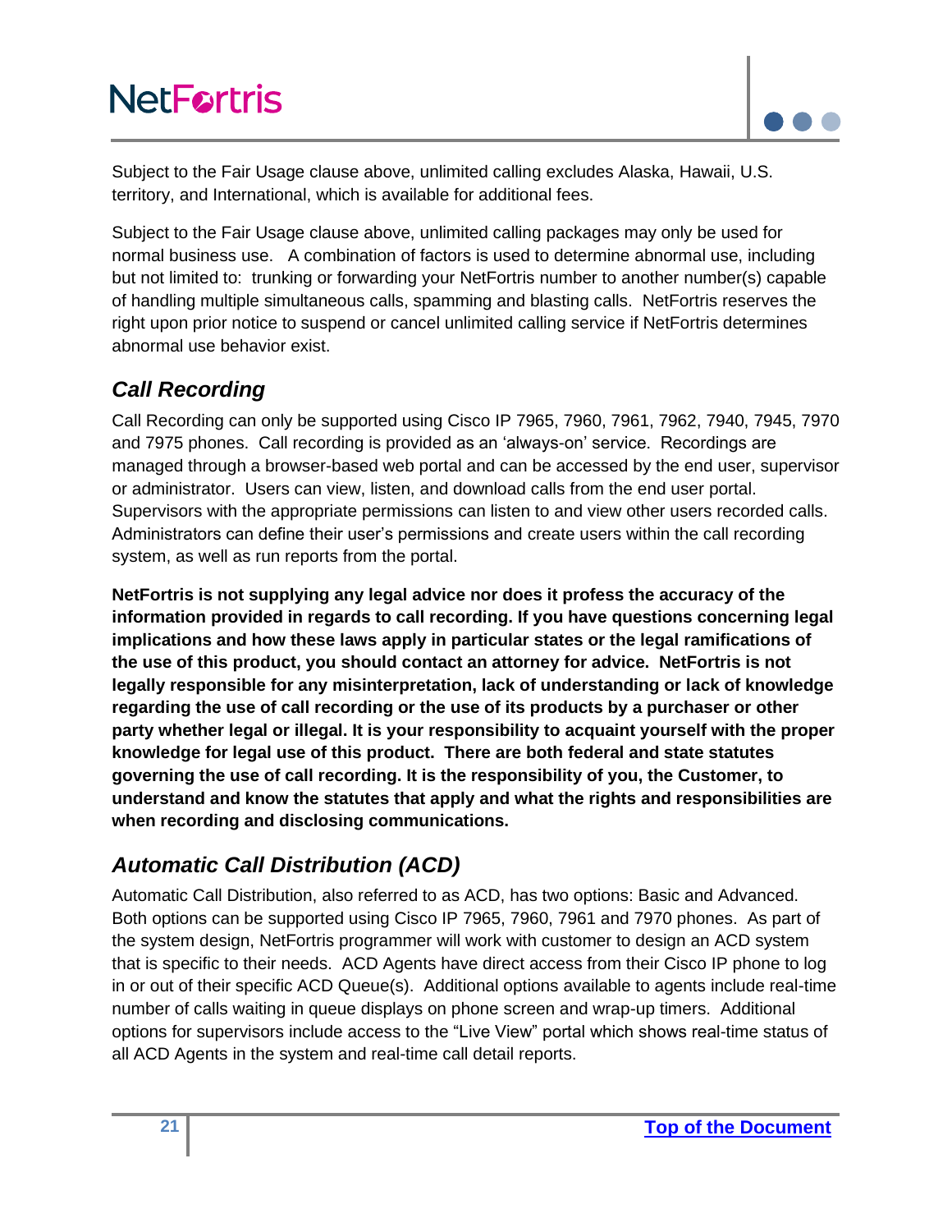Subject to the Fair Usage clause above, unlimited calling excludes Alaska, Hawaii, U.S. territory, and International, which is available for additional fees.

Subject to the Fair Usage clause above, unlimited calling packages may only be used for normal business use. A combination of factors is used to determine abnormal use, including but not limited to: trunking or forwarding your NetFortris number to another number(s) capable of handling multiple simultaneous calls, spamming and blasting calls. NetFortris reserves the right upon prior notice to suspend or cancel unlimited calling service if NetFortris determines abnormal use behavior exist.

## *Call Recording*

Call Recording can only be supported using Cisco IP 7965, 7960, 7961, 7962, 7940, 7945, 7970 and 7975 phones. Call recording is provided as an 'always-on' service. Recordings are managed through a browser-based web portal and can be accessed by the end user, supervisor or administrator. Users can view, listen, and download calls from the end user portal. Supervisors with the appropriate permissions can listen to and view other users recorded calls. Administrators can define their user's permissions and create users within the call recording system, as well as run reports from the portal.

**NetFortris is not supplying any legal advice nor does it profess the accuracy of the information provided in regards to call recording. If you have questions concerning legal implications and how these laws apply in particular states or the legal ramifications of the use of this product, you should contact an attorney for advice. NetFortris is not legally responsible for any misinterpretation, lack of understanding or lack of knowledge regarding the use of call recording or the use of its products by a purchaser or other party whether legal or illegal. It is your responsibility to acquaint yourself with the proper knowledge for legal use of this product. There are both federal and state statutes governing the use of call recording. It is the responsibility of you, the Customer, to understand and know the statutes that apply and what the rights and responsibilities are when recording and disclosing communications.**

## *Automatic Call Distribution (ACD)*

Automatic Call Distribution, also referred to as ACD, has two options: Basic and Advanced. Both options can be supported using Cisco IP 7965, 7960, 7961 and 7970 phones. As part of the system design, NetFortris programmer will work with customer to design an ACD system that is specific to their needs. ACD Agents have direct access from their Cisco IP phone to log in or out of their specific ACD Queue(s). Additional options available to agents include real-time number of calls waiting in queue displays on phone screen and wrap-up timers. Additional options for supervisors include access to the "Live View" portal which shows real-time status of all ACD Agents in the system and real-time call detail reports.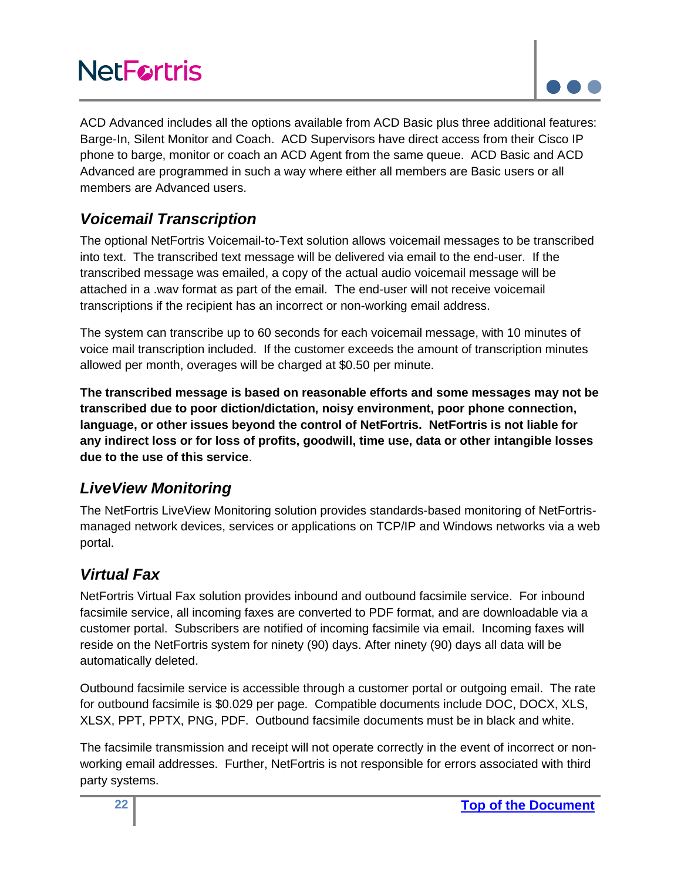ACD Advanced includes all the options available from ACD Basic plus three additional features: Barge-In, Silent Monitor and Coach. ACD Supervisors have direct access from their Cisco IP phone to barge, monitor or coach an ACD Agent from the same queue. ACD Basic and ACD Advanced are programmed in such a way where either all members are Basic users or all members are Advanced users.

## *Voicemail Transcription*

The optional NetFortris Voicemail-to-Text solution allows voicemail messages to be transcribed into text. The transcribed text message will be delivered via email to the end-user. If the transcribed message was emailed, a copy of the actual audio voicemail message will be attached in a .wav format as part of the email. The end-user will not receive voicemail transcriptions if the recipient has an incorrect or non-working email address.

The system can transcribe up to 60 seconds for each voicemail message, with 10 minutes of voice mail transcription included. If the customer exceeds the amount of transcription minutes allowed per month, overages will be charged at $0.50 per minute.

**The transcribed message is based on reasonable efforts and some messages may not be transcribed due to poor diction/dictation, noisy environment, poor phone connection, language, or other issues beyond the control of NetFortris. NetFortris is not liable for any indirect loss or for loss of profits, goodwill, time use, data or other intangible losses due to the use of this service**.

## *LiveView Monitoring*

The NetFortris LiveView Monitoring solution provides standards-based monitoring of NetFortris-managed network devices, services or applications on TCP/IP and Windows networks via a web portal.

## *Virtual Fax*

NetFortris Virtual Fax solution provides inbound and outbound facsimile service. For inbound facsimile service, all incoming faxes are converted to PDF format, and are downloadable via a customer portal. Subscribers are notified of incoming facsimile via email. Incoming faxes will reside on the NetFortris system for ninety (90) days. After ninety (90) days all data will be automatically deleted.

Outbound facsimile service is accessible through a customer portal or outgoing email. The rate for outbound facsimile is $0.029 per page. Compatible documents include DOC, DOCX, XLS, XLSX, PPT, PPTX, PNG, PDF. Outbound facsimile documents must be in black and white.

The facsimile transmission and receipt will not operate correctly in the event of incorrect or non-working email addresses. Further, NetFortris is not responsible for errors associated with third party systems.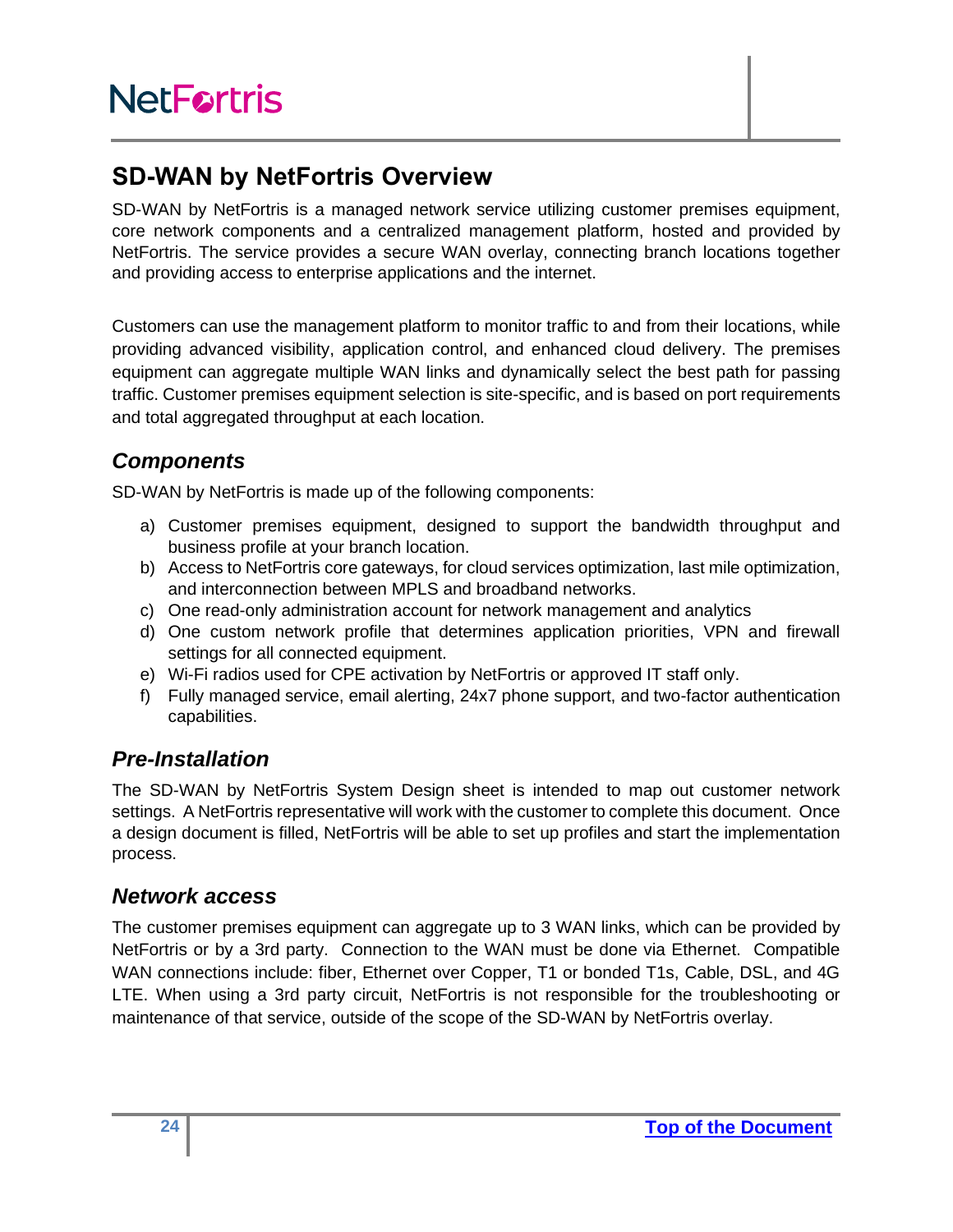## SD-WAN by NetFortris Overview

SD-WAN by NetFortris is a managed network service utilizing customer premises equipment, core network components and a centralized management platform, hosted and provided by NetFortris. The service provides a secure WAN overlay, connecting branch locations together and providing access to enterprise applications and the internet.

Customers can use the management platform to monitor traffic to and from their locations, while providing advanced visibility, application control, and enhanced cloud delivery. The premises equipment can aggregate multiple WAN links and dynamically select the best path for passing traffic. Customer premises equipment selection is site-specific, and is based on port requirements and total aggregated throughput at each location.

### *Components*

SD-WAN by NetFortris is made up of the following components:

a) Customer premises equipment, designed to support the bandwidth throughput and business profile at your branch location.
b) Access to NetFortris core gateways, for cloud services optimization, last mile optimization, and interconnection between MPLS and broadband networks.
c) One read-only administration account for network management and analytics
d) One custom network profile that determines application priorities, VPN and firewall settings for all connected equipment.
e) Wi-Fi radios used for CPE activation by NetFortris or approved IT staff only.
f) Fully managed service, email alerting, 24x7 phone support, and two-factor authentication capabilities.

### *Pre-Installation*

The SD-WAN by NetFortris System Design sheet is intended to map out customer network settings. A NetFortris representative will work with the customer to complete this document. Once a design document is filled, NetFortris will be able to set up profiles and start the implementation process.

### *Network access*

The customer premises equipment can aggregate up to 3 WAN links, which can be provided by NetFortris or by a 3rd party. Connection to the WAN must be done via Ethernet. Compatible WAN connections include: fiber, Ethernet over Copper, T1 or bonded T1s, Cable, DSL, and 4G LTE. When using a 3rd party circuit, NetFortris is not responsible for the troubleshooting or maintenance of that service, outside of the scope of the SD-WAN by NetFortris overlay.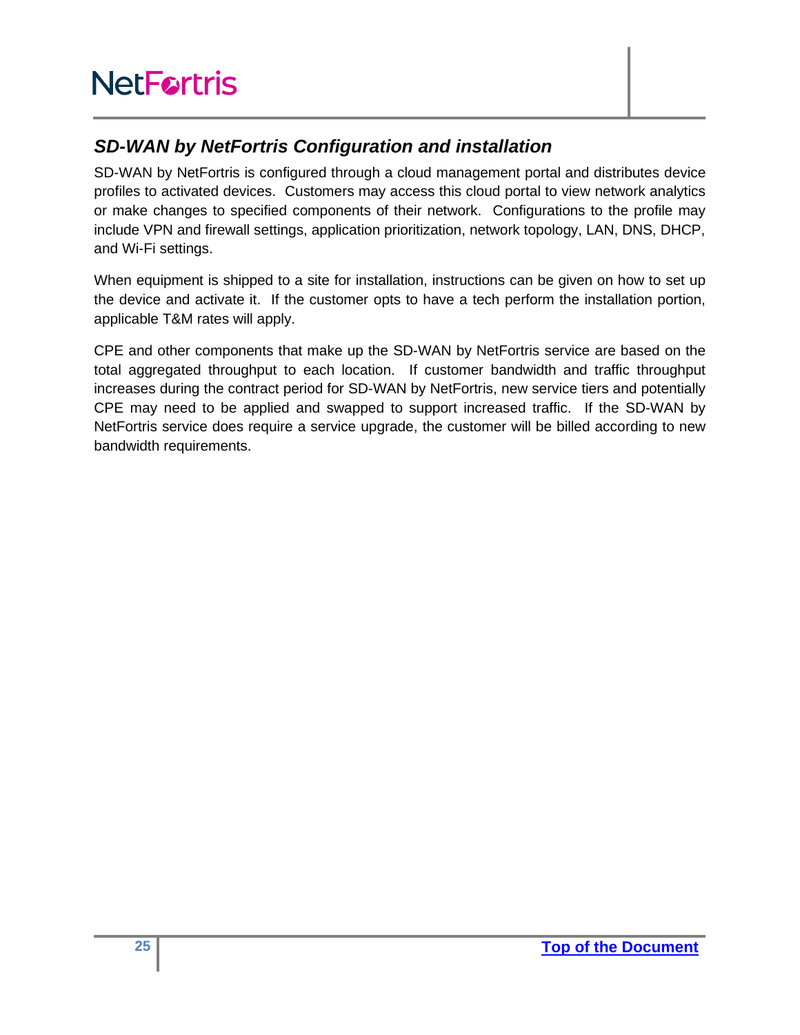## *SD-WAN by NetFortris Configuration and installation*

SD-WAN by NetFortris is configured through a cloud management portal and distributes device profiles to activated devices. Customers may access this cloud portal to view network analytics or make changes to specified components of their network. Configurations to the profile may include VPN and firewall settings, application prioritization, network topology, LAN, DNS, DHCP, and Wi-Fi settings.

When equipment is shipped to a site for installation, instructions can be given on how to set up the device and activate it. If the customer opts to have a tech perform the installation portion, applicable T&M rates will apply.

CPE and other components that make up the SD-WAN by NetFortris service are based on the total aggregated throughput to each location. If customer bandwidth and traffic throughput increases during the contract period for SD-WAN by NetFortris, new service tiers and potentially CPE may need to be applied and swapped to support increased traffic. If the SD-WAN by NetFortris service does require a service upgrade, the customer will be billed according to new bandwidth requirements.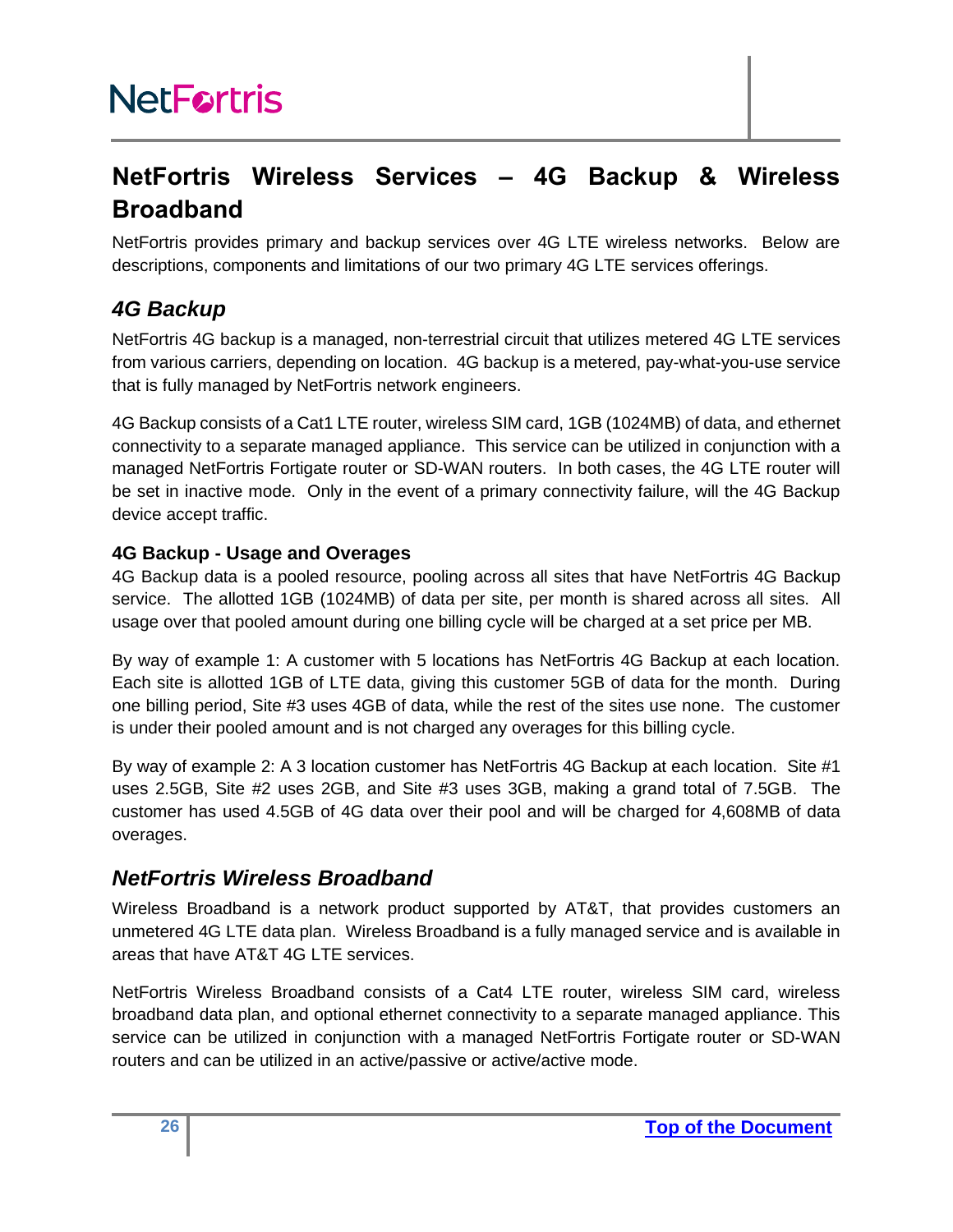## NetFortris Wireless Services – 4G Backup & Wireless Broadband

NetFortris provides primary and backup services over 4G LTE wireless networks. Below are descriptions, components and limitations of our two primary 4G LTE services offerings.

### *4G Backup*

NetFortris 4G backup is a managed, non-terrestrial circuit that utilizes metered 4G LTE services from various carriers, depending on location. 4G backup is a metered, pay-what-you-use service that is fully managed by NetFortris network engineers.

4G Backup consists of a Cat1 LTE router, wireless SIM card, 1GB (1024MB) of data, and ethernet connectivity to a separate managed appliance. This service can be utilized in conjunction with a managed NetFortris Fortigate router or SD-WAN routers. In both cases, the 4G LTE router will be set in inactive mode. Only in the event of a primary connectivity failure, will the 4G Backup device accept traffic.

#### 4G Backup - Usage and Overages

4G Backup data is a pooled resource, pooling across all sites that have NetFortris 4G Backup service. The allotted 1GB (1024MB) of data per site, per month is shared across all sites. All usage over that pooled amount during one billing cycle will be charged at a set price per MB.

By way of example 1: A customer with 5 locations has NetFortris 4G Backup at each location. Each site is allotted 1GB of LTE data, giving this customer 5GB of data for the month. During one billing period, Site #3 uses 4GB of data, while the rest of the sites use none. The customer is under their pooled amount and is not charged any overages for this billing cycle.

By way of example 2: A 3 location customer has NetFortris 4G Backup at each location. Site #1 uses 2.5GB, Site #2 uses 2GB, and Site #3 uses 3GB, making a grand total of 7.5GB. The customer has used 4.5GB of 4G data over their pool and will be charged for 4,608MB of data overages.

### *NetFortris Wireless Broadband*

Wireless Broadband is a network product supported by AT&T, that provides customers an unmetered 4G LTE data plan. Wireless Broadband is a fully managed service and is available in areas that have AT&T 4G LTE services.

NetFortris Wireless Broadband consists of a Cat4 LTE router, wireless SIM card, wireless broadband data plan, and optional ethernet connectivity to a separate managed appliance. This service can be utilized in conjunction with a managed NetFortris Fortigate router or SD-WAN routers and can be utilized in an active/passive or active/active mode.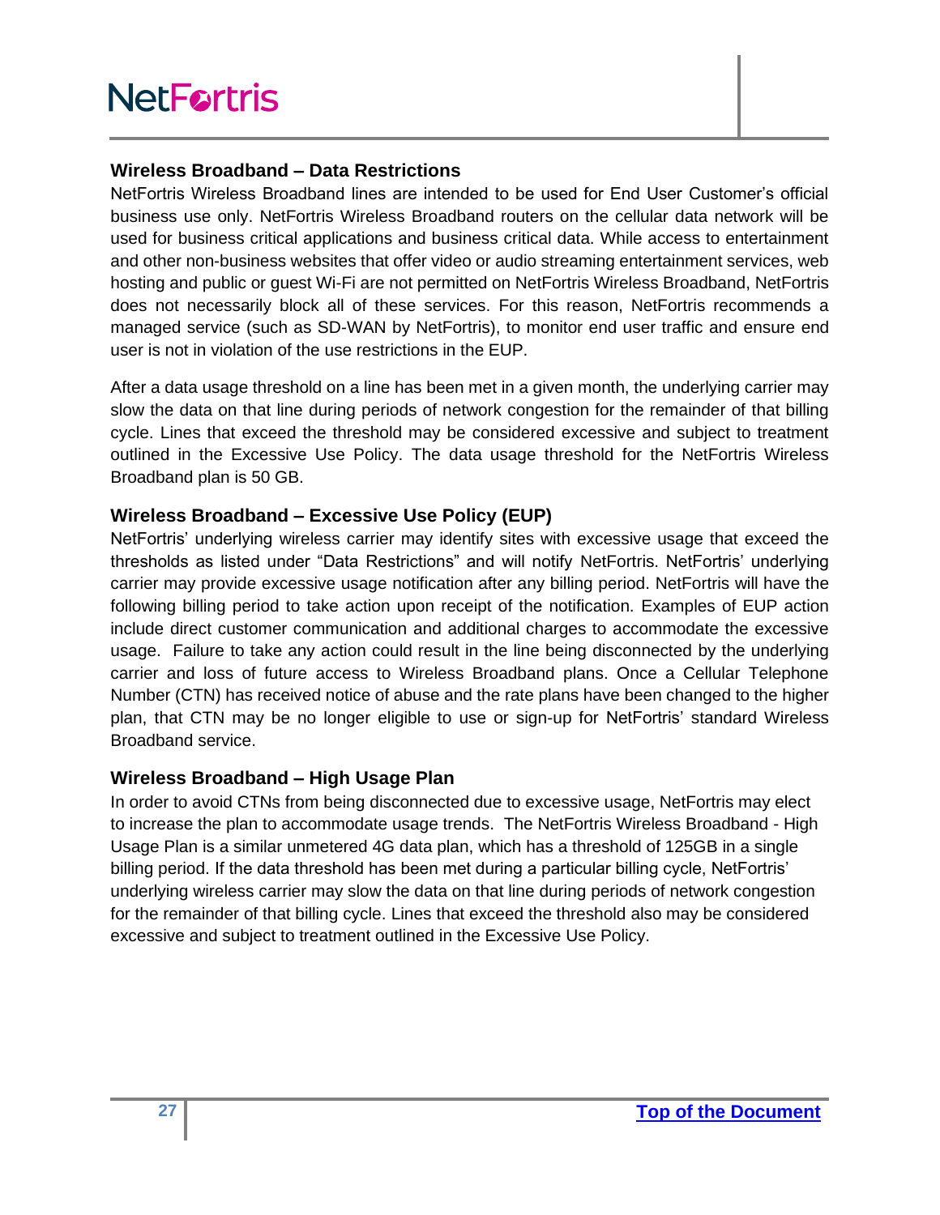### Wireless Broadband – Data Restrictions

NetFortris Wireless Broadband lines are intended to be used for End User Customer's official business use only. NetFortris Wireless Broadband routers on the cellular data network will be used for business critical applications and business critical data. While access to entertainment and other non-business websites that offer video or audio streaming entertainment services, web hosting and public or guest Wi-Fi are not permitted on NetFortris Wireless Broadband, NetFortris does not necessarily block all of these services. For this reason, NetFortris recommends a managed service (such as SD-WAN by NetFortris), to monitor end user traffic and ensure end user is not in violation of the use restrictions in the EUP.

After a data usage threshold on a line has been met in a given month, the underlying carrier may slow the data on that line during periods of network congestion for the remainder of that billing cycle. Lines that exceed the threshold may be considered excessive and subject to treatment outlined in the Excessive Use Policy. The data usage threshold for the NetFortris Wireless Broadband plan is 50 GB.

### Wireless Broadband – Excessive Use Policy (EUP)

NetFortris' underlying wireless carrier may identify sites with excessive usage that exceed the thresholds as listed under "Data Restrictions" and will notify NetFortris. NetFortris' underlying carrier may provide excessive usage notification after any billing period. NetFortris will have the following billing period to take action upon receipt of the notification. Examples of EUP action include direct customer communication and additional charges to accommodate the excessive usage. Failure to take any action could result in the line being disconnected by the underlying carrier and loss of future access to Wireless Broadband plans. Once a Cellular Telephone Number (CTN) has received notice of abuse and the rate plans have been changed to the higher plan, that CTN may be no longer eligible to use or sign-up for NetFortris' standard Wireless Broadband service.

### Wireless Broadband – High Usage Plan

In order to avoid CTNs from being disconnected due to excessive usage, NetFortris may elect to increase the plan to accommodate usage trends. The NetFortris Wireless Broadband - High Usage Plan is a similar unmetered 4G data plan, which has a threshold of 125GB in a single billing period. If the data threshold has been met during a particular billing cycle, NetFortris' underlying wireless carrier may slow the data on that line during periods of network congestion for the remainder of that billing cycle. Lines that exceed the threshold also may be considered excessive and subject to treatment outlined in the Excessive Use Policy.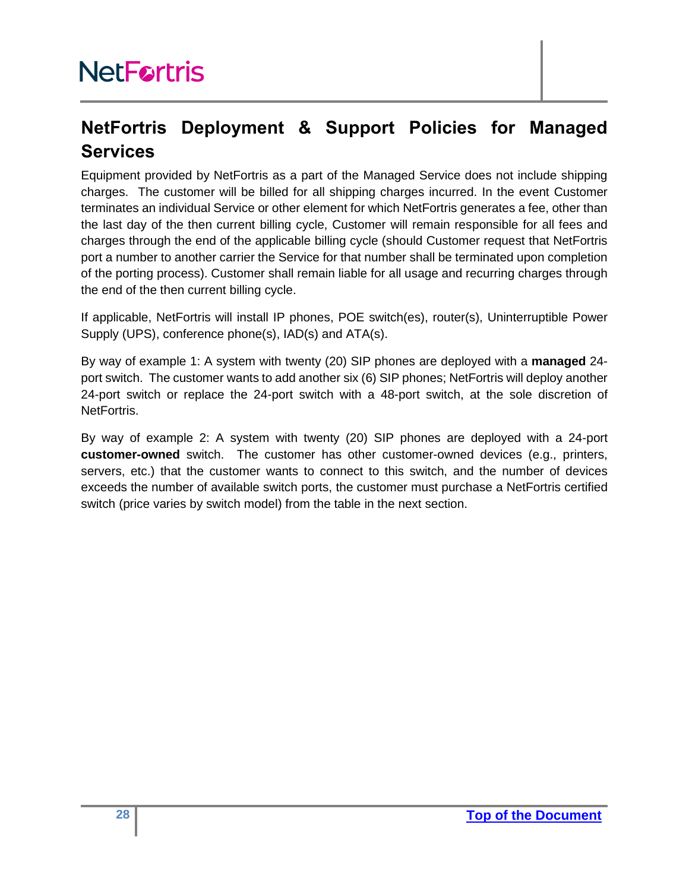## NetFortris Deployment & Support Policies for Managed Services

Equipment provided by NetFortris as a part of the Managed Service does not include shipping charges. The customer will be billed for all shipping charges incurred. In the event Customer terminates an individual Service or other element for which NetFortris generates a fee, other than the last day of the then current billing cycle, Customer will remain responsible for all fees and charges through the end of the applicable billing cycle (should Customer request that NetFortris port a number to another carrier the Service for that number shall be terminated upon completion of the porting process). Customer shall remain liable for all usage and recurring charges through the end of the then current billing cycle.

If applicable, NetFortris will install IP phones, POE switch(es), router(s), Uninterruptible Power Supply (UPS), conference phone(s), IAD(s) and ATA(s).

By way of example 1: A system with twenty (20) SIP phones are deployed with a **managed** 24-port switch. The customer wants to add another six (6) SIP phones; NetFortris will deploy another 24-port switch or replace the 24-port switch with a 48-port switch, at the sole discretion of NetFortris.

By way of example 2: A system with twenty (20) SIP phones are deployed with a 24-port **customer-owned** switch. The customer has other customer-owned devices (e.g., printers, servers, etc.) that the customer wants to connect to this switch, and the number of devices exceeds the number of available switch ports, the customer must purchase a NetFortris certified switch (price varies by switch model) from the table in the next section.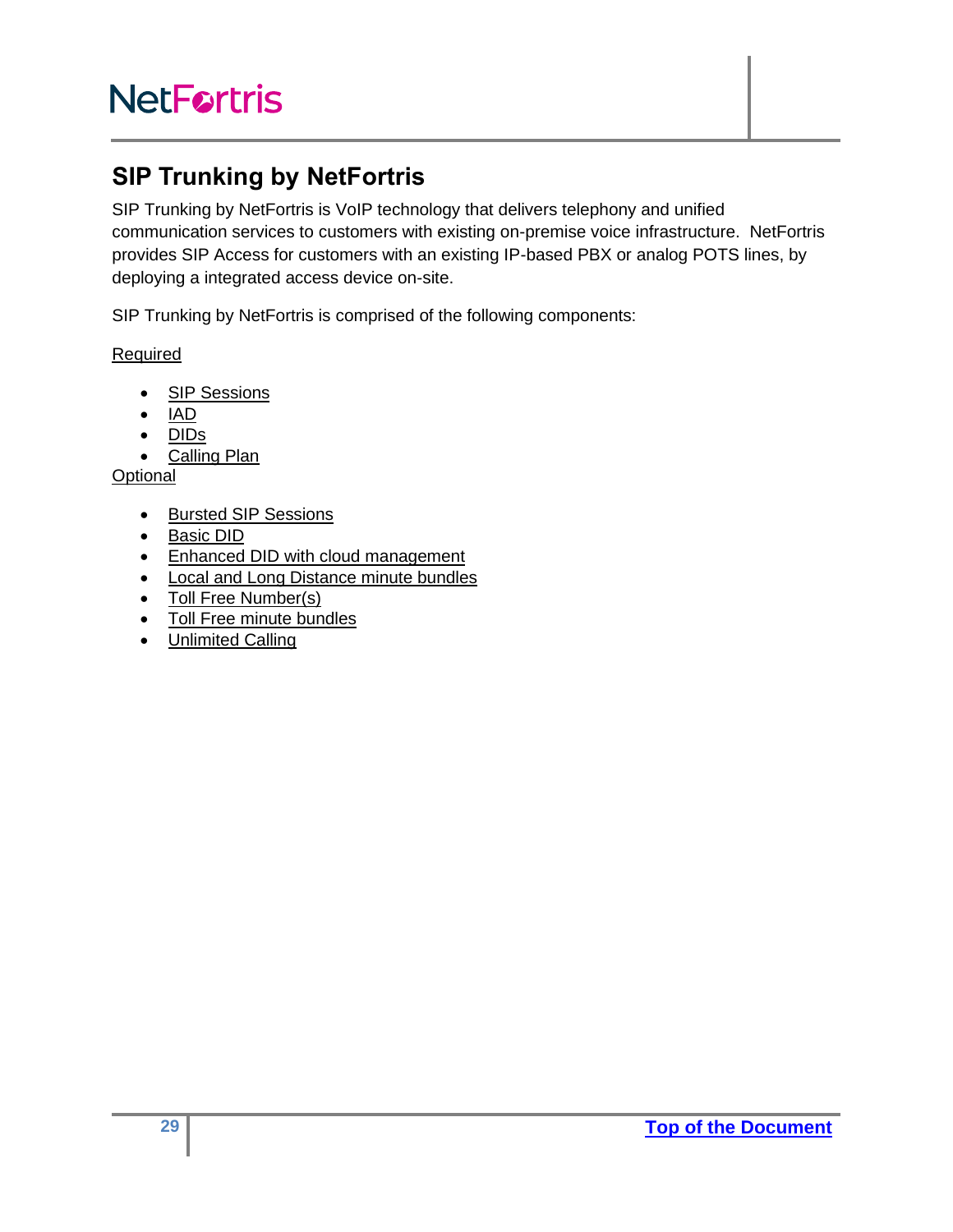## SIP Trunking by NetFortris

SIP Trunking by NetFortris is VoIP technology that delivers telephony and unified communication services to customers with existing on-premise voice infrastructure. NetFortris provides SIP Access for customers with an existing IP-based PBX or analog POTS lines, by deploying a integrated access device on-site.

SIP Trunking by NetFortris is comprised of the following components:

Required

- SIP Sessions
- IAD
- DIDs
- Calling Plan

Optional

- Bursted SIP Sessions
- Basic DID
- Enhanced DID with cloud management
- Local and Long Distance minute bundles
- Toll Free Number(s)
- Toll Free minute bundles
- Unlimited Calling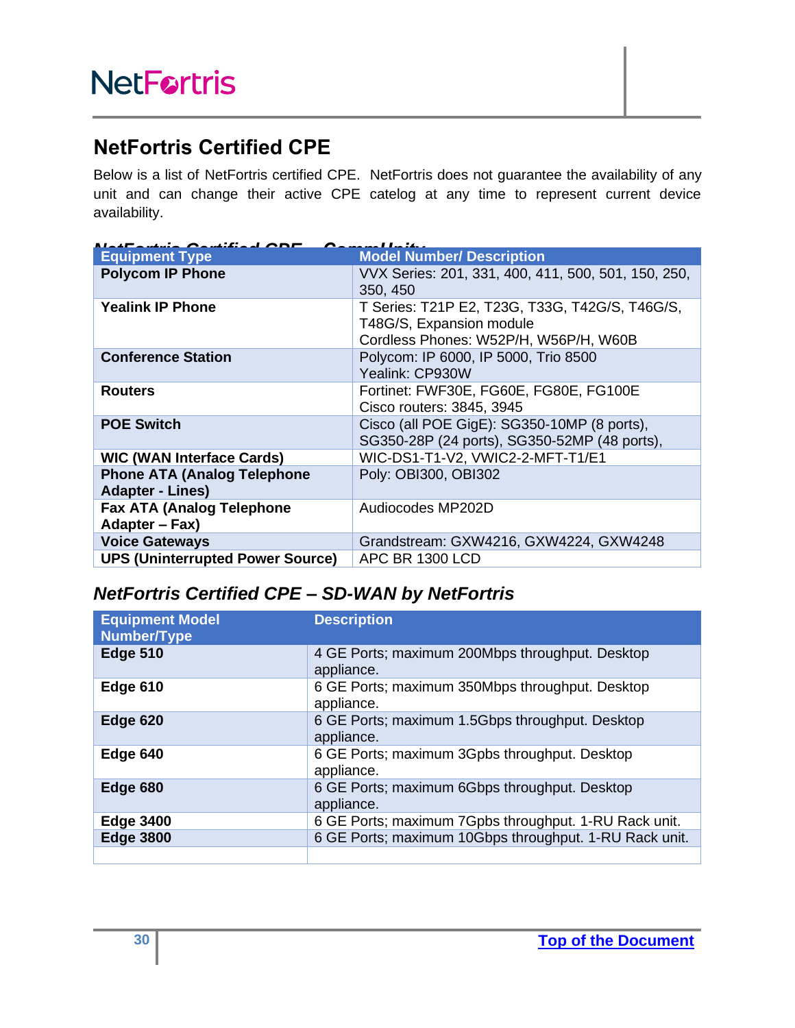## NetFortris Certified CPE

Below is a list of NetFortris certified CPE. NetFortris does not guarantee the availability of any unit and can change their active CPE catelog at any time to represent current device availability.

### *NetFortris Certified CPE – CommUnity*

| Equipment Type | Model Number/ Description |
|---|---|
| **Polycom IP Phone** | VVX Series: 201, 331, 400, 411, 500, 501, 150, 250, 350, 450 |
| **Yealink IP Phone** | T Series: T21P E2, T23G, T33G, T42G/S, T46G/S, T48G/S, Expansion module<br>Cordless Phones: W52P/H, W56P/H, W60B |
| **Conference Station** | Polycom: IP 6000, IP 5000, Trio 8500<br>Yealink: CP930W |
| **Routers** | Fortinet: FWF30E, FG60E, FG80E, FG100E<br>Cisco routers: 3845, 3945 |
| **POE Switch** | Cisco (all POE GigE): SG350-10MP (8 ports), SG350-28P (24 ports), SG350-52MP (48 ports), |
| **WIC (WAN Interface Cards)** | WIC-DS1-T1-V2, VWIC2-2-MFT-T1/E1 |
| **Phone ATA (Analog Telephone Adapter - Lines)** | Poly: OBI300, OBI302 |
| **Fax ATA (Analog Telephone Adapter – Fax)** | Audiocodes MP202D |
| **Voice Gateways** | Grandstream: GXW4216, GXW4224, GXW4248 |
| **UPS (Uninterrupted Power Source)** | APC BR 1300 LCD |

### *NetFortris Certified CPE – SD-WAN by NetFortris*

| Equipment Model Number/Type | Description |
|---|---|
| **Edge 510** | 4 GE Ports; maximum 200Mbps throughput. Desktop appliance. |
| **Edge 610** | 6 GE Ports; maximum 350Mbps throughput. Desktop appliance. |
| **Edge 620** | 6 GE Ports; maximum 1.5Gbps throughput. Desktop appliance. |
| **Edge 640** | 6 GE Ports; maximum 3Gpbs throughput. Desktop appliance. |
| **Edge 680** | 6 GE Ports; maximum 6Gbps throughput. Desktop appliance. |
| **Edge 3400** | 6 GE Ports; maximum 7Gpbs throughput. 1-RU Rack unit. |
| **Edge 3800** | 6 GE Ports; maximum 10Gbps throughput. 1-RU Rack unit. |
| | |

[Top of the Document]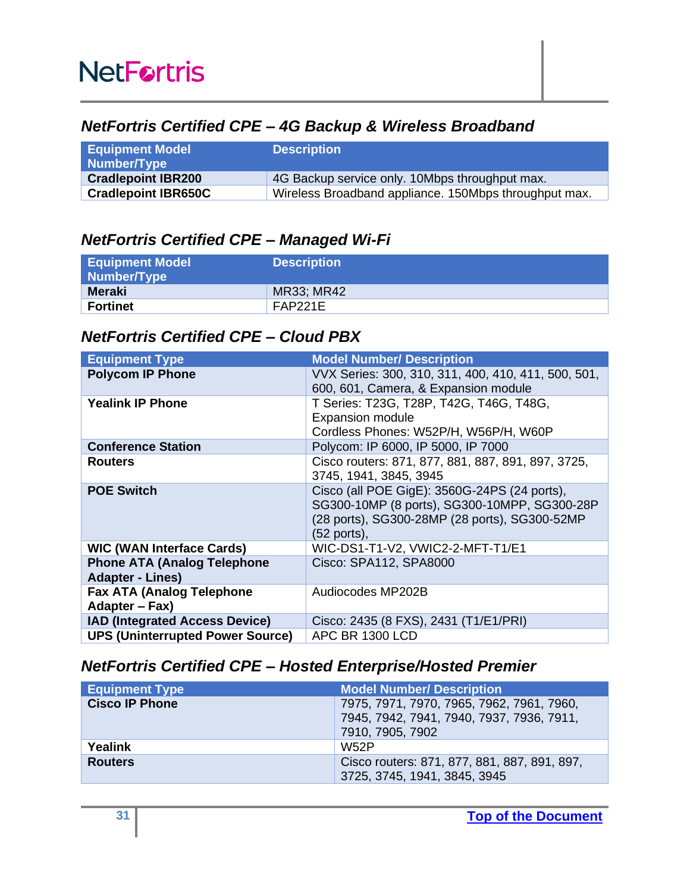## *NetFortris Certified CPE – 4G Backup & Wireless Broadband*

| Equipment Model Number/Type | Description |
|---|---|
| **Cradlepoint IBR200** | 4G Backup service only. 10Mbps throughput max. |
| **Cradlepoint IBR650C** | Wireless Broadband appliance. 150Mbps throughput max. |

## *NetFortris Certified CPE – Managed Wi-Fi*

| Equipment Model Number/Type | Description |
|---|---|
| **Meraki** | MR33; MR42 |
| **Fortinet** | FAP221E |

## *NetFortris Certified CPE – Cloud PBX*

| Equipment Type | Model Number/ Description |
|---|---|
| **Polycom IP Phone** | VVX Series: 300, 310, 311, 400, 410, 411, 500, 501, 600, 601, Camera, & Expansion module |
| **Yealink IP Phone** | T Series: T23G, T28P, T42G, T46G, T48G, Expansion module<br>Cordless Phones: W52P/H, W56P/H, W60P |
| **Conference Station** | Polycom: IP 6000, IP 5000, IP 7000 |
| **Routers** | Cisco routers: 871, 877, 881, 887, 891, 897, 3725, 3745, 1941, 3845, 3945 |
| **POE Switch** | Cisco (all POE GigE): 3560G-24PS (24 ports), SG300-10MP (8 ports), SG300-10MPP, SG300-28P (28 ports), SG300-28MP (28 ports), SG300-52MP (52 ports), |
| **WIC (WAN Interface Cards)** | WIC-DS1-T1-V2, VWIC2-2-MFT-T1/E1 |
| **Phone ATA (Analog Telephone Adapter - Lines)** | Cisco: SPA112, SPA8000 |
| **Fax ATA (Analog Telephone Adapter – Fax)** | Audiocodes MP202B |
| **IAD (Integrated Access Device)** | Cisco: 2435 (8 FXS), 2431 (T1/E1/PRI) |
| **UPS (Uninterrupted Power Source)** | APC BR 1300 LCD |

## *NetFortris Certified CPE – Hosted Enterprise/Hosted Premier*

| Equipment Type | Model Number/ Description |
|---|---|
| **Cisco IP Phone** | 7975, 7971, 7970, 7965, 7962, 7961, 7960, 7945, 7942, 7941, 7940, 7937, 7936, 7911, 7910, 7905, 7902 |
| **Yealink** | W52P |
| **Routers** | Cisco routers: 871, 877, 881, 887, 891, 897, 3725, 3745, 1941, 3845, 3945 |

Top of the Document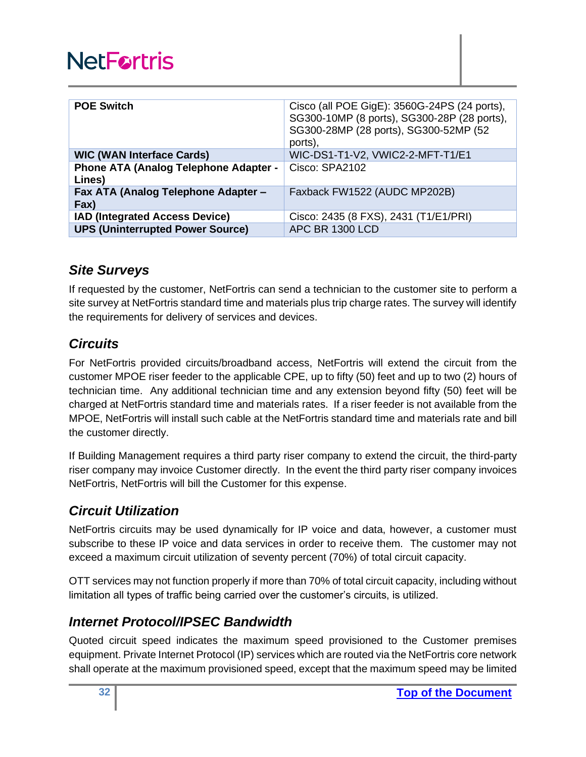| **POE Switch** | Cisco (all POE GigE): 3560G-24PS (24 ports), SG300-10MP (8 ports), SG300-28P (28 ports), SG300-28MP (28 ports), SG300-52MP (52 ports), |
|---|---|
| **WIC (WAN Interface Cards)** | WIC-DS1-T1-V2, VWIC2-2-MFT-T1/E1 |
| **Phone ATA (Analog Telephone Adapter - Lines)** | Cisco: SPA2102 |
| **Fax ATA (Analog Telephone Adapter – Fax)** | Faxback FW1522 (AUDC MP202B) |
| **IAD (Integrated Access Device)** | Cisco: 2435 (8 FXS), 2431 (T1/E1/PRI) |
| **UPS (Uninterrupted Power Source)** | APC BR 1300 LCD |

## *Site Surveys*

If requested by the customer, NetFortris can send a technician to the customer site to perform a site survey at NetFortris standard time and materials plus trip charge rates. The survey will identify the requirements for delivery of services and devices.

## *Circuits*

For NetFortris provided circuits/broadband access, NetFortris will extend the circuit from the customer MPOE riser feeder to the applicable CPE, up to fifty (50) feet and up to two (2) hours of technician time. Any additional technician time and any extension beyond fifty (50) feet will be charged at NetFortris standard time and materials rates. If a riser feeder is not available from the MPOE, NetFortris will install such cable at the NetFortris standard time and materials rate and bill the customer directly.

If Building Management requires a third party riser company to extend the circuit, the third-party riser company may invoice Customer directly. In the event the third party riser company invoices NetFortris, NetFortris will bill the Customer for this expense.

## *Circuit Utilization*

NetFortris circuits may be used dynamically for IP voice and data, however, a customer must subscribe to these IP voice and data services in order to receive them. The customer may not exceed a maximum circuit utilization of seventy percent (70%) of total circuit capacity.

OTT services may not function properly if more than 70% of total circuit capacity, including without limitation all types of traffic being carried over the customer's circuits, is utilized.

## *Internet Protocol/IPSEC Bandwidth*

Quoted circuit speed indicates the maximum speed provisioned to the Customer premises equipment. Private Internet Protocol (IP) services which are routed via the NetFortris core network shall operate at the maximum provisioned speed, except that the maximum speed may be limited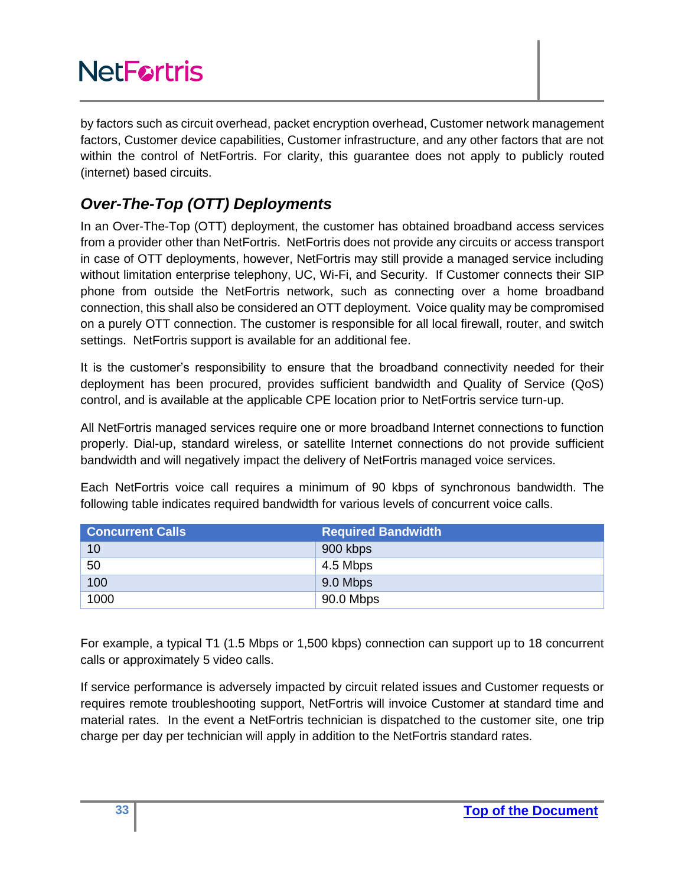by factors such as circuit overhead, packet encryption overhead, Customer network management factors, Customer device capabilities, Customer infrastructure, and any other factors that are not within the control of NetFortris. For clarity, this guarantee does not apply to publicly routed (internet) based circuits.

### *Over-The-Top (OTT) Deployments*

In an Over-The-Top (OTT) deployment, the customer has obtained broadband access services from a provider other than NetFortris. NetFortris does not provide any circuits or access transport in case of OTT deployments, however, NetFortris may still provide a managed service including without limitation enterprise telephony, UC, Wi-Fi, and Security. If Customer connects their SIP phone from outside the NetFortris network, such as connecting over a home broadband connection, this shall also be considered an OTT deployment. Voice quality may be compromised on a purely OTT connection. The customer is responsible for all local firewall, router, and switch settings. NetFortris support is available for an additional fee.

It is the customer's responsibility to ensure that the broadband connectivity needed for their deployment has been procured, provides sufficient bandwidth and Quality of Service (QoS) control, and is available at the applicable CPE location prior to NetFortris service turn-up.

All NetFortris managed services require one or more broadband Internet connections to function properly. Dial-up, standard wireless, or satellite Internet connections do not provide sufficient bandwidth and will negatively impact the delivery of NetFortris managed voice services.

Each NetFortris voice call requires a minimum of 90 kbps of synchronous bandwidth. The following table indicates required bandwidth for various levels of concurrent voice calls.

| Concurrent Calls | Required Bandwidth |
|---|---|
| 10 | 900 kbps |
| 50 | 4.5 Mbps |
| 100 | 9.0 Mbps |
| 1000 | 90.0 Mbps |

For example, a typical T1 (1.5 Mbps or 1,500 kbps) connection can support up to 18 concurrent calls or approximately 5 video calls.

If service performance is adversely impacted by circuit related issues and Customer requests or requires remote troubleshooting support, NetFortris will invoice Customer at standard time and material rates. In the event a NetFortris technician is dispatched to the customer site, one trip charge per day per technician will apply in addition to the NetFortris standard rates.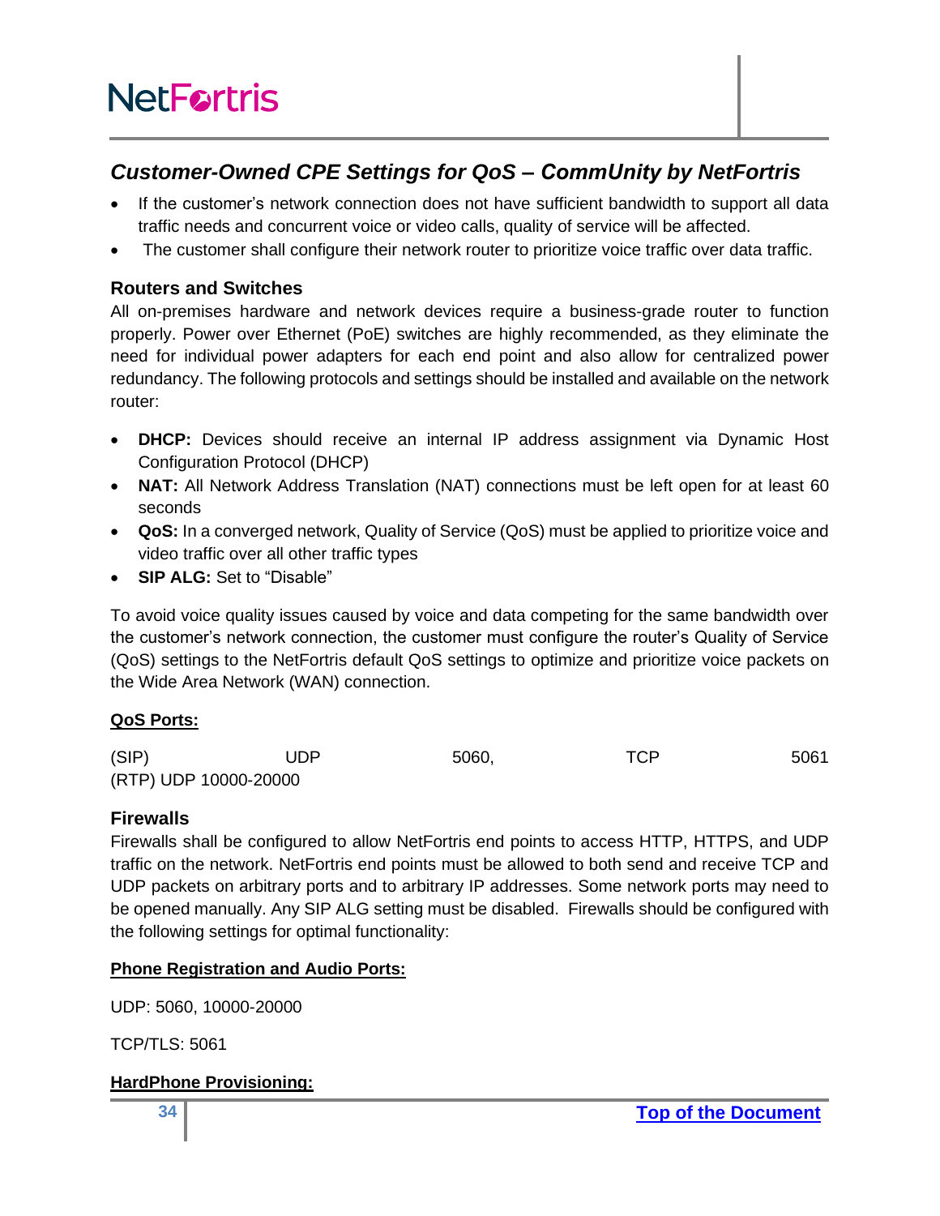## *Customer-Owned CPE Settings for QoS – CommUnity by NetFortris*

- If the customer's network connection does not have sufficient bandwidth to support all data traffic needs and concurrent voice or video calls, quality of service will be affected.
- The customer shall configure their network router to prioritize voice traffic over data traffic.

### Routers and Switches

All on-premises hardware and network devices require a business-grade router to function properly. Power over Ethernet (PoE) switches are highly recommended, as they eliminate the need for individual power adapters for each end point and also allow for centralized power redundancy. The following protocols and settings should be installed and available on the network router:

- **DHCP:** Devices should receive an internal IP address assignment via Dynamic Host Configuration Protocol (DHCP)
- **NAT:** All Network Address Translation (NAT) connections must be left open for at least 60 seconds
- **QoS:** In a converged network, Quality of Service (QoS) must be applied to prioritize voice and video traffic over all other traffic types
- **SIP ALG:** Set to "Disable"

To avoid voice quality issues caused by voice and data competing for the same bandwidth over the customer's network connection, the customer must configure the router's Quality of Service (QoS) settings to the NetFortris default QoS settings to optimize and prioritize voice packets on the Wide Area Network (WAN) connection.

**QoS Ports:**

(SIP) UDP 5060, TCP 5061
(RTP) UDP 10000-20000

### Firewalls

Firewalls shall be configured to allow NetFortris end points to access HTTP, HTTPS, and UDP traffic on the network. NetFortris end points must be allowed to both send and receive TCP and UDP packets on arbitrary ports and to arbitrary IP addresses. Some network ports may need to be opened manually. Any SIP ALG setting must be disabled. Firewalls should be configured with the following settings for optimal functionality:

**Phone Registration and Audio Ports:**

UDP: 5060, 10000-20000

TCP/TLS: 5061

**HardPhone Provisioning:**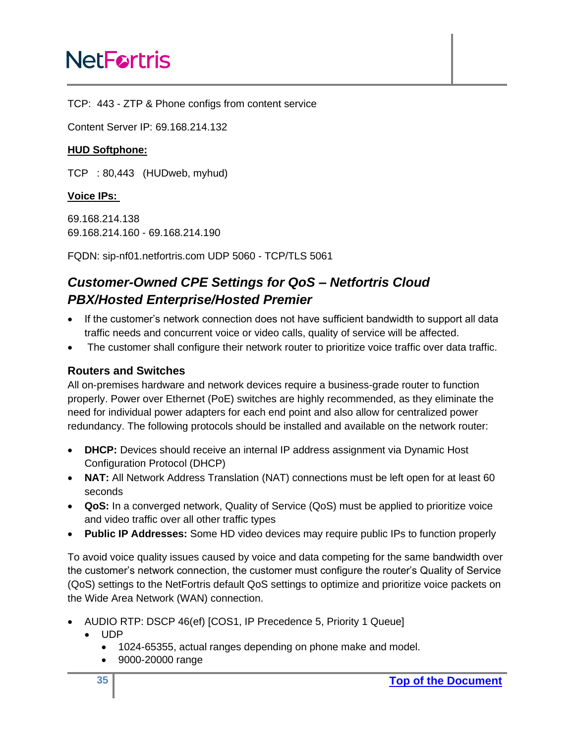TCP: 443 - ZTP & Phone configs from content service

Content Server IP: 69.168.214.132

**HUD Softphone:**

TCP : 80,443 (HUDweb, myhud)

**Voice IPs:**

69.168.214.138
69.168.214.160 - 69.168.214.190

FQDN: sip-nf01.netfortris.com UDP 5060 - TCP/TLS 5061

## *Customer-Owned CPE Settings for QoS – Netfortris Cloud PBX/Hosted Enterprise/Hosted Premier*

- If the customer's network connection does not have sufficient bandwidth to support all data traffic needs and concurrent voice or video calls, quality of service will be affected.
- The customer shall configure their network router to prioritize voice traffic over data traffic.

### Routers and Switches

All on-premises hardware and network devices require a business-grade router to function properly. Power over Ethernet (PoE) switches are highly recommended, as they eliminate the need for individual power adapters for each end point and also allow for centralized power redundancy. The following protocols should be installed and available on the network router:

- **DHCP:** Devices should receive an internal IP address assignment via Dynamic Host Configuration Protocol (DHCP)
- **NAT:** All Network Address Translation (NAT) connections must be left open for at least 60 seconds
- **QoS:** In a converged network, Quality of Service (QoS) must be applied to prioritize voice and video traffic over all other traffic types
- **Public IP Addresses:** Some HD video devices may require public IPs to function properly

To avoid voice quality issues caused by voice and data competing for the same bandwidth over the customer's network connection, the customer must configure the router's Quality of Service (QoS) settings to the NetFortris default QoS settings to optimize and prioritize voice packets on the Wide Area Network (WAN) connection.

- AUDIO RTP: DSCP 46(ef) [COS1, IP Precedence 5, Priority 1 Queue]
  - UDP
    - 1024-65355, actual ranges depending on phone make and model.
    - 9000-20000 range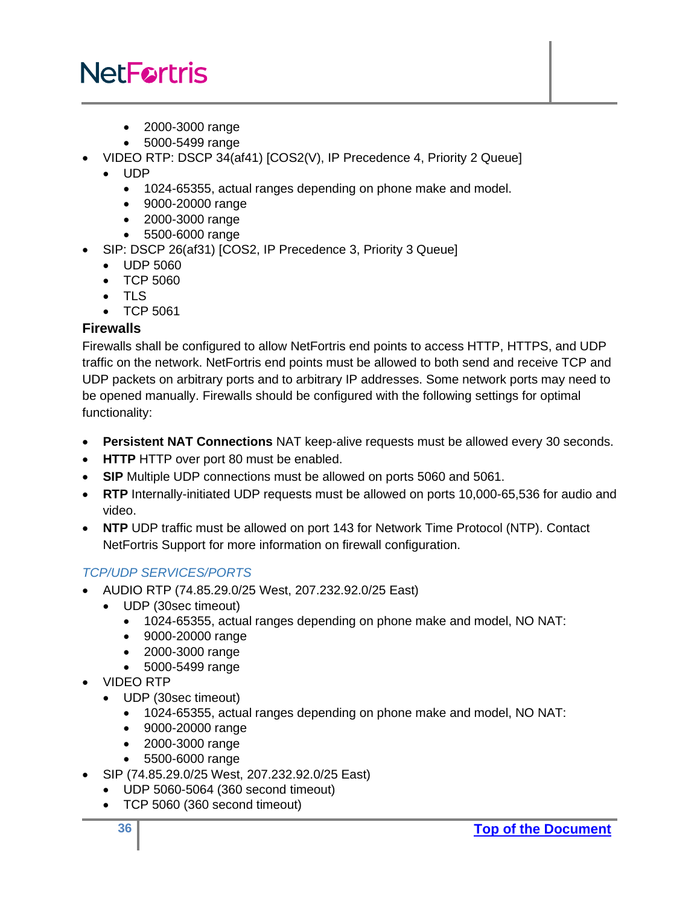- 2000-3000 range
        - 5000-5499 range
- VIDEO RTP: DSCP 34(af41) [COS2(V), IP Precedence 4, Priority 2 Queue]
    - UDP
        - 1024-65355, actual ranges depending on phone make and model.
        - 9000-20000 range
        - 2000-3000 range
        - 5500-6000 range
- SIP: DSCP 26(af31) [COS2, IP Precedence 3, Priority 3 Queue]
    - UDP 5060
    - TCP 5060
    - TLS
    - TCP 5061

### Firewalls

Firewalls shall be configured to allow NetFortris end points to access HTTP, HTTPS, and UDP traffic on the network. NetFortris end points must be allowed to both send and receive TCP and UDP packets on arbitrary ports and to arbitrary IP addresses. Some network ports may need to be opened manually. Firewalls should be configured with the following settings for optimal functionality:

- **Persistent NAT Connections** NAT keep-alive requests must be allowed every 30 seconds.
- **HTTP** HTTP over port 80 must be enabled.
- **SIP** Multiple UDP connections must be allowed on ports 5060 and 5061.
- **RTP** Internally-initiated UDP requests must be allowed on ports 10,000-65,536 for audio and video.
- **NTP** UDP traffic must be allowed on port 143 for Network Time Protocol (NTP). Contact NetFortris Support for more information on firewall configuration.

#### *TCP/UDP SERVICES/PORTS*

- AUDIO RTP (74.85.29.0/25 West, 207.232.92.0/25 East)
    - UDP (30sec timeout)
        - 1024-65355, actual ranges depending on phone make and model, NO NAT:
        - 9000-20000 range
        - 2000-3000 range
        - 5000-5499 range
- VIDEO RTP
    - UDP (30sec timeout)
        - 1024-65355, actual ranges depending on phone make and model, NO NAT:
        - 9000-20000 range
        - 2000-3000 range
        - 5500-6000 range
- SIP (74.85.29.0/25 West, 207.232.92.0/25 East)
    - UDP 5060-5064 (360 second timeout)
    - TCP 5060 (360 second timeout)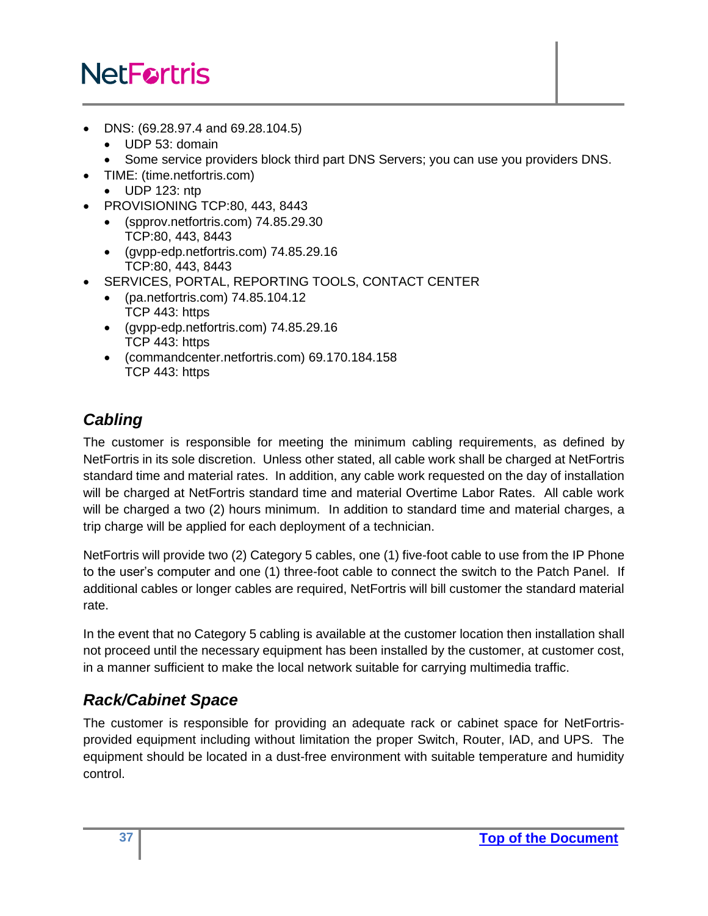- DNS: (69.28.97.4 and 69.28.104.5)
  - UDP 53: domain
  - Some service providers block third part DNS Servers; you can use you providers DNS.
- TIME: (time.netfortris.com)
  - UDP 123: ntp
- PROVISIONING TCP:80, 443, 8443
  - (spprov.netfortris.com) 74.85.29.30 TCP:80, 443, 8443
  - (gvpp-edp.netfortris.com) 74.85.29.16 TCP:80, 443, 8443
- SERVICES, PORTAL, REPORTING TOOLS, CONTACT CENTER
  - (pa.netfortris.com) 74.85.104.12 TCP 443: https
  - (gvpp-edp.netfortris.com) 74.85.29.16 TCP 443: https
  - (commandcenter.netfortris.com) 69.170.184.158 TCP 443: https

## *Cabling*

The customer is responsible for meeting the minimum cabling requirements, as defined by NetFortris in its sole discretion. Unless other stated, all cable work shall be charged at NetFortris standard time and material rates. In addition, any cable work requested on the day of installation will be charged at NetFortris standard time and material Overtime Labor Rates. All cable work will be charged a two (2) hours minimum. In addition to standard time and material charges, a trip charge will be applied for each deployment of a technician.

NetFortris will provide two (2) Category 5 cables, one (1) five-foot cable to use from the IP Phone to the user's computer and one (1) three-foot cable to connect the switch to the Patch Panel. If additional cables or longer cables are required, NetFortris will bill customer the standard material rate.

In the event that no Category 5 cabling is available at the customer location then installation shall not proceed until the necessary equipment has been installed by the customer, at customer cost, in a manner sufficient to make the local network suitable for carrying multimedia traffic.

## *Rack/Cabinet Space*

The customer is responsible for providing an adequate rack or cabinet space for NetFortris-provided equipment including without limitation the proper Switch, Router, IAD, and UPS. The equipment should be located in a dust-free environment with suitable temperature and humidity control.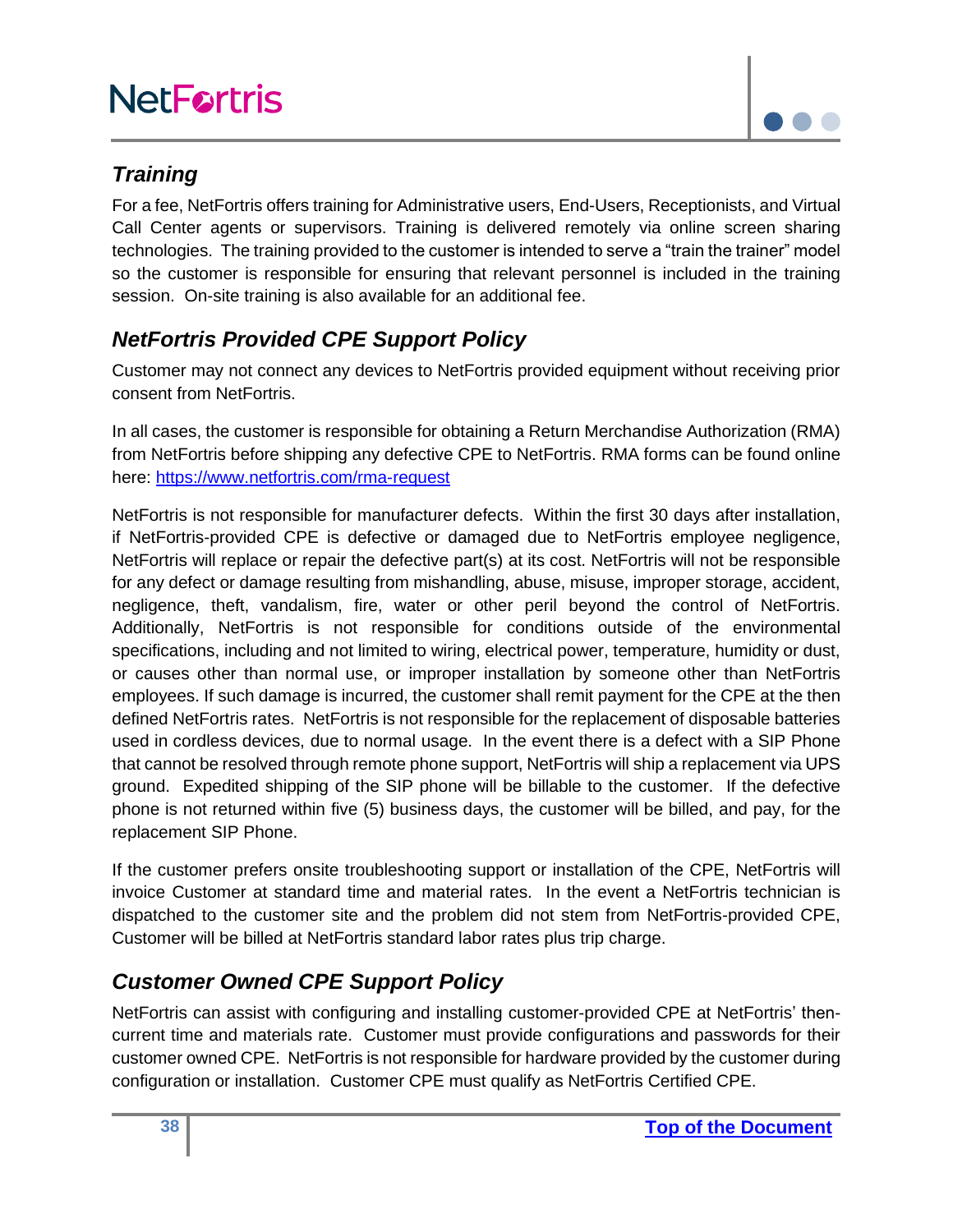## *Training*

For a fee, NetFortris offers training for Administrative users, End-Users, Receptionists, and Virtual Call Center agents or supervisors. Training is delivered remotely via online screen sharing technologies. The training provided to the customer is intended to serve a "train the trainer" model so the customer is responsible for ensuring that relevant personnel is included in the training session. On-site training is also available for an additional fee.

## *NetFortris Provided CPE Support Policy*

Customer may not connect any devices to NetFortris provided equipment without receiving prior consent from NetFortris.

In all cases, the customer is responsible for obtaining a Return Merchandise Authorization (RMA) from NetFortris before shipping any defective CPE to NetFortris. RMA forms can be found online here: [https://www.netfortris.com/rma-request](https://www.netfortris.com/rma-request)

NetFortris is not responsible for manufacturer defects. Within the first 30 days after installation, if NetFortris-provided CPE is defective or damaged due to NetFortris employee negligence, NetFortris will replace or repair the defective part(s) at its cost. NetFortris will not be responsible for any defect or damage resulting from mishandling, abuse, misuse, improper storage, accident, negligence, theft, vandalism, fire, water or other peril beyond the control of NetFortris. Additionally, NetFortris is not responsible for conditions outside of the environmental specifications, including and not limited to wiring, electrical power, temperature, humidity or dust, or causes other than normal use, or improper installation by someone other than NetFortris employees. If such damage is incurred, the customer shall remit payment for the CPE at the then defined NetFortris rates. NetFortris is not responsible for the replacement of disposable batteries used in cordless devices, due to normal usage. In the event there is a defect with a SIP Phone that cannot be resolved through remote phone support, NetFortris will ship a replacement via UPS ground. Expedited shipping of the SIP phone will be billable to the customer. If the defective phone is not returned within five (5) business days, the customer will be billed, and pay, for the replacement SIP Phone.

If the customer prefers onsite troubleshooting support or installation of the CPE, NetFortris will invoice Customer at standard time and material rates. In the event a NetFortris technician is dispatched to the customer site and the problem did not stem from NetFortris-provided CPE, Customer will be billed at NetFortris standard labor rates plus trip charge.

## *Customer Owned CPE Support Policy*

NetFortris can assist with configuring and installing customer-provided CPE at NetFortris' then-current time and materials rate. Customer must provide configurations and passwords for their customer owned CPE. NetFortris is not responsible for hardware provided by the customer during configuration or installation. Customer CPE must qualify as NetFortris Certified CPE.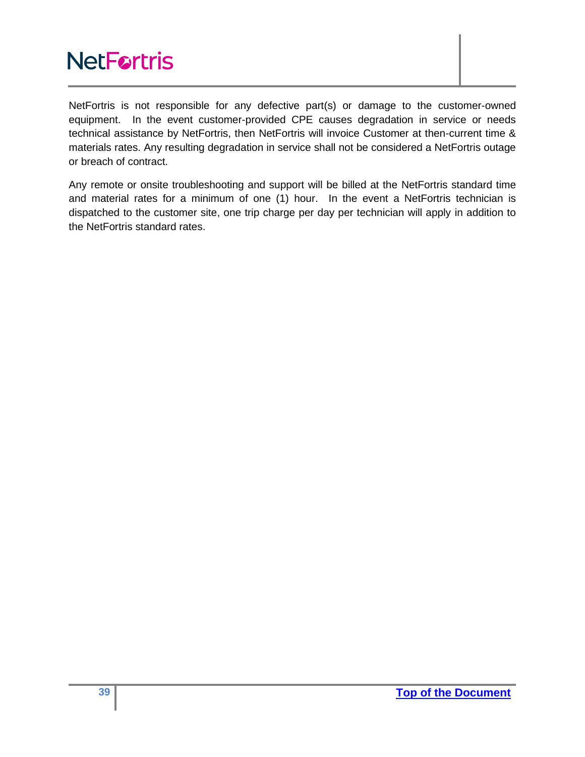NetFortris is not responsible for any defective part(s) or damage to the customer-owned equipment. In the event customer-provided CPE causes degradation in service or needs technical assistance by NetFortris, then NetFortris will invoice Customer at then-current time & materials rates. Any resulting degradation in service shall not be considered a NetFortris outage or breach of contract.

Any remote or onsite troubleshooting and support will be billed at the NetFortris standard time and material rates for a minimum of one (1) hour. In the event a NetFortris technician is dispatched to the customer site, one trip charge per day per technician will apply in addition to the NetFortris standard rates.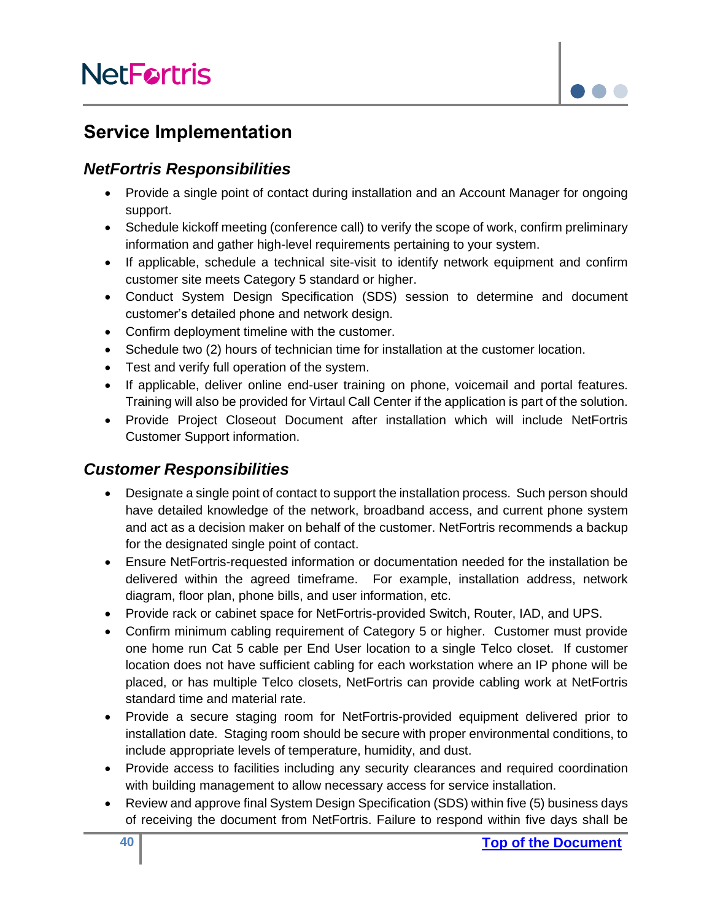## Service Implementation

### *NetFortris Responsibilities*

- Provide a single point of contact during installation and an Account Manager for ongoing support.
- Schedule kickoff meeting (conference call) to verify the scope of work, confirm preliminary information and gather high-level requirements pertaining to your system.
- If applicable, schedule a technical site-visit to identify network equipment and confirm customer site meets Category 5 standard or higher.
- Conduct System Design Specification (SDS) session to determine and document customer's detailed phone and network design.
- Confirm deployment timeline with the customer.
- Schedule two (2) hours of technician time for installation at the customer location.
- Test and verify full operation of the system.
- If applicable, deliver online end-user training on phone, voicemail and portal features. Training will also be provided for Virtaul Call Center if the application is part of the solution.
- Provide Project Closeout Document after installation which will include NetFortris Customer Support information.

### *Customer Responsibilities*

- Designate a single point of contact to support the installation process. Such person should have detailed knowledge of the network, broadband access, and current phone system and act as a decision maker on behalf of the customer. NetFortris recommends a backup for the designated single point of contact.
- Ensure NetFortris-requested information or documentation needed for the installation be delivered within the agreed timeframe. For example, installation address, network diagram, floor plan, phone bills, and user information, etc.
- Provide rack or cabinet space for NetFortris-provided Switch, Router, IAD, and UPS.
- Confirm minimum cabling requirement of Category 5 or higher. Customer must provide one home run Cat 5 cable per End User location to a single Telco closet. If customer location does not have sufficient cabling for each workstation where an IP phone will be placed, or has multiple Telco closets, NetFortris can provide cabling work at NetFortris standard time and material rate.
- Provide a secure staging room for NetFortris-provided equipment delivered prior to installation date. Staging room should be secure with proper environmental conditions, to include appropriate levels of temperature, humidity, and dust.
- Provide access to facilities including any security clearances and required coordination with building management to allow necessary access for service installation.
- Review and approve final System Design Specification (SDS) within five (5) business days of receiving the document from NetFortris. Failure to respond within five days shall be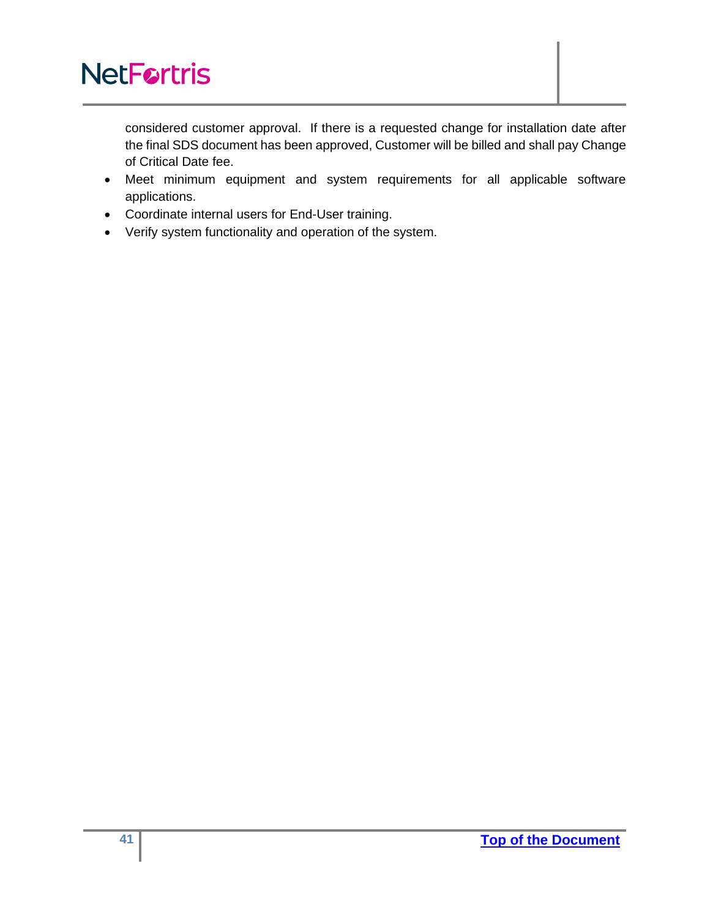considered customer approval. If there is a requested change for installation date after the final SDS document has been approved, Customer will be billed and shall pay Change of Critical Date fee.

- Meet minimum equipment and system requirements for all applicable software applications.
- Coordinate internal users for End-User training.
- Verify system functionality and operation of the system.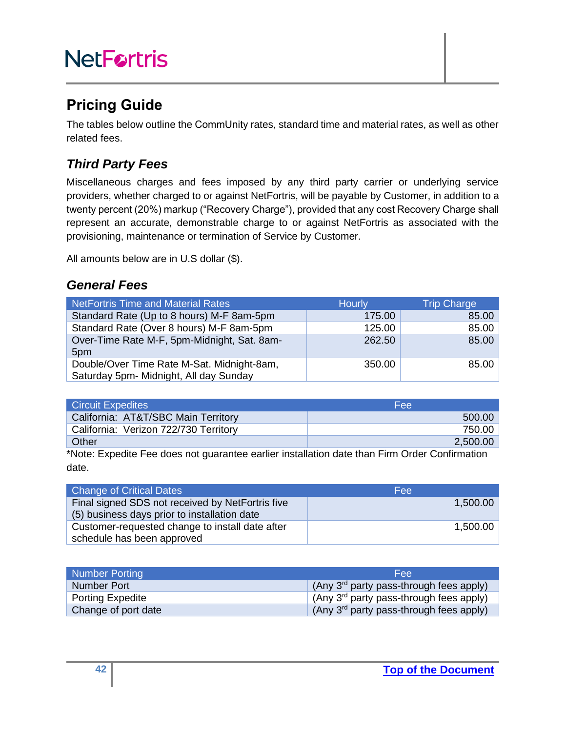## Pricing Guide

The tables below outline the CommUnity rates, standard time and material rates, as well as other related fees.

### *Third Party Fees*

Miscellaneous charges and fees imposed by any third party carrier or underlying service providers, whether charged to or against NetFortris, will be payable by Customer, in addition to a twenty percent (20%) markup ("Recovery Charge"), provided that any cost Recovery Charge shall represent an accurate, demonstrable charge to or against NetFortris as associated with the provisioning, maintenance or termination of Service by Customer.

All amounts below are in U.S dollar ($).

### *General Fees*

| NetFortris Time and Material Rates | Hourly | Trip Charge |
|---|---|---|
| Standard Rate (Up to 8 hours) M-F 8am-5pm | 175.00 | 85.00 |
| Standard Rate (Over 8 hours) M-F 8am-5pm | 125.00 | 85.00 |
| Over-Time Rate M-F, 5pm-Midnight, Sat. 8am-5pm | 262.50 | 85.00 |
| Double/Over Time Rate M-Sat. Midnight-8am, Saturday 5pm- Midnight, All day Sunday | 350.00 | 85.00 |

| Circuit Expedites | Fee |
|---|---|
| California: AT&T/SBC Main Territory | 500.00 |
| California: Verizon 722/730 Territory | 750.00 |
| Other | 2,500.00 |

*Note: Expedite Fee does not guarantee earlier installation date than Firm Order Confirmation date.

| Change of Critical Dates | Fee |
|---|---|
| Final signed SDS not received by NetFortris five (5) business days prior to installation date | 1,500.00 |
| Customer-requested change to install date after schedule has been approved | 1,500.00 |

| Number Porting | Fee |
|---|---|
| Number Port | (Any 3rd party pass-through fees apply) |
| Porting Expedite | (Any 3rd party pass-through fees apply) |
| Change of port date | (Any 3rd party pass-through fees apply) |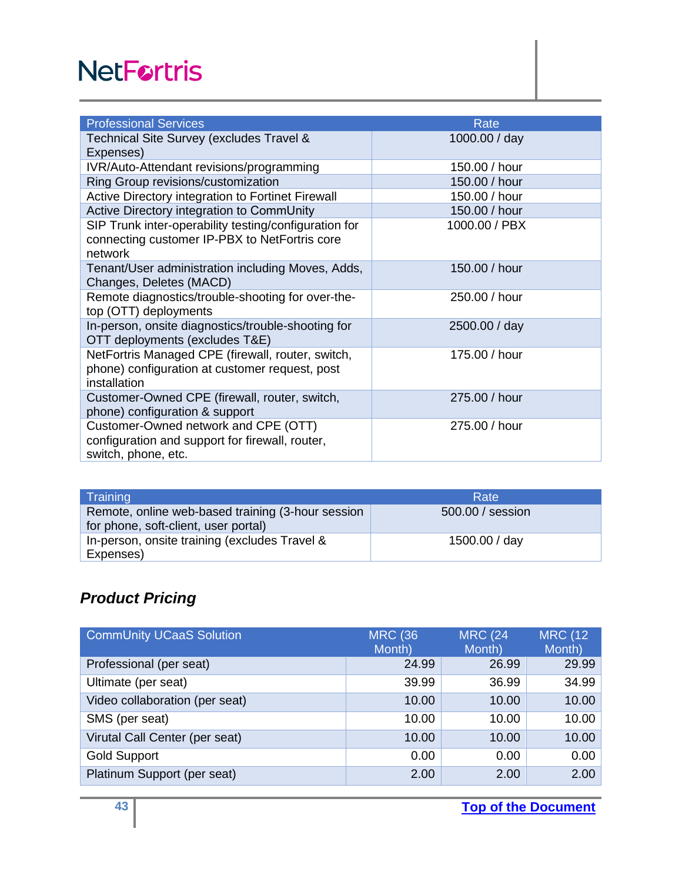| Professional Services | Rate |
| --- | --- |
| Technical Site Survey (excludes Travel & Expenses) | 1000.00 / day |
| IVR/Auto-Attendant revisions/programming | 150.00 / hour |
| Ring Group revisions/customization | 150.00 / hour |
| Active Directory integration to Fortinet Firewall | 150.00 / hour |
| Active Directory integration to CommUnity | 150.00 / hour |
| SIP Trunk inter-operability testing/configuration for connecting customer IP-PBX to NetFortris core network | 1000.00 / PBX |
| Tenant/User administration including Moves, Adds, Changes, Deletes (MACD) | 150.00 / hour |
| Remote diagnostics/trouble-shooting for over-the-top (OTT) deployments | 250.00 / hour |
| In-person, onsite diagnostics/trouble-shooting for OTT deployments (excludes T&E) | 2500.00 / day |
| NetFortris Managed CPE (firewall, router, switch, phone) configuration at customer request, post installation | 175.00 / hour |
| Customer-Owned CPE (firewall, router, switch, phone) configuration & support | 275.00 / hour |
| Customer-Owned network and CPE (OTT) configuration and support for firewall, router, switch, phone, etc. | 275.00 / hour |

| Training | Rate |
| --- | --- |
| Remote, online web-based training (3-hour session for phone, soft-client, user portal) | 500.00 / session |
| In-person, onsite training (excludes Travel & Expenses) | 1500.00 / day |

## ***Product Pricing***

| CommUnity UCaaS Solution | MRC (36 Month) | MRC (24 Month) | MRC (12 Month) |
| --- | --- | --- | --- |
| Professional (per seat) | 24.99 | 26.99 | 29.99 |
| Ultimate (per seat) | 39.99 | 36.99 | 34.99 |
| Video collaboration (per seat) | 10.00 | 10.00 | 10.00 |
| SMS (per seat) | 10.00 | 10.00 | 10.00 |
| Virutal Call Center (per seat) | 10.00 | 10.00 | 10.00 |
| Gold Support | 0.00 | 0.00 | 0.00 |
| Platinum Support (per seat) | 2.00 | 2.00 | 2.00 |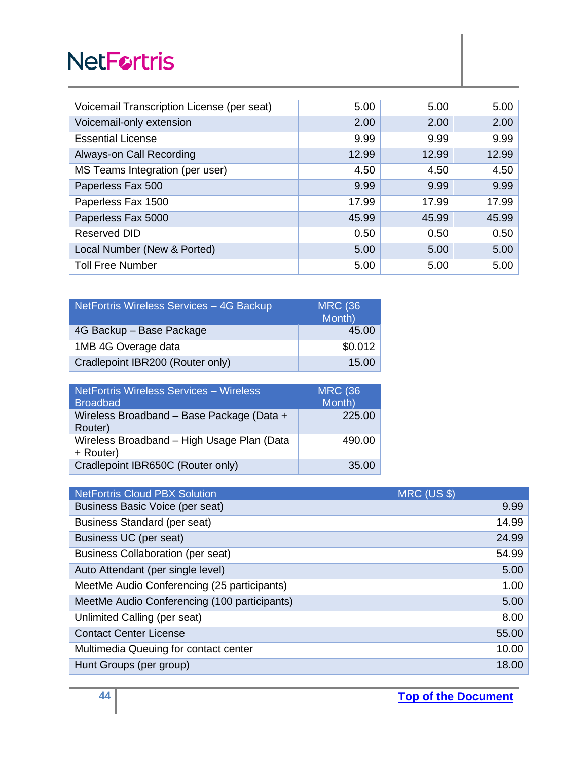| Voicemail Transcription License (per seat) | 5.00 | 5.00 | 5.00 |
|---|---|---|---|
| Voicemail-only extension | 2.00 | 2.00 | 2.00 |
| Essential License | 9.99 | 9.99 | 9.99 |
| Always-on Call Recording | 12.99 | 12.99 | 12.99 |
| MS Teams Integration (per user) | 4.50 | 4.50 | 4.50 |
| Paperless Fax 500 | 9.99 | 9.99 | 9.99 |
| Paperless Fax 1500 | 17.99 | 17.99 | 17.99 |
| Paperless Fax 5000 | 45.99 | 45.99 | 45.99 |
| Reserved DID | 0.50 | 0.50 | 0.50 |
| Local Number (New & Ported) | 5.00 | 5.00 | 5.00 |
| Toll Free Number | 5.00 | 5.00 | 5.00 |

| NetFortris Wireless Services – 4G Backup | MRC (36 Month) |
|---|---|
| 4G Backup – Base Package | 45.00 |
| 1MB 4G Overage data | $0.012 |
| Cradlepoint IBR200 (Router only) | 15.00 |

| NetFortris Wireless Services – Wireless Broadbad | MRC (36 Month) |
|---|---|
| Wireless Broadband – Base Package (Data + Router) | 225.00 |
| Wireless Broadband – High Usage Plan (Data + Router) | 490.00 |
| Cradlepoint IBR650C (Router only) | 35.00 |

| NetFortris Cloud PBX Solution | MRC (US $) |
|---|---|
| Business Basic Voice (per seat) | 9.99 |
| Business Standard (per seat) | 14.99 |
| Business UC (per seat) | 24.99 |
| Business Collaboration (per seat) | 54.99 |
| Auto Attendant (per single level) | 5.00 |
| MeetMe Audio Conferencing (25 participants) | 1.00 |
| MeetMe Audio Conferencing (100 participants) | 5.00 |
| Unlimited Calling (per seat) | 8.00 |
| Contact Center License | 55.00 |
| Multimedia Queuing for contact center | 10.00 |
| Hunt Groups (per group) | 18.00 |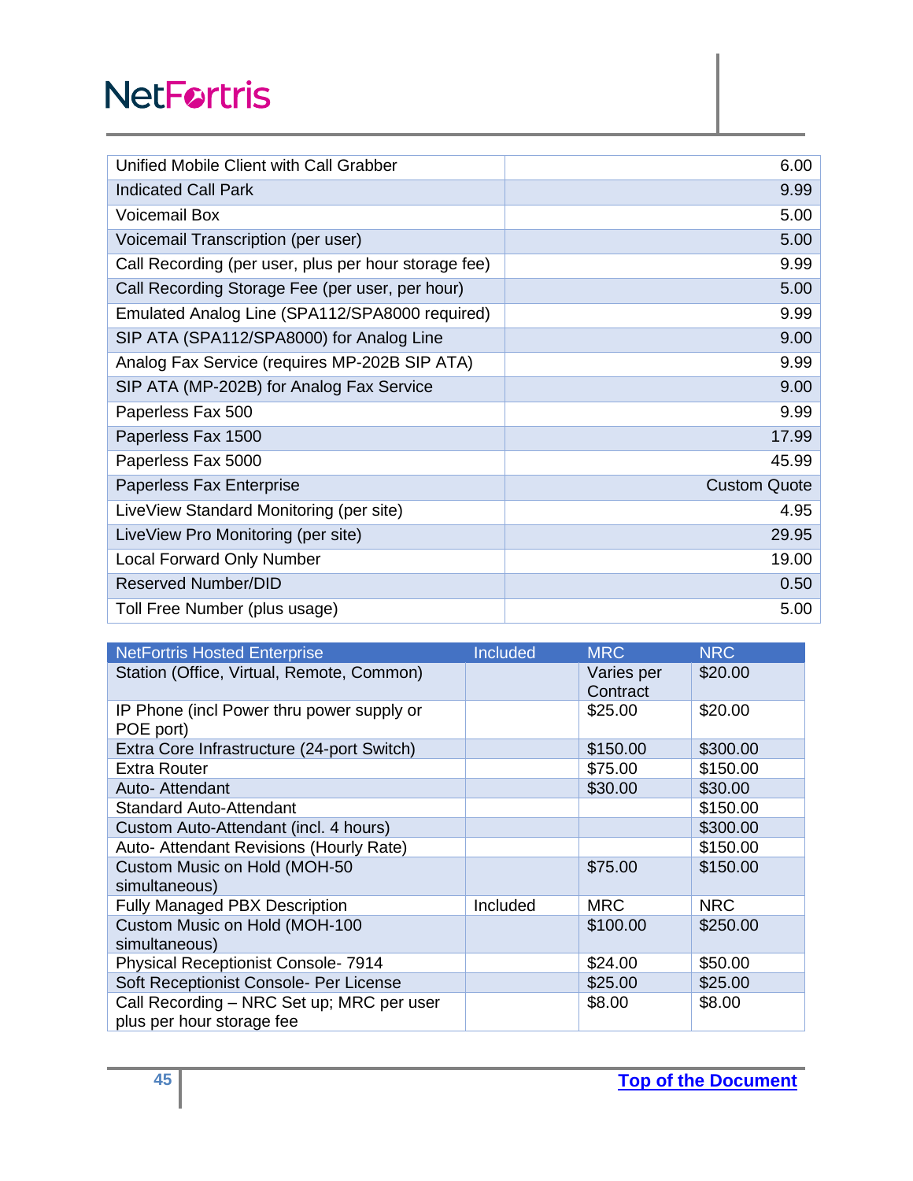NetFortris

| | |
|---|---|
| Unified Mobile Client with Call Grabber | 6.00 |
| Indicated Call Park | 9.99 |
| Voicemail Box | 5.00 |
| Voicemail Transcription (per user) | 5.00 |
| Call Recording (per user, plus per hour storage fee) | 9.99 |
| Call Recording Storage Fee (per user, per hour) | 5.00 |
| Emulated Analog Line (SPA112/SPA8000 required) | 9.99 |
| SIP ATA (SPA112/SPA8000) for Analog Line | 9.00 |
| Analog Fax Service (requires MP-202B SIP ATA) | 9.99 |
| SIP ATA (MP-202B) for Analog Fax Service | 9.00 |
| Paperless Fax 500 | 9.99 |
| Paperless Fax 1500 | 17.99 |
| Paperless Fax 5000 | 45.99 |
| Paperless Fax Enterprise | Custom Quote |
| LiveView Standard Monitoring (per site) | 4.95 |
| LiveView Pro Monitoring (per site) | 29.95 |
| Local Forward Only Number | 19.00 |
| Reserved Number/DID | 0.50 |
| Toll Free Number (plus usage) | 5.00 |

| NetFortris Hosted Enterprise | Included | MRC | NRC |
|---|---|---|---|
| Station (Office, Virtual, Remote, Common) | | Varies per Contract | $20.00 |
| IP Phone (incl Power thru power supply or POE port) | | $25.00 | $20.00 |
| Extra Core Infrastructure (24-port Switch) | | $150.00 | $300.00 |
| Extra Router | | $75.00 | $150.00 |
| Auto- Attendant | | $30.00 | $30.00 |
| Standard Auto-Attendant | | | $150.00 |
| Custom Auto-Attendant (incl. 4 hours) | | | $300.00 |
| Auto- Attendant Revisions (Hourly Rate) | | | $150.00 |
| Custom Music on Hold (MOH-50 simultaneous) | | $75.00 | $150.00 |
| Fully Managed PBX Description | Included | MRC | NRC |
| Custom Music on Hold (MOH-100 simultaneous) | | $100.00 | $250.00 |
| Physical Receptionist Console- 7914 | | $24.00 | $50.00 |
| Soft Receptionist Console- Per License | | $25.00 | $25.00 |
| Call Recording – NRC Set up; MRC per user plus per hour storage fee | | $8.00 | $8.00 |

Top of the Document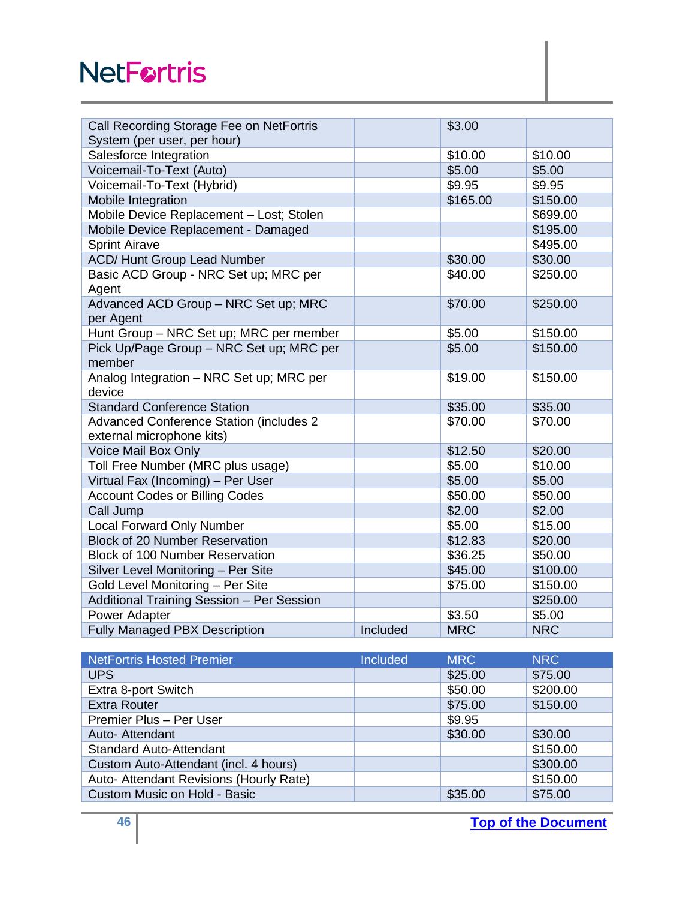| | | | |
|---|---|---|---|
| Call Recording Storage Fee on NetFortris System (per user, per hour) | | $3.00 | |
| Salesforce Integration | | $10.00 | $10.00 |
| Voicemail-To-Text (Auto) | | $5.00 | $5.00 |
| Voicemail-To-Text (Hybrid) | | $9.95 | $9.95 |
| Mobile Integration | | $165.00 | $150.00 |
| Mobile Device Replacement – Lost; Stolen | | | $699.00 |
| Mobile Device Replacement - Damaged | | | $195.00 |
| Sprint Airave | | | $495.00 |
| ACD/ Hunt Group Lead Number | | $30.00 | $30.00 |
| Basic ACD Group - NRC Set up; MRC per Agent | | $40.00 | $250.00 |
| Advanced ACD Group – NRC Set up; MRC per Agent | | $70.00 | $250.00 |
| Hunt Group – NRC Set up; MRC per member | | $5.00 | $150.00 |
| Pick Up/Page Group – NRC Set up; MRC per member | | $5.00 | $150.00 |
| Analog Integration – NRC Set up; MRC per device | | $19.00 | $150.00 |
| Standard Conference Station | | $35.00 | $35.00 |
| Advanced Conference Station (includes 2 external microphone kits) | | $70.00 | $70.00 |
| Voice Mail Box Only | | $12.50 | $20.00 |
| Toll Free Number (MRC plus usage) | | $5.00 | $10.00 |
| Virtual Fax (Incoming) – Per User | | $5.00 | $5.00 |
| Account Codes or Billing Codes | | $50.00 | $50.00 |
| Call Jump | | $2.00 | $2.00 |
| Local Forward Only Number | | $5.00 | $15.00 |
| Block of 20 Number Reservation | | $12.83 | $20.00 |
| Block of 100 Number Reservation | | $36.25 | $50.00 |
| Silver Level Monitoring – Per Site | | $45.00 | $100.00 |
| Gold Level Monitoring – Per Site | | $75.00 | $150.00 |
| Additional Training Session – Per Session | | | $250.00 |
| Power Adapter | | $3.50 | $5.00 |
| Fully Managed PBX Description | Included | MRC | NRC |

| NetFortris Hosted Premier | Included | MRC | NRC |
|---|---|---|---|
| UPS | | $25.00 | $75.00 |
| Extra 8-port Switch | | $50.00 | $200.00 |
| Extra Router | | $75.00 | $150.00 |
| Premier Plus – Per User | | $9.95 | |
| Auto- Attendant | | $30.00 | $30.00 |
| Standard Auto-Attendant | | | $150.00 |
| Custom Auto-Attendant (incl. 4 hours) | | | $300.00 |
| Auto- Attendant Revisions (Hourly Rate) | | | $150.00 |
| Custom Music on Hold - Basic | | $35.00 | $75.00 |

[Top of the Document](#)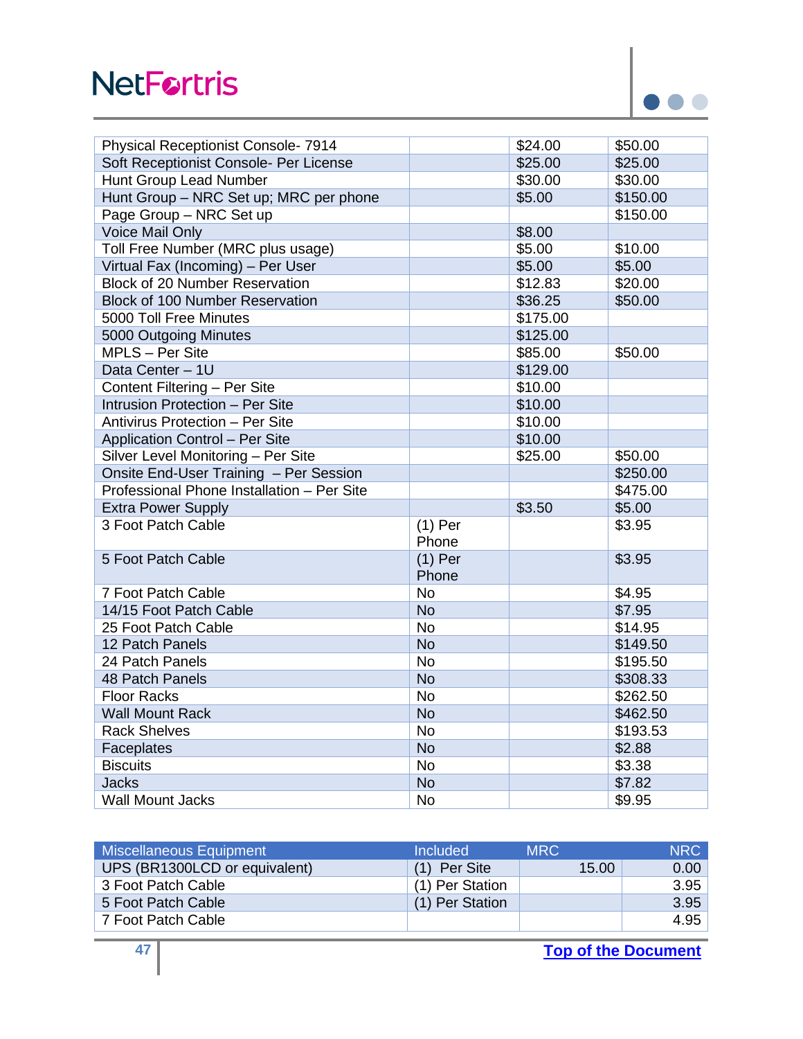| | | | |
|---|---|---|---|
| Physical Receptionist Console- 7914 | | $24.00 | $50.00 |
| Soft Receptionist Console- Per License | | $25.00 | $25.00 |
| Hunt Group Lead Number | | $30.00 | $30.00 |
| Hunt Group – NRC Set up; MRC per phone | | $5.00 | $150.00 |
| Page Group – NRC Set up | | | $150.00 |
| Voice Mail Only | | $8.00 | |
| Toll Free Number (MRC plus usage) | | $5.00 | $10.00 |
| Virtual Fax (Incoming) – Per User | | $5.00 | $5.00 |
| Block of 20 Number Reservation | | $12.83 | $20.00 |
| Block of 100 Number Reservation | | $36.25 | $50.00 |
| 5000 Toll Free Minutes | | $175.00 | |
| 5000 Outgoing Minutes | | $125.00 | |
| MPLS – Per Site | | $85.00 | $50.00 |
| Data Center – 1U | | $129.00 | |
| Content Filtering – Per Site | | $10.00 | |
| Intrusion Protection – Per Site | | $10.00 | |
| Antivirus Protection – Per Site | | $10.00 | |
| Application Control – Per Site | | $10.00 | |
| Silver Level Monitoring – Per Site | | $25.00 | $50.00 |
| Onsite End-User Training – Per Session | | | $250.00 |
| Professional Phone Installation – Per Site | | | $475.00 |
| Extra Power Supply | | $3.50 | $5.00 |
| 3 Foot Patch Cable | (1) Per Phone | | $3.95 |
| 5 Foot Patch Cable | (1) Per Phone | | $3.95 |
| 7 Foot Patch Cable | No | | $4.95 |
| 14/15 Foot Patch Cable | No | | $7.95 |
| 25 Foot Patch Cable | No | | $14.95 |
| 12 Patch Panels | No | | $149.50 |
| 24 Patch Panels | No | | $195.50 |
| 48 Patch Panels | No | | $308.33 |
| Floor Racks | No | | $262.50 |
| Wall Mount Rack | No | | $462.50 |
| Rack Shelves | No | | $193.53 |
| Faceplates | No | | $2.88 |
| Biscuits | No | | $3.38 |
| Jacks | No | | $7.82 |
| Wall Mount Jacks | No | | $9.95 |

| Miscellaneous Equipment | Included | MRC | NRC |
|---|---|---|---|
| UPS (BR1300LCD or equivalent) | (1) Per Site | 15.00 | 0.00 |
| 3 Foot Patch Cable | (1) Per Station | | 3.95 |
| 5 Foot Patch Cable | (1) Per Station | | 3.95 |
| 7 Foot Patch Cable | | | 4.95 |

Top of the Document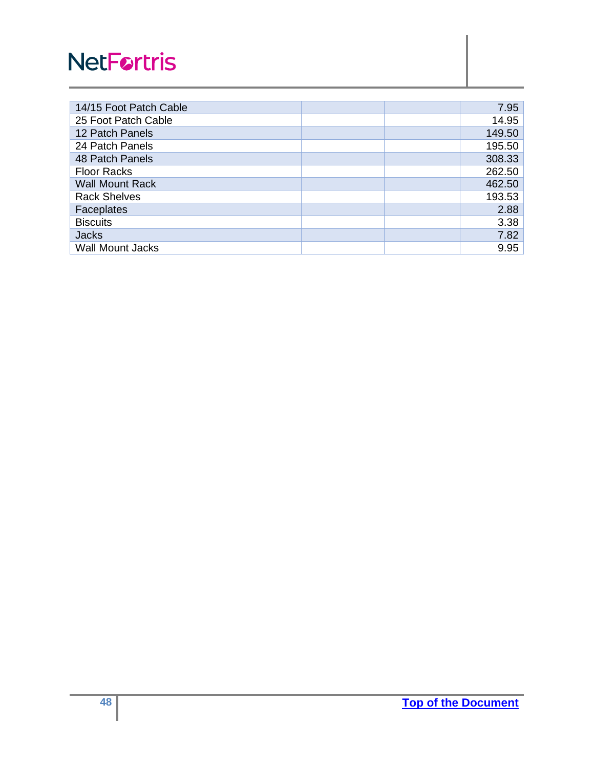| | | | |
|---|---|---|---|
| 14/15 Foot Patch Cable | | | 7.95 |
| 25 Foot Patch Cable | | | 14.95 |
| 12 Patch Panels | | | 149.50 |
| 24 Patch Panels | | | 195.50 |
| 48 Patch Panels | | | 308.33 |
| Floor Racks | | | 262.50 |
| Wall Mount Rack | | | 462.50 |
| Rack Shelves | | | 193.53 |
| Faceplates | | | 2.88 |
| Biscuits | | | 3.38 |
| Jacks | | | 7.82 |
| Wall Mount Jacks | | | 9.95 |

[Top of the Document]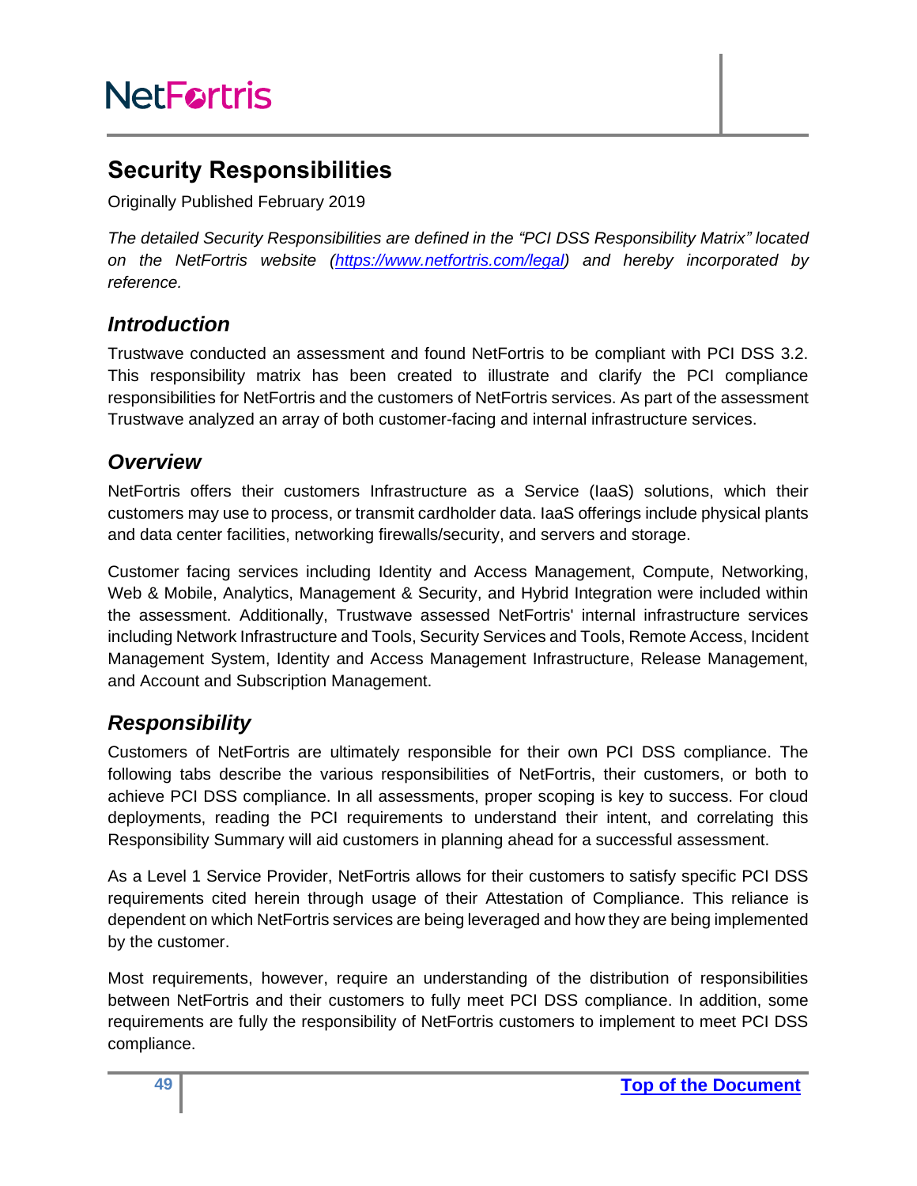## Security Responsibilities

Originally Published February 2019

*The detailed Security Responsibilities are defined in the "PCI DSS Responsibility Matrix" located on the NetFortris website (https://www.netfortris.com/legal) and hereby incorporated by reference.*

### *Introduction*

Trustwave conducted an assessment and found NetFortris to be compliant with PCI DSS 3.2. This responsibility matrix has been created to illustrate and clarify the PCI compliance responsibilities for NetFortris and the customers of NetFortris services. As part of the assessment Trustwave analyzed an array of both customer-facing and internal infrastructure services.

### *Overview*

NetFortris offers their customers Infrastructure as a Service (IaaS) solutions, which their customers may use to process, or transmit cardholder data. IaaS offerings include physical plants and data center facilities, networking firewalls/security, and servers and storage.

Customer facing services including Identity and Access Management, Compute, Networking, Web & Mobile, Analytics, Management & Security, and Hybrid Integration were included within the assessment. Additionally, Trustwave assessed NetFortris' internal infrastructure services including Network Infrastructure and Tools, Security Services and Tools, Remote Access, Incident Management System, Identity and Access Management Infrastructure, Release Management, and Account and Subscription Management.

### *Responsibility*

Customers of NetFortris are ultimately responsible for their own PCI DSS compliance. The following tabs describe the various responsibilities of NetFortris, their customers, or both to achieve PCI DSS compliance. In all assessments, proper scoping is key to success. For cloud deployments, reading the PCI requirements to understand their intent, and correlating this Responsibility Summary will aid customers in planning ahead for a successful assessment.

As a Level 1 Service Provider, NetFortris allows for their customers to satisfy specific PCI DSS requirements cited herein through usage of their Attestation of Compliance. This reliance is dependent on which NetFortris services are being leveraged and how they are being implemented by the customer.

Most requirements, however, require an understanding of the distribution of responsibilities between NetFortris and their customers to fully meet PCI DSS compliance. In addition, some requirements are fully the responsibility of NetFortris customers to implement to meet PCI DSS compliance.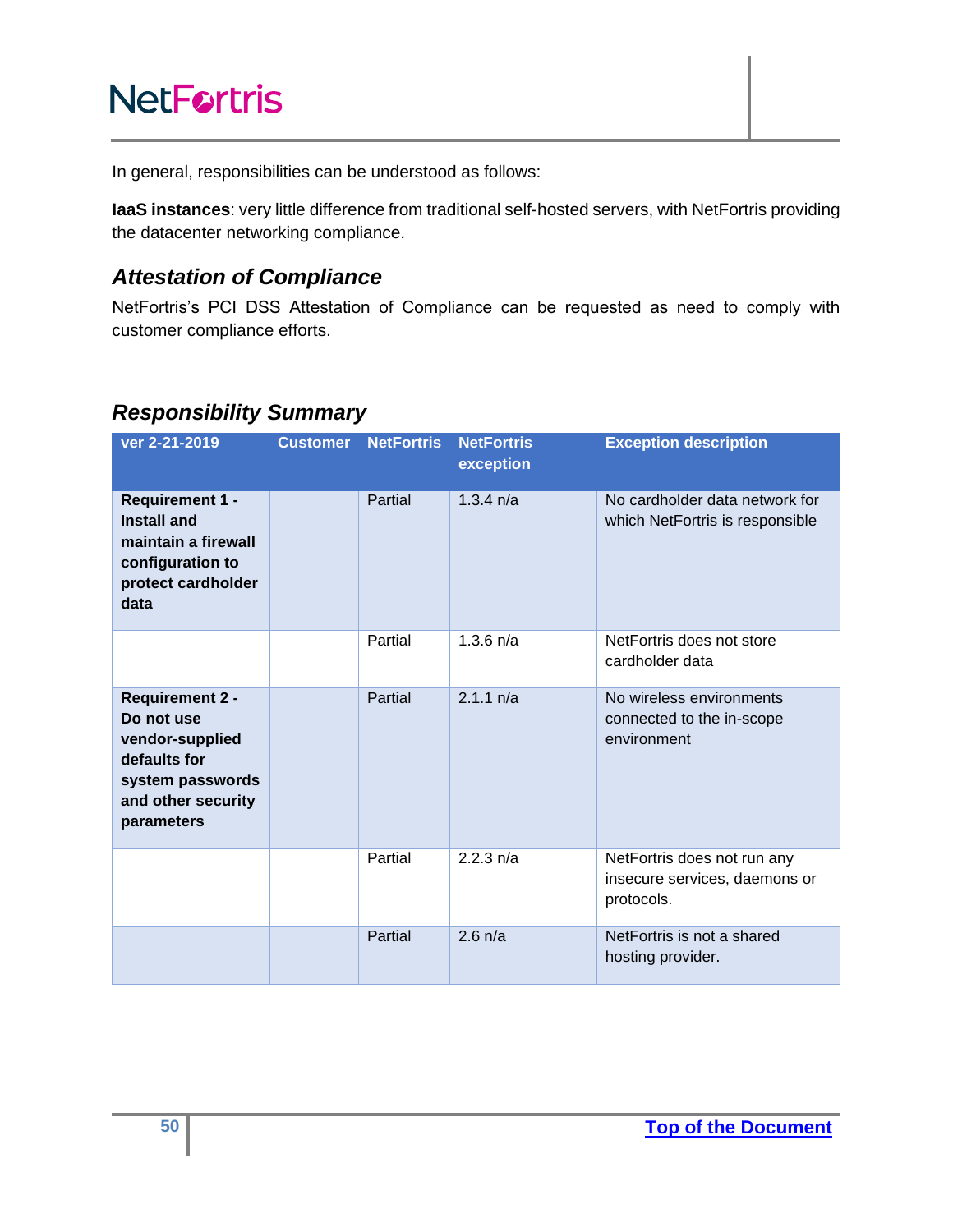In general, responsibilities can be understood as follows:

**IaaS instances**: very little difference from traditional self-hosted servers, with NetFortris providing the datacenter networking compliance.

## *Attestation of Compliance*

NetFortris's PCI DSS Attestation of Compliance can be requested as need to comply with customer compliance efforts.

## *Responsibility Summary*

| ver 2-21-2019 | Customer | NetFortris | NetFortris exception | Exception description |
|---|---|---|---|---|
| **Requirement 1 - Install and maintain a firewall configuration to protect cardholder data** | | Partial | 1.3.4 n/a | No cardholder data network for which NetFortris is responsible |
| | | Partial | 1.3.6 n/a | NetFortris does not store cardholder data |
| **Requirement 2 - Do not use vendor-supplied defaults for system passwords and other security parameters** | | Partial | 2.1.1 n/a | No wireless environments connected to the in-scope environment |
| | | Partial | 2.2.3 n/a | NetFortris does not run any insecure services, daemons or protocols. |
| | | Partial | 2.6 n/a | NetFortris is not a shared hosting provider. |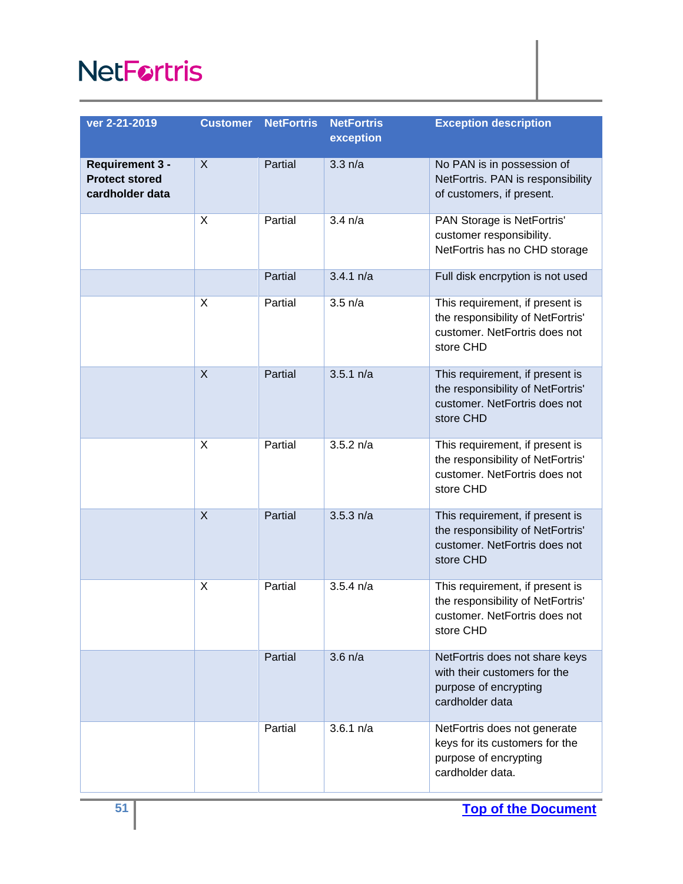| ver 2-21-2019 | Customer | NetFortris | NetFortris exception | Exception description |
|---|---|---|---|---|
| **Requirement 3 - Protect stored cardholder data** | X | Partial | 3.3 n/a | No PAN is in possession of NetFortris. PAN is responsibility of customers, if present. |
| | X | Partial | 3.4 n/a | PAN Storage is NetFortris' customer responsibility. NetFortris has no CHD storage |
| | | Partial | 3.4.1 n/a | Full disk encrpytion is not used |
| | X | Partial | 3.5 n/a | This requirement, if present is the responsibility of NetFortris' customer. NetFortris does not store CHD |
| | X | Partial | 3.5.1 n/a | This requirement, if present is the responsibility of NetFortris' customer. NetFortris does not store CHD |
| | X | Partial | 3.5.2 n/a | This requirement, if present is the responsibility of NetFortris' customer. NetFortris does not store CHD |
| | X | Partial | 3.5.3 n/a | This requirement, if present is the responsibility of NetFortris' customer. NetFortris does not store CHD |
| | X | Partial | 3.5.4 n/a | This requirement, if present is the responsibility of NetFortris' customer. NetFortris does not store CHD |
| | | Partial | 3.6 n/a | NetFortris does not share keys with their customers for the purpose of encrypting cardholder data |
| | | Partial | 3.6.1 n/a | NetFortris does not generate keys for its customers for the purpose of encrypting cardholder data. |

[Top of the Document]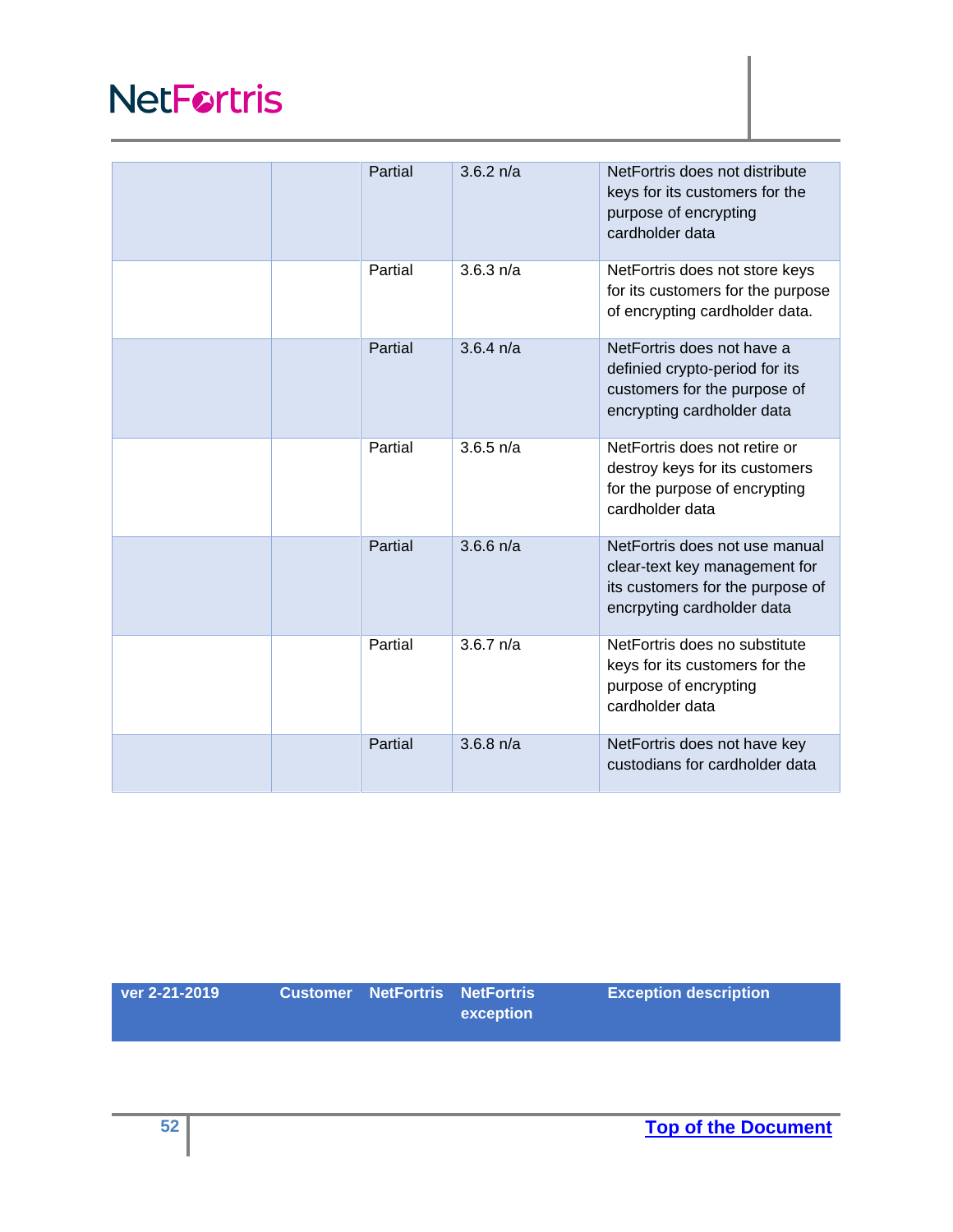| ver 2-21-2019 | Customer | NetFortris | NetFortris exception | Exception description |
|---|---|---|---|---|
| | | Partial | 3.6.2 n/a | NetFortris does not distribute keys for its customers for the purpose of encrypting cardholder data |
| | | Partial | 3.6.3 n/a | NetFortris does not store keys for its customers for the purpose of encrypting cardholder data. |
| | | Partial | 3.6.4 n/a | NetFortris does not have a definied crypto-period for its customers for the purpose of encrypting cardholder data |
| | | Partial | 3.6.5 n/a | NetFortris does not retire or destroy keys for its customers for the purpose of encrypting cardholder data |
| | | Partial | 3.6.6 n/a | NetFortris does not use manual clear-text key management for its customers for the purpose of encrpyting cardholder data |
| | | Partial | 3.6.7 n/a | NetFortris does no substitute keys for its customers for the purpose of encrypting cardholder data |
| | | Partial | 3.6.8 n/a | NetFortris does not have key custodians for cardholder data |

[Top of the Document]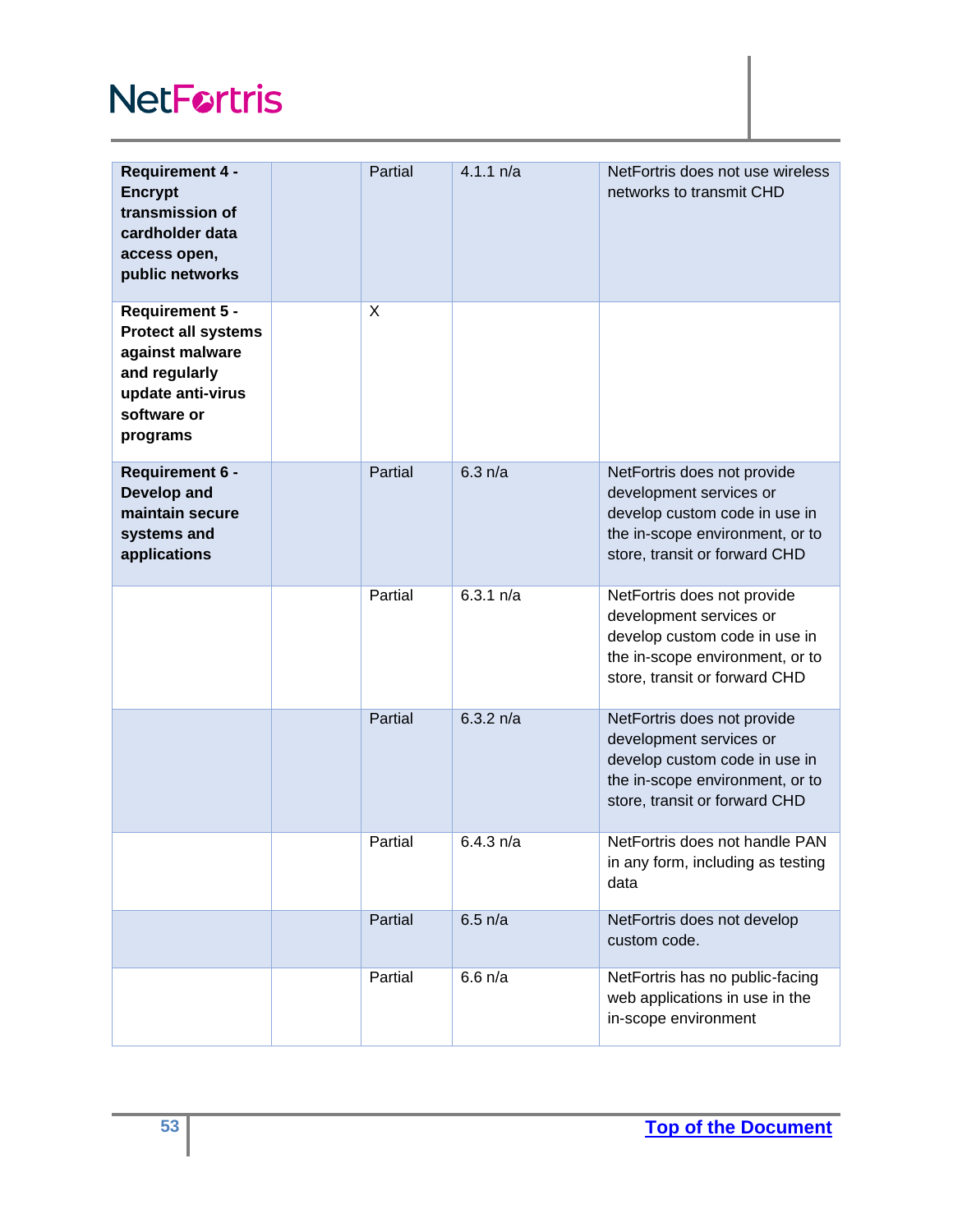| | | | | |
|---|---|---|---|---|
| **Requirement 4 - Encrypt transmission of cardholder data access open, public networks** | | Partial | 4.1.1 n/a | NetFortris does not use wireless networks to transmit CHD |
| **Requirement 5 - Protect all systems against malware and regularly update anti-virus software or programs** | | X | | |
| **Requirement 6 - Develop and maintain secure systems and applications** | | Partial | 6.3 n/a | NetFortris does not provide development services or develop custom code in use in the in-scope environment, or to store, transit or forward CHD |
| | | Partial | 6.3.1 n/a | NetFortris does not provide development services or develop custom code in use in the in-scope environment, or to store, transit or forward CHD |
| | | Partial | 6.3.2 n/a | NetFortris does not provide development services or develop custom code in use in the in-scope environment, or to store, transit or forward CHD |
| | | Partial | 6.4.3 n/a | NetFortris does not handle PAN in any form, including as testing data |
| | | Partial | 6.5 n/a | NetFortris does not develop custom code. |
| | | Partial | 6.6 n/a | NetFortris has no public-facing web applications in use in the in-scope environment |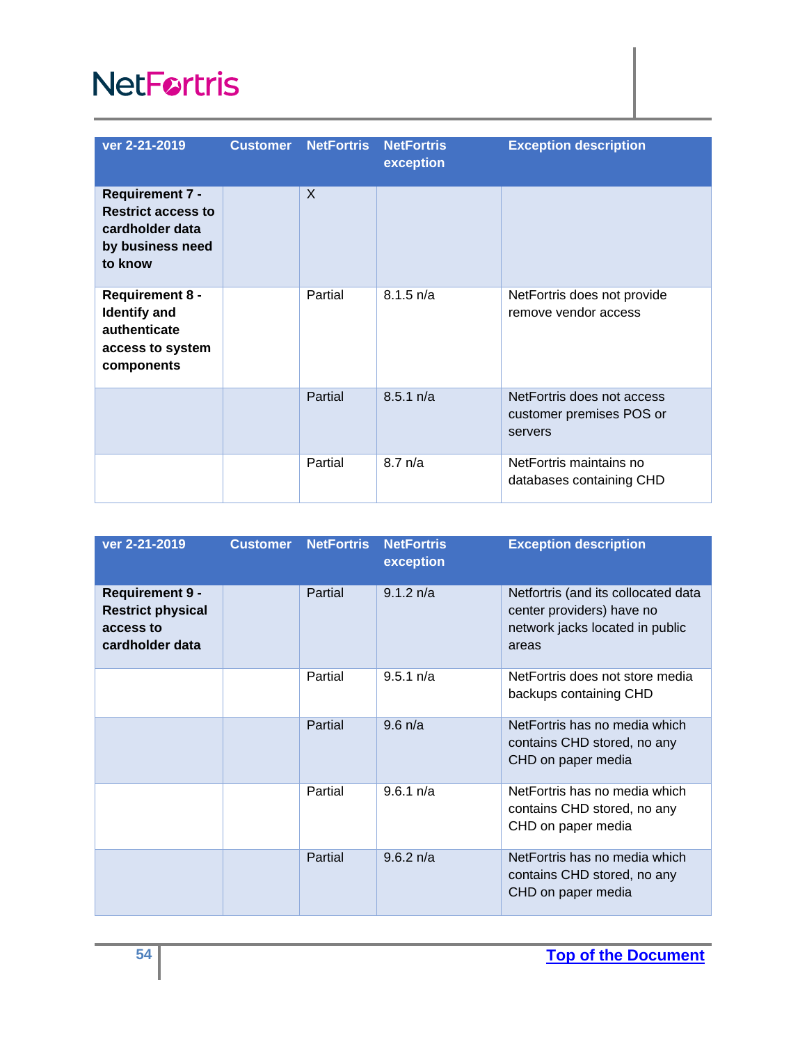| ver 2-21-2019 | Customer | NetFortris | NetFortris exception | Exception description |
|---|---|---|---|---|
| **Requirement 7 - Restrict access to cardholder data by business need to know** | | X | | |
| **Requirement 8 - Identify and authenticate access to system components** | | Partial | 8.1.5 n/a | NetFortris does not provide remove vendor access |
| | | Partial | 8.5.1 n/a | NetFortris does not access customer premises POS or servers |
| | | Partial | 8.7 n/a | NetFortris maintains no databases containing CHD |

| ver 2-21-2019 | Customer | NetFortris | NetFortris exception | Exception description |
|---|---|---|---|---|
| **Requirement 9 - Restrict physical access to cardholder data** | | Partial | 9.1.2 n/a | Netfortris (and its collocated data center providers) have no network jacks located in public areas |
| | | Partial | 9.5.1 n/a | NetFortris does not store media backups containing CHD |
| | | Partial | 9.6 n/a | NetFortris has no media which contains CHD stored, no any CHD on paper media |
| | | Partial | 9.6.1 n/a | NetFortris has no media which contains CHD stored, no any CHD on paper media |
| | | Partial | 9.6.2 n/a | NetFortris has no media which contains CHD stored, no any CHD on paper media |

[Top of the Document]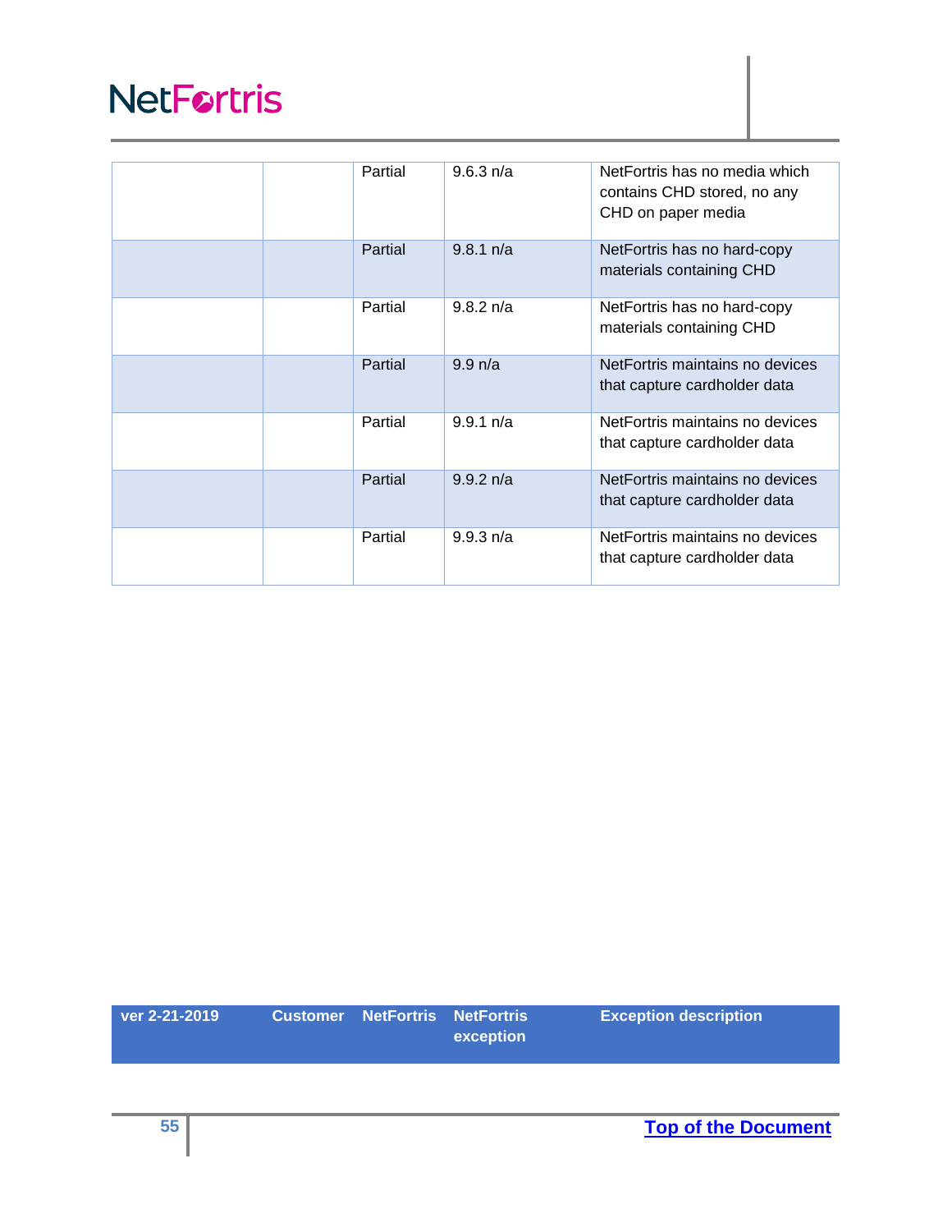| ver 2-21-2019 | Customer | NetFortris | NetFortris exception | Exception description |
|---|---|---|---|---|
| | | Partial | 9.6.3 n/a | NetFortris has no media which contains CHD stored, no any CHD on paper media |
| | | Partial | 9.8.1 n/a | NetFortris has no hard-copy materials containing CHD |
| | | Partial | 9.8.2 n/a | NetFortris has no hard-copy materials containing CHD |
| | | Partial | 9.9 n/a | NetFortris maintains no devices that capture cardholder data |
| | | Partial | 9.9.1 n/a | NetFortris maintains no devices that capture cardholder data |
| | | Partial | 9.9.2 n/a | NetFortris maintains no devices that capture cardholder data |
| | | Partial | 9.9.3 n/a | NetFortris maintains no devices that capture cardholder data |

[Top of the Document]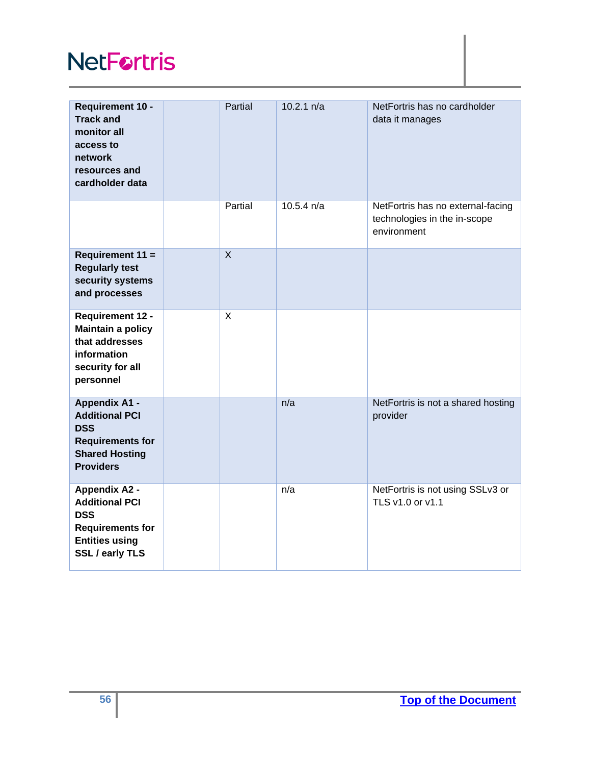| | | | | |
|---|---|---|---|---|
| **Requirement 10 - Track and monitor all access to network resources and cardholder data** | | Partial | 10.2.1 n/a | NetFortris has no cardholder data it manages |
| | | Partial | 10.5.4 n/a | NetFortris has no external-facing technologies in the in-scope environment |
| **Requirement 11 = Regularly test security systems and processes** | | X | | |
| **Requirement 12 - Maintain a policy that addresses information security for all personnel** | | X | | |
| **Appendix A1 - Additional PCI DSS Requirements for Shared Hosting Providers** | | | n/a | NetFortris is not a shared hosting provider |
| **Appendix A2 - Additional PCI DSS Requirements for Entities using SSL / early TLS** | | | n/a | NetFortris is not using SSLv3 or TLS v1.0 or v1.1 |

[Top of the Document]